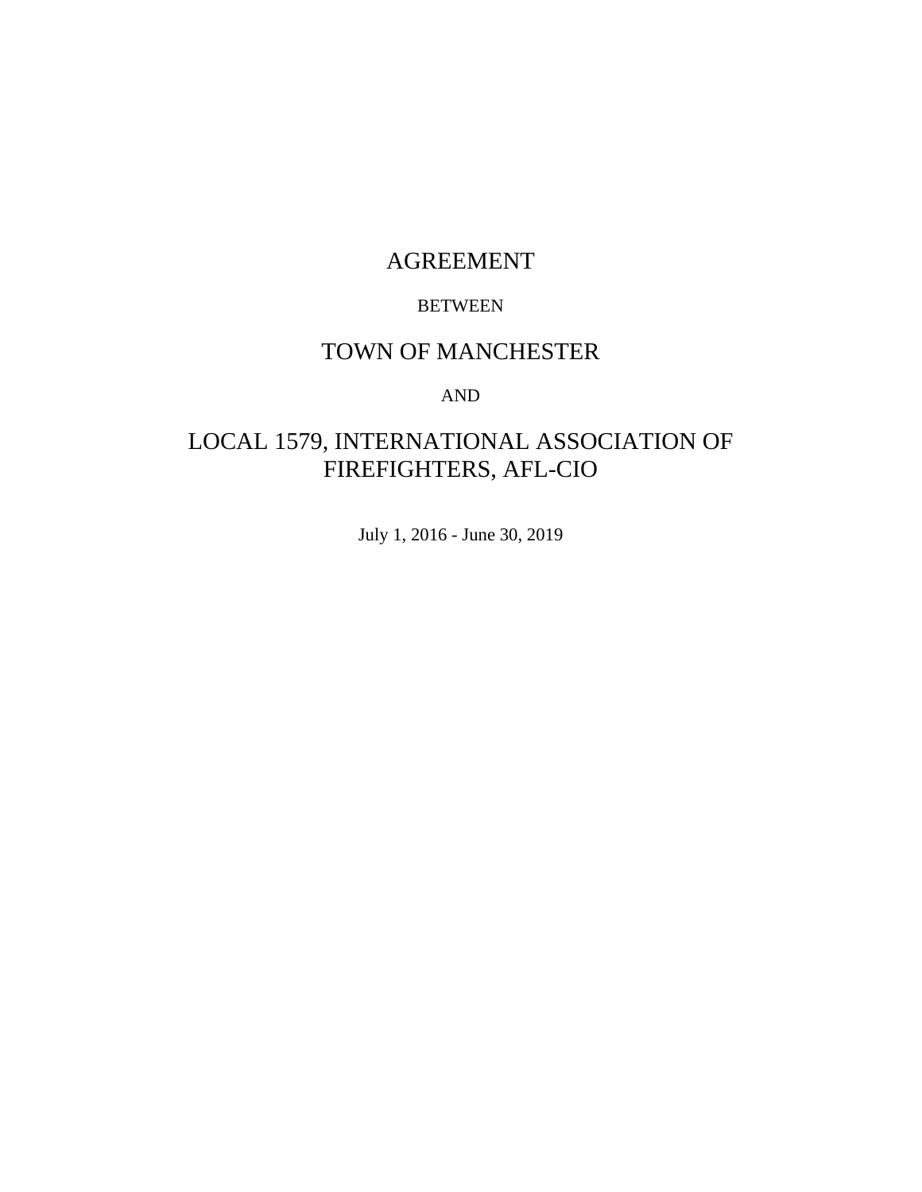# AGREEMENT

BETWEEN

# TOWN OF MANCHESTER

AND

# LOCAL 1579, INTERNATIONAL ASSOCIATION OF FIREFIGHTERS, AFL-CIO

July 1, 2016 - June 30, 2019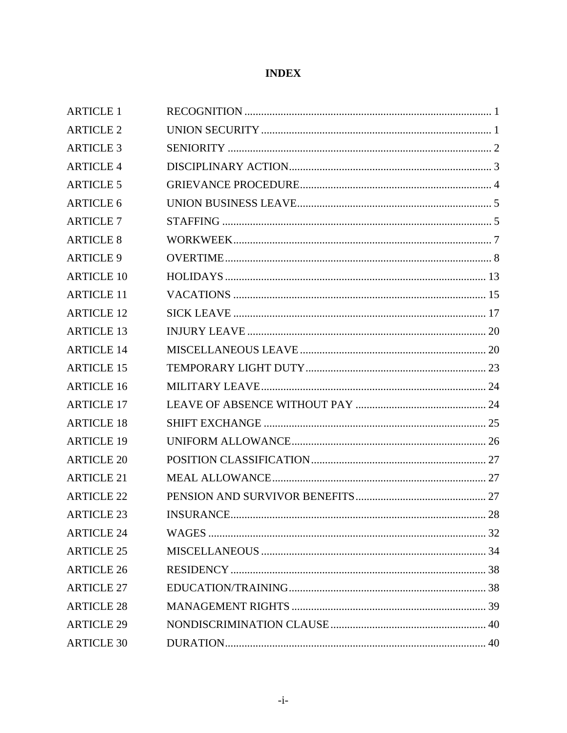# INDEX

| | | |
|---|---|---|
| ARTICLE 1 | RECOGNITION | 1 |
| ARTICLE 2 | UNION SECURITY | 1 |
| ARTICLE 3 | SENIORITY | 2 |
| ARTICLE 4 | DISCIPLINARY ACTION | 3 |
| ARTICLE 5 | GRIEVANCE PROCEDURE | 4 |
| ARTICLE 6 | UNION BUSINESS LEAVE | 5 |
| ARTICLE 7 | STAFFING | 5 |
| ARTICLE 8 | WORKWEEK | 7 |
| ARTICLE 9 | OVERTIME | 8 |
| ARTICLE 10 | HOLIDAYS | 13 |
| ARTICLE 11 | VACATIONS | 15 |
| ARTICLE 12 | SICK LEAVE | 17 |
| ARTICLE 13 | INJURY LEAVE | 20 |
| ARTICLE 14 | MISCELLANEOUS LEAVE | 20 |
| ARTICLE 15 | TEMPORARY LIGHT DUTY | 23 |
| ARTICLE 16 | MILITARY LEAVE | 24 |
| ARTICLE 17 | LEAVE OF ABSENCE WITHOUT PAY | 24 |
| ARTICLE 18 | SHIFT EXCHANGE | 25 |
| ARTICLE 19 | UNIFORM ALLOWANCE | 26 |
| ARTICLE 20 | POSITION CLASSIFICATION | 27 |
| ARTICLE 21 | MEAL ALLOWANCE | 27 |
| ARTICLE 22 | PENSION AND SURVIVOR BENEFITS | 27 |
| ARTICLE 23 | INSURANCE | 28 |
| ARTICLE 24 | WAGES | 32 |
| ARTICLE 25 | MISCELLANEOUS | 34 |
| ARTICLE 26 | RESIDENCY | 38 |
| ARTICLE 27 | EDUCATION/TRAINING | 38 |
| ARTICLE 28 | MANAGEMENT RIGHTS | 39 |
| ARTICLE 29 | NONDISCRIMINATION CLAUSE | 40 |
| ARTICLE 30 | DURATION | 40 |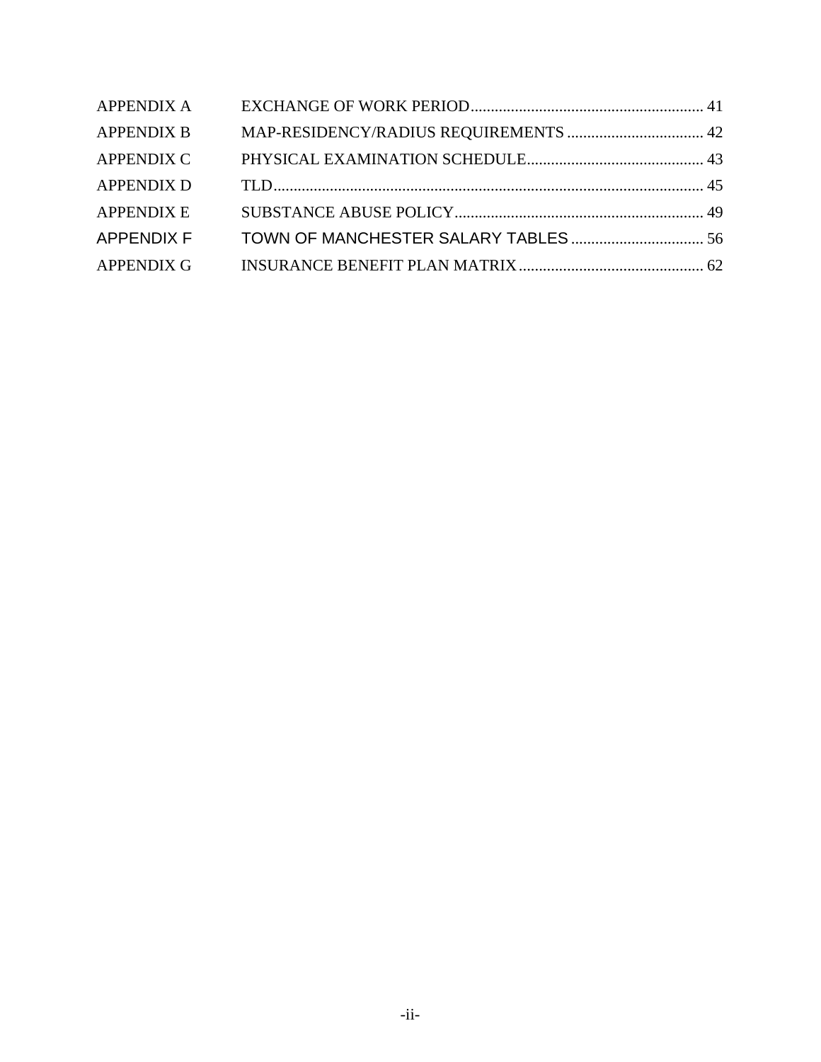| | | |
|---|---|---|
| APPENDIX A | EXCHANGE OF WORK PERIOD | 41 |
| APPENDIX B | MAP-RESIDENCY/RADIUS REQUIREMENTS | 42 |
| APPENDIX C | PHYSICAL EXAMINATION SCHEDULE | 43 |
| APPENDIX D | TLD | 45 |
| APPENDIX E | SUBSTANCE ABUSE POLICY | 49 |
| APPENDIX F | TOWN OF MANCHESTER SALARY TABLES | 56 |
| APPENDIX G | INSURANCE BENEFIT PLAN MATRIX | 62 |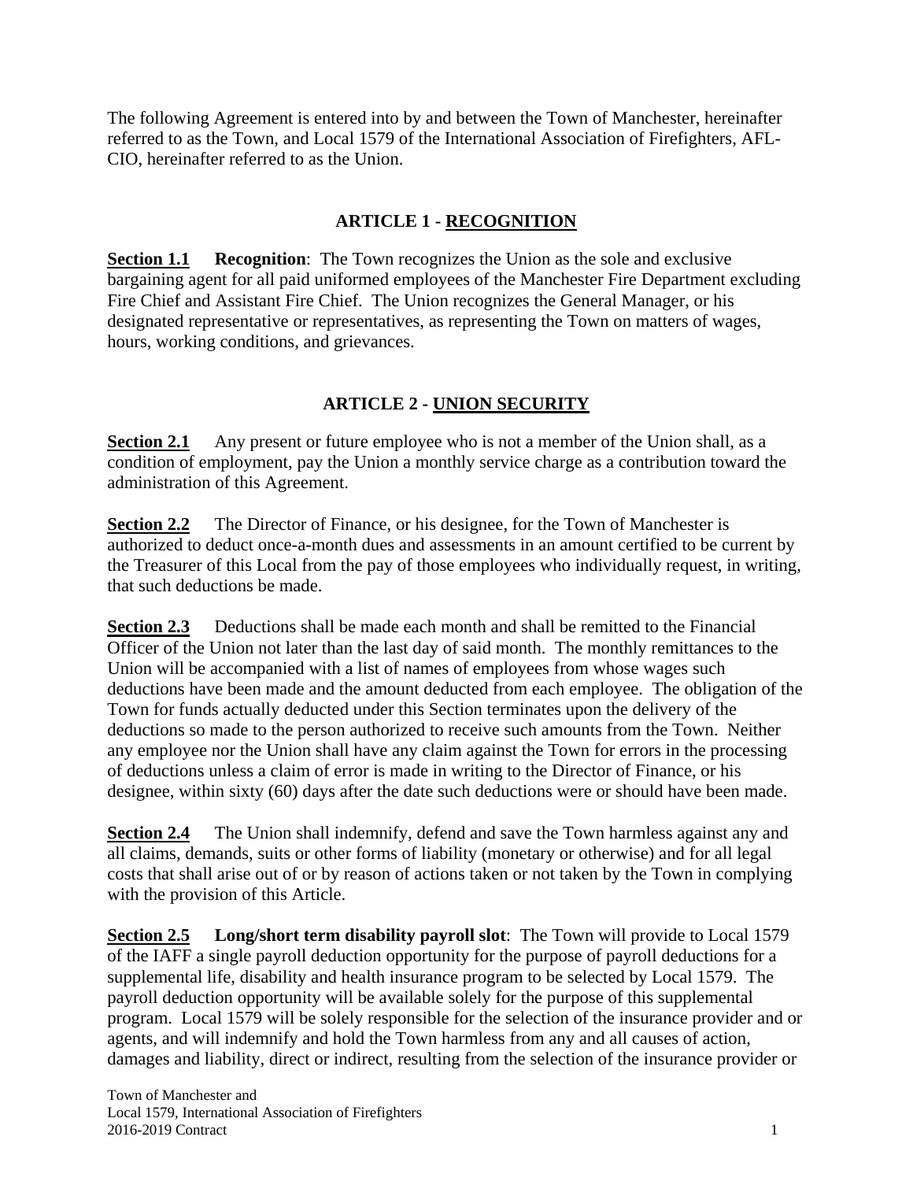The following Agreement is entered into by and between the Town of Manchester, hereinafter referred to as the Town, and Local 1579 of the International Association of Firefighters, AFL-CIO, hereinafter referred to as the Union.

## ARTICLE 1 - RECOGNITION

**Section 1.1** **Recognition**: The Town recognizes the Union as the sole and exclusive bargaining agent for all paid uniformed employees of the Manchester Fire Department excluding Fire Chief and Assistant Fire Chief. The Union recognizes the General Manager, or his designated representative or representatives, as representing the Town on matters of wages, hours, working conditions, and grievances.

## ARTICLE 2 - UNION SECURITY

**Section 2.1** Any present or future employee who is not a member of the Union shall, as a condition of employment, pay the Union a monthly service charge as a contribution toward the administration of this Agreement.

**Section 2.2** The Director of Finance, or his designee, for the Town of Manchester is authorized to deduct once-a-month dues and assessments in an amount certified to be current by the Treasurer of this Local from the pay of those employees who individually request, in writing, that such deductions be made.

**Section 2.3** Deductions shall be made each month and shall be remitted to the Financial Officer of the Union not later than the last day of said month. The monthly remittances to the Union will be accompanied with a list of names of employees from whose wages such deductions have been made and the amount deducted from each employee. The obligation of the Town for funds actually deducted under this Section terminates upon the delivery of the deductions so made to the person authorized to receive such amounts from the Town. Neither any employee nor the Union shall have any claim against the Town for errors in the processing of deductions unless a claim of error is made in writing to the Director of Finance, or his designee, within sixty (60) days after the date such deductions were or should have been made.

**Section 2.4** The Union shall indemnify, defend and save the Town harmless against any and all claims, demands, suits or other forms of liability (monetary or otherwise) and for all legal costs that shall arise out of or by reason of actions taken or not taken by the Town in complying with the provision of this Article.

**Section 2.5** **Long/short term disability payroll slot**: The Town will provide to Local 1579 of the IAFF a single payroll deduction opportunity for the purpose of payroll deductions for a supplemental life, disability and health insurance program to be selected by Local 1579. The payroll deduction opportunity will be available solely for the purpose of this supplemental program. Local 1579 will be solely responsible for the selection of the insurance provider and or agents, and will indemnify and hold the Town harmless from any and all causes of action, damages and liability, direct or indirect, resulting from the selection of the insurance provider or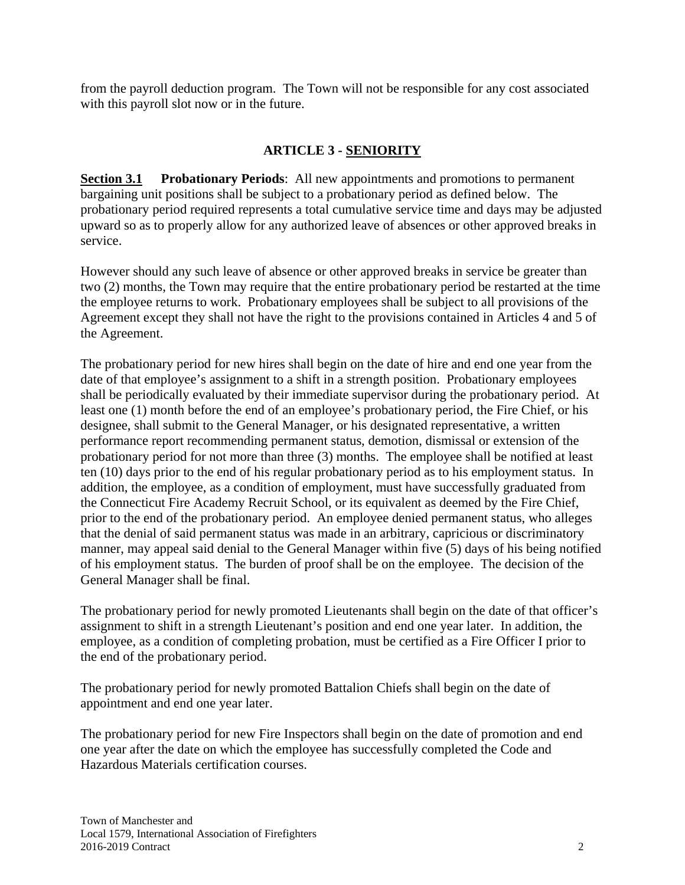from the payroll deduction program. The Town will not be responsible for any cost associated with this payroll slot now or in the future.

## ARTICLE 3 - SENIORITY

**Section 3.1 Probationary Periods**: All new appointments and promotions to permanent bargaining unit positions shall be subject to a probationary period as defined below. The probationary period required represents a total cumulative service time and days may be adjusted upward so as to properly allow for any authorized leave of absences or other approved breaks in service.

However should any such leave of absence or other approved breaks in service be greater than two (2) months, the Town may require that the entire probationary period be restarted at the time the employee returns to work. Probationary employees shall be subject to all provisions of the Agreement except they shall not have the right to the provisions contained in Articles 4 and 5 of the Agreement.

The probationary period for new hires shall begin on the date of hire and end one year from the date of that employee's assignment to a shift in a strength position. Probationary employees shall be periodically evaluated by their immediate supervisor during the probationary period. At least one (1) month before the end of an employee's probationary period, the Fire Chief, or his designee, shall submit to the General Manager, or his designated representative, a written performance report recommending permanent status, demotion, dismissal or extension of the probationary period for not more than three (3) months. The employee shall be notified at least ten (10) days prior to the end of his regular probationary period as to his employment status. In addition, the employee, as a condition of employment, must have successfully graduated from the Connecticut Fire Academy Recruit School, or its equivalent as deemed by the Fire Chief, prior to the end of the probationary period. An employee denied permanent status, who alleges that the denial of said permanent status was made in an arbitrary, capricious or discriminatory manner, may appeal said denial to the General Manager within five (5) days of his being notified of his employment status. The burden of proof shall be on the employee. The decision of the General Manager shall be final.

The probationary period for newly promoted Lieutenants shall begin on the date of that officer's assignment to shift in a strength Lieutenant's position and end one year later. In addition, the employee, as a condition of completing probation, must be certified as a Fire Officer I prior to the end of the probationary period.

The probationary period for newly promoted Battalion Chiefs shall begin on the date of appointment and end one year later.

The probationary period for new Fire Inspectors shall begin on the date of promotion and end one year after the date on which the employee has successfully completed the Code and Hazardous Materials certification courses.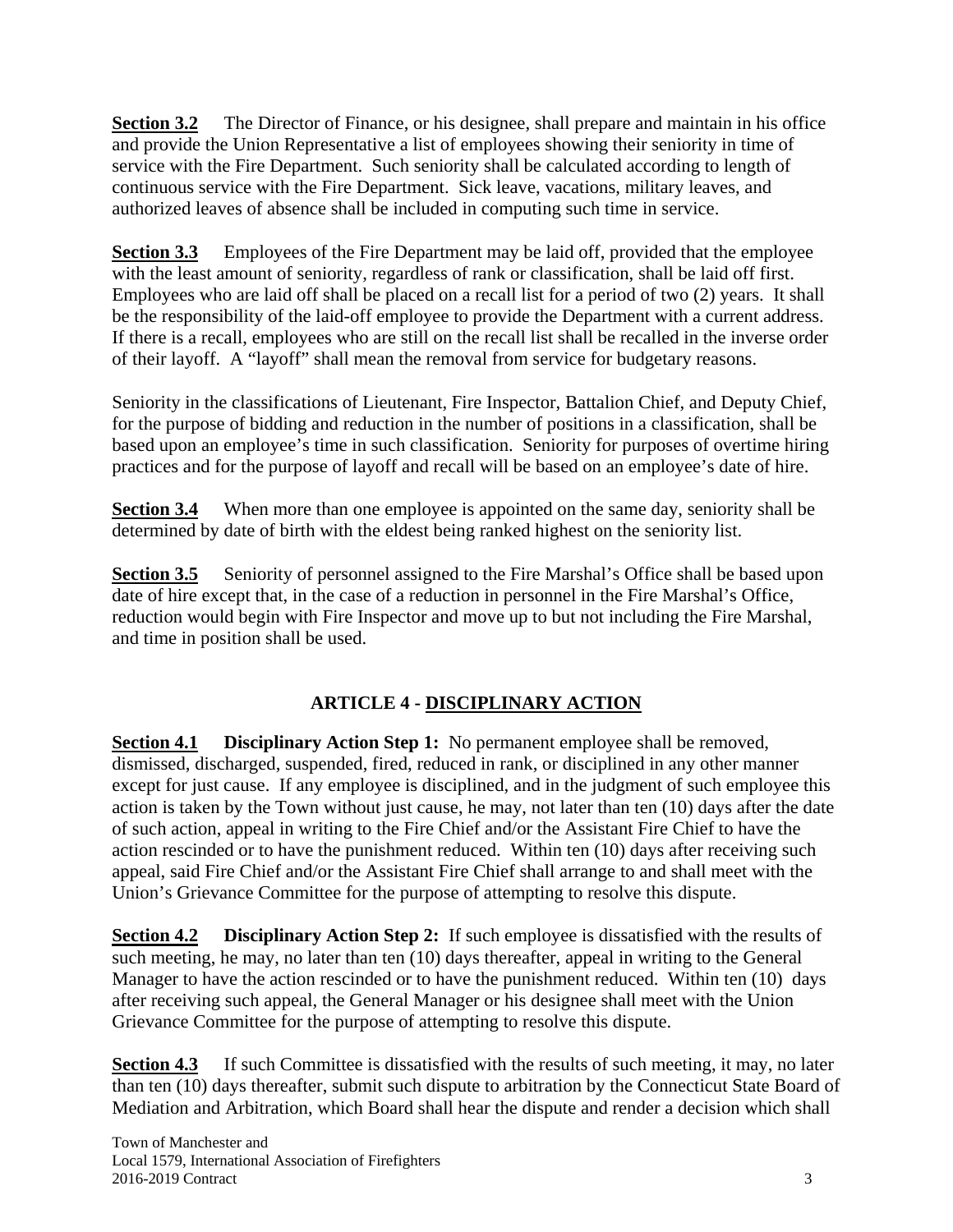**Section 3.2** The Director of Finance, or his designee, shall prepare and maintain in his office and provide the Union Representative a list of employees showing their seniority in time of service with the Fire Department. Such seniority shall be calculated according to length of continuous service with the Fire Department. Sick leave, vacations, military leaves, and authorized leaves of absence shall be included in computing such time in service.

**Section 3.3** Employees of the Fire Department may be laid off, provided that the employee with the least amount of seniority, regardless of rank or classification, shall be laid off first. Employees who are laid off shall be placed on a recall list for a period of two (2) years. It shall be the responsibility of the laid-off employee to provide the Department with a current address. If there is a recall, employees who are still on the recall list shall be recalled in the inverse order of their layoff. A "layoff" shall mean the removal from service for budgetary reasons.

Seniority in the classifications of Lieutenant, Fire Inspector, Battalion Chief, and Deputy Chief, for the purpose of bidding and reduction in the number of positions in a classification, shall be based upon an employee's time in such classification. Seniority for purposes of overtime hiring practices and for the purpose of layoff and recall will be based on an employee's date of hire.

**Section 3.4** When more than one employee is appointed on the same day, seniority shall be determined by date of birth with the eldest being ranked highest on the seniority list.

**Section 3.5** Seniority of personnel assigned to the Fire Marshal's Office shall be based upon date of hire except that, in the case of a reduction in personnel in the Fire Marshal's Office, reduction would begin with Fire Inspector and move up to but not including the Fire Marshal, and time in position shall be used.

## ARTICLE 4 - DISCIPLINARY ACTION

**Section 4.1** **Disciplinary Action Step 1:** No permanent employee shall be removed, dismissed, discharged, suspended, fired, reduced in rank, or disciplined in any other manner except for just cause. If any employee is disciplined, and in the judgment of such employee this action is taken by the Town without just cause, he may, not later than ten (10) days after the date of such action, appeal in writing to the Fire Chief and/or the Assistant Fire Chief to have the action rescinded or to have the punishment reduced. Within ten (10) days after receiving such appeal, said Fire Chief and/or the Assistant Fire Chief shall arrange to and shall meet with the Union's Grievance Committee for the purpose of attempting to resolve this dispute.

**Section 4.2** **Disciplinary Action Step 2:** If such employee is dissatisfied with the results of such meeting, he may, no later than ten (10) days thereafter, appeal in writing to the General Manager to have the action rescinded or to have the punishment reduced. Within ten (10) days after receiving such appeal, the General Manager or his designee shall meet with the Union Grievance Committee for the purpose of attempting to resolve this dispute.

**Section 4.3** If such Committee is dissatisfied with the results of such meeting, it may, no later than ten (10) days thereafter, submit such dispute to arbitration by the Connecticut State Board of Mediation and Arbitration, which Board shall hear the dispute and render a decision which shall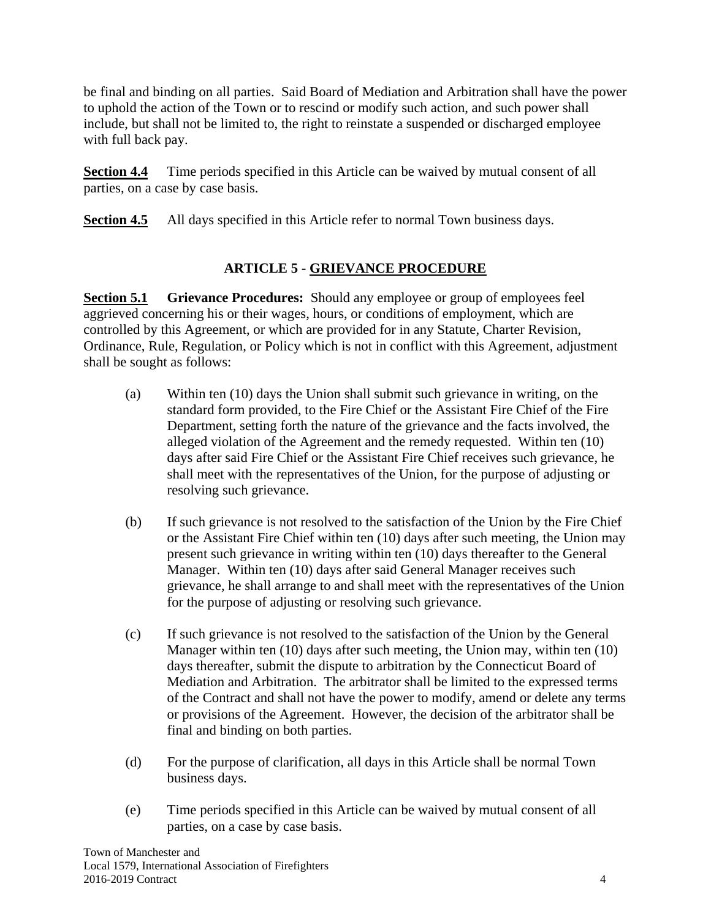be final and binding on all parties. Said Board of Mediation and Arbitration shall have the power to uphold the action of the Town or to rescind or modify such action, and such power shall include, but shall not be limited to, the right to reinstate a suspended or discharged employee with full back pay.

**Section 4.4** Time periods specified in this Article can be waived by mutual consent of all parties, on a case by case basis.

**Section 4.5** All days specified in this Article refer to normal Town business days.

## ARTICLE 5 - GRIEVANCE PROCEDURE

**Section 5.1 Grievance Procedures:** Should any employee or group of employees feel aggrieved concerning his or their wages, hours, or conditions of employment, which are controlled by this Agreement, or which are provided for in any Statute, Charter Revision, Ordinance, Rule, Regulation, or Policy which is not in conflict with this Agreement, adjustment shall be sought as follows:

(a) Within ten (10) days the Union shall submit such grievance in writing, on the standard form provided, to the Fire Chief or the Assistant Fire Chief of the Fire Department, setting forth the nature of the grievance and the facts involved, the alleged violation of the Agreement and the remedy requested. Within ten (10) days after said Fire Chief or the Assistant Fire Chief receives such grievance, he shall meet with the representatives of the Union, for the purpose of adjusting or resolving such grievance.

(b) If such grievance is not resolved to the satisfaction of the Union by the Fire Chief or the Assistant Fire Chief within ten (10) days after such meeting, the Union may present such grievance in writing within ten (10) days thereafter to the General Manager. Within ten (10) days after said General Manager receives such grievance, he shall arrange to and shall meet with the representatives of the Union for the purpose of adjusting or resolving such grievance.

(c) If such grievance is not resolved to the satisfaction of the Union by the General Manager within ten (10) days after such meeting, the Union may, within ten (10) days thereafter, submit the dispute to arbitration by the Connecticut Board of Mediation and Arbitration. The arbitrator shall be limited to the expressed terms of the Contract and shall not have the power to modify, amend or delete any terms or provisions of the Agreement. However, the decision of the arbitrator shall be final and binding on both parties.

(d) For the purpose of clarification, all days in this Article shall be normal Town business days.

(e) Time periods specified in this Article can be waived by mutual consent of all parties, on a case by case basis.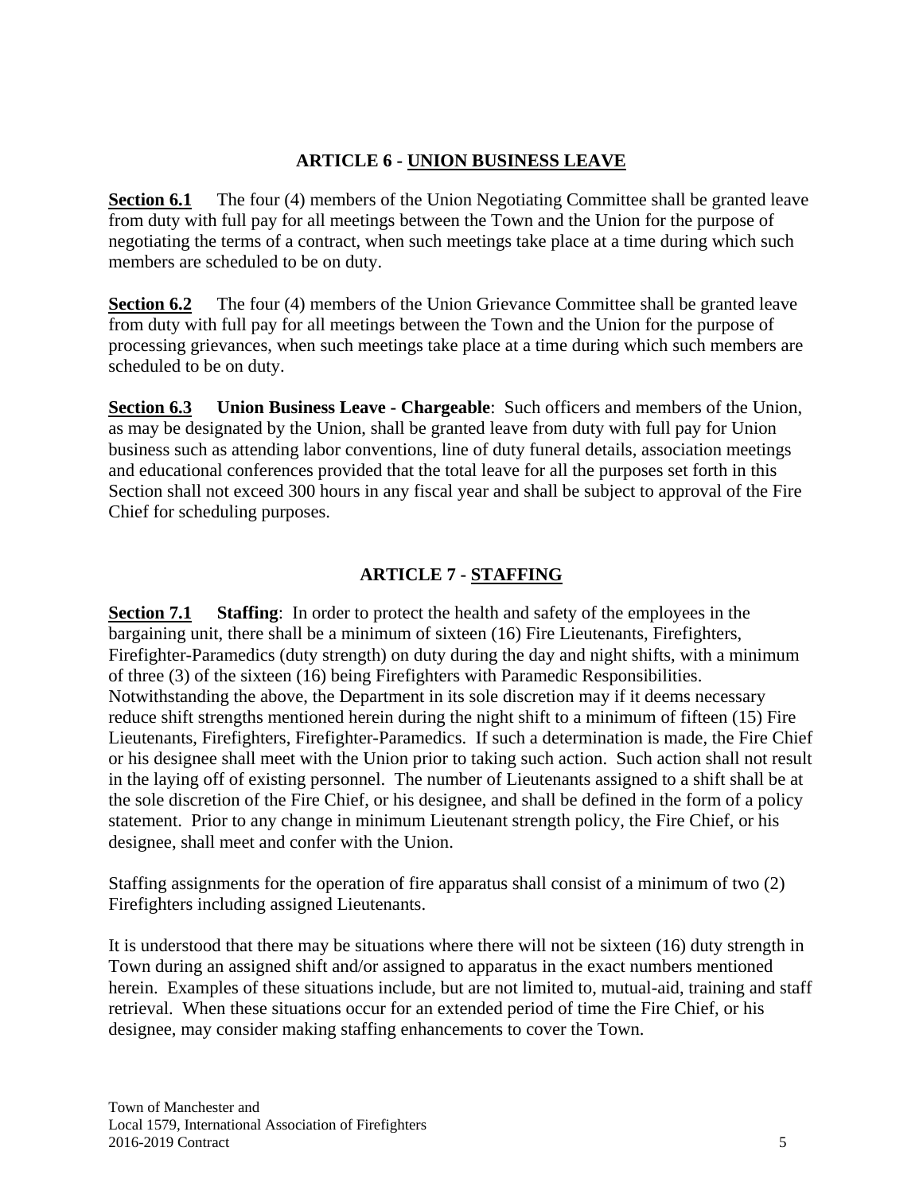## ARTICLE 6 - UNION BUSINESS LEAVE

**Section 6.1** The four (4) members of the Union Negotiating Committee shall be granted leave from duty with full pay for all meetings between the Town and the Union for the purpose of negotiating the terms of a contract, when such meetings take place at a time during which such members are scheduled to be on duty.

**Section 6.2** The four (4) members of the Union Grievance Committee shall be granted leave from duty with full pay for all meetings between the Town and the Union for the purpose of processing grievances, when such meetings take place at a time during which such members are scheduled to be on duty.

**Section 6.3** **Union Business Leave - Chargeable**: Such officers and members of the Union, as may be designated by the Union, shall be granted leave from duty with full pay for Union business such as attending labor conventions, line of duty funeral details, association meetings and educational conferences provided that the total leave for all the purposes set forth in this Section shall not exceed 300 hours in any fiscal year and shall be subject to approval of the Fire Chief for scheduling purposes.

## ARTICLE 7 - STAFFING

**Section 7.1** **Staffing**: In order to protect the health and safety of the employees in the bargaining unit, there shall be a minimum of sixteen (16) Fire Lieutenants, Firefighters, Firefighter-Paramedics (duty strength) on duty during the day and night shifts, with a minimum of three (3) of the sixteen (16) being Firefighters with Paramedic Responsibilities. Notwithstanding the above, the Department in its sole discretion may if it deems necessary reduce shift strengths mentioned herein during the night shift to a minimum of fifteen (15) Fire Lieutenants, Firefighters, Firefighter-Paramedics. If such a determination is made, the Fire Chief or his designee shall meet with the Union prior to taking such action. Such action shall not result in the laying off of existing personnel. The number of Lieutenants assigned to a shift shall be at the sole discretion of the Fire Chief, or his designee, and shall be defined in the form of a policy statement. Prior to any change in minimum Lieutenant strength policy, the Fire Chief, or his designee, shall meet and confer with the Union.

Staffing assignments for the operation of fire apparatus shall consist of a minimum of two (2) Firefighters including assigned Lieutenants.

It is understood that there may be situations where there will not be sixteen (16) duty strength in Town during an assigned shift and/or assigned to apparatus in the exact numbers mentioned herein. Examples of these situations include, but are not limited to, mutual-aid, training and staff retrieval. When these situations occur for an extended period of time the Fire Chief, or his designee, may consider making staffing enhancements to cover the Town.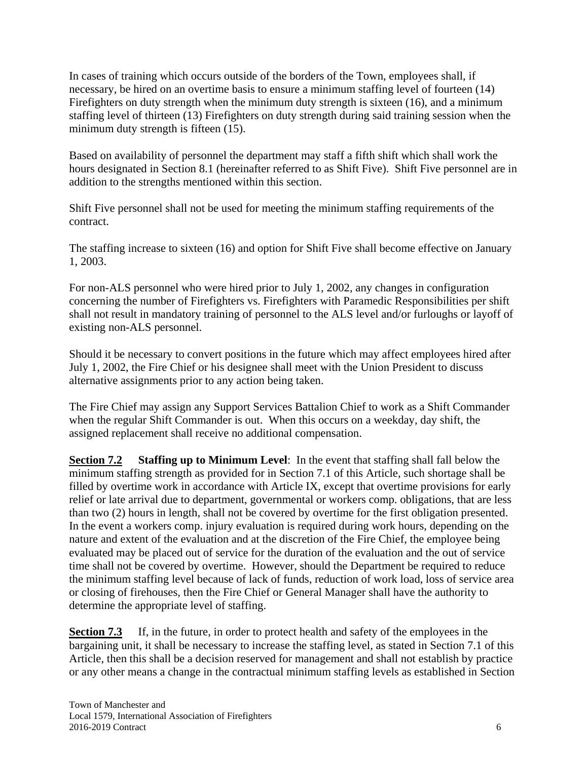In cases of training which occurs outside of the borders of the Town, employees shall, if necessary, be hired on an overtime basis to ensure a minimum staffing level of fourteen (14) Firefighters on duty strength when the minimum duty strength is sixteen (16), and a minimum staffing level of thirteen (13) Firefighters on duty strength during said training session when the minimum duty strength is fifteen (15).

Based on availability of personnel the department may staff a fifth shift which shall work the hours designated in Section 8.1 (hereinafter referred to as Shift Five). Shift Five personnel are in addition to the strengths mentioned within this section.

Shift Five personnel shall not be used for meeting the minimum staffing requirements of the contract.

The staffing increase to sixteen (16) and option for Shift Five shall become effective on January 1, 2003.

For non-ALS personnel who were hired prior to July 1, 2002, any changes in configuration concerning the number of Firefighters vs. Firefighters with Paramedic Responsibilities per shift shall not result in mandatory training of personnel to the ALS level and/or furloughs or layoff of existing non-ALS personnel.

Should it be necessary to convert positions in the future which may affect employees hired after July 1, 2002, the Fire Chief or his designee shall meet with the Union President to discuss alternative assignments prior to any action being taken.

The Fire Chief may assign any Support Services Battalion Chief to work as a Shift Commander when the regular Shift Commander is out. When this occurs on a weekday, day shift, the assigned replacement shall receive no additional compensation.

**<u>Section 7.2</u>** **Staffing up to Minimum Level**: In the event that staffing shall fall below the minimum staffing strength as provided for in Section 7.1 of this Article, such shortage shall be filled by overtime work in accordance with Article IX, except that overtime provisions for early relief or late arrival due to department, governmental or workers comp. obligations, that are less than two (2) hours in length, shall not be covered by overtime for the first obligation presented. In the event a workers comp. injury evaluation is required during work hours, depending on the nature and extent of the evaluation and at the discretion of the Fire Chief, the employee being evaluated may be placed out of service for the duration of the evaluation and the out of service time shall not be covered by overtime. However, should the Department be required to reduce the minimum staffing level because of lack of funds, reduction of work load, loss of service area or closing of firehouses, then the Fire Chief or General Manager shall have the authority to determine the appropriate level of staffing.

**<u>Section 7.3</u>** If, in the future, in order to protect health and safety of the employees in the bargaining unit, it shall be necessary to increase the staffing level, as stated in Section 7.1 of this Article, then this shall be a decision reserved for management and shall not establish by practice or any other means a change in the contractual minimum staffing levels as established in Section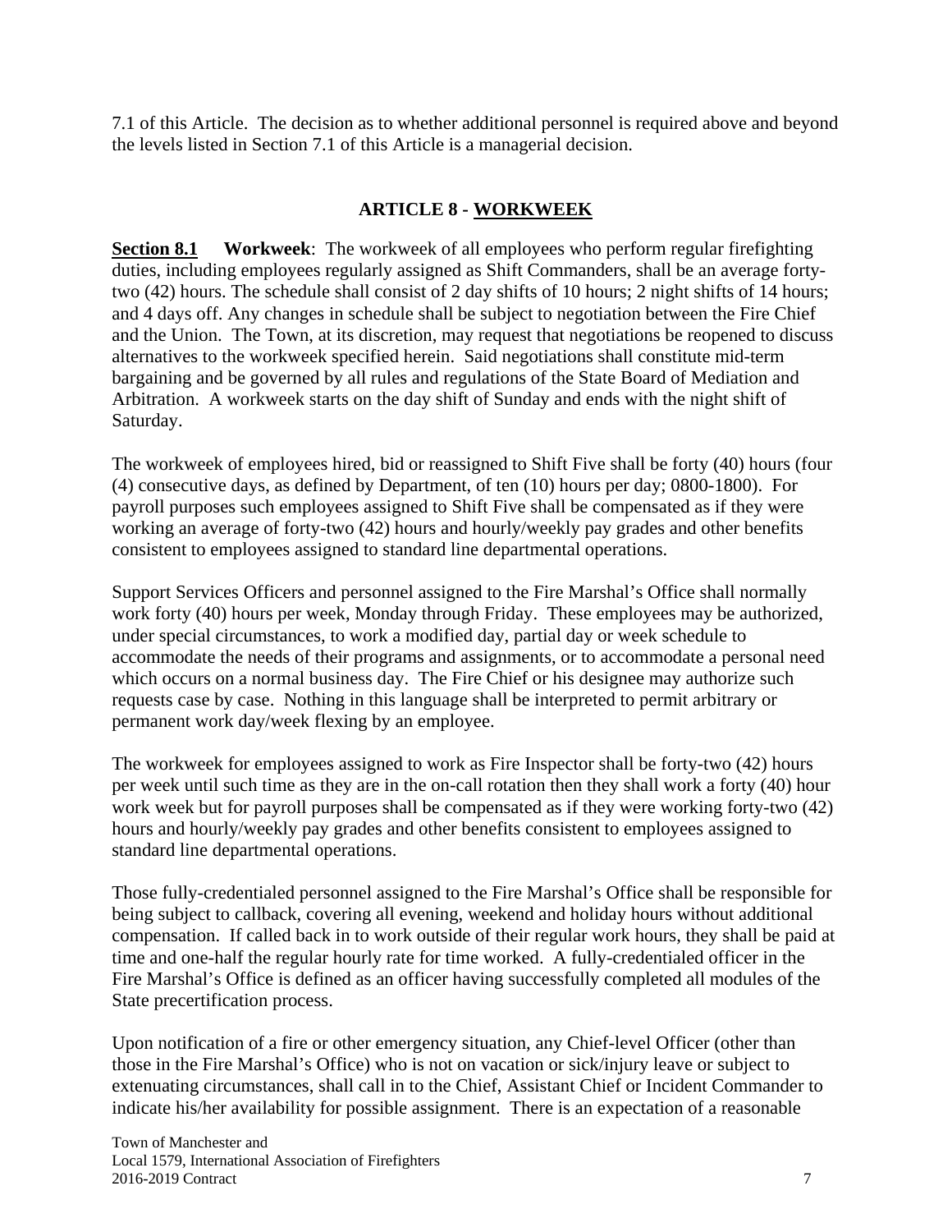7.1 of this Article. The decision as to whether additional personnel is required above and beyond the levels listed in Section 7.1 of this Article is a managerial decision.

## ARTICLE 8 - WORKWEEK

**Section 8.1** **Workweek**: The workweek of all employees who perform regular firefighting duties, including employees regularly assigned as Shift Commanders, shall be an average forty-two (42) hours. The schedule shall consist of 2 day shifts of 10 hours; 2 night shifts of 14 hours; and 4 days off. Any changes in schedule shall be subject to negotiation between the Fire Chief and the Union. The Town, at its discretion, may request that negotiations be reopened to discuss alternatives to the workweek specified herein. Said negotiations shall constitute mid-term bargaining and be governed by all rules and regulations of the State Board of Mediation and Arbitration. A workweek starts on the day shift of Sunday and ends with the night shift of Saturday.

The workweek of employees hired, bid or reassigned to Shift Five shall be forty (40) hours (four (4) consecutive days, as defined by Department, of ten (10) hours per day; 0800-1800). For payroll purposes such employees assigned to Shift Five shall be compensated as if they were working an average of forty-two (42) hours and hourly/weekly pay grades and other benefits consistent to employees assigned to standard line departmental operations.

Support Services Officers and personnel assigned to the Fire Marshal's Office shall normally work forty (40) hours per week, Monday through Friday. These employees may be authorized, under special circumstances, to work a modified day, partial day or week schedule to accommodate the needs of their programs and assignments, or to accommodate a personal need which occurs on a normal business day. The Fire Chief or his designee may authorize such requests case by case. Nothing in this language shall be interpreted to permit arbitrary or permanent work day/week flexing by an employee.

The workweek for employees assigned to work as Fire Inspector shall be forty-two (42) hours per week until such time as they are in the on-call rotation then they shall work a forty (40) hour work week but for payroll purposes shall be compensated as if they were working forty-two (42) hours and hourly/weekly pay grades and other benefits consistent to employees assigned to standard line departmental operations.

Those fully-credentialed personnel assigned to the Fire Marshal's Office shall be responsible for being subject to callback, covering all evening, weekend and holiday hours without additional compensation. If called back in to work outside of their regular work hours, they shall be paid at time and one-half the regular hourly rate for time worked. A fully-credentialed officer in the Fire Marshal's Office is defined as an officer having successfully completed all modules of the State precertification process.

Upon notification of a fire or other emergency situation, any Chief-level Officer (other than those in the Fire Marshal's Office) who is not on vacation or sick/injury leave or subject to extenuating circumstances, shall call in to the Chief, Assistant Chief or Incident Commander to indicate his/her availability for possible assignment. There is an expectation of a reasonable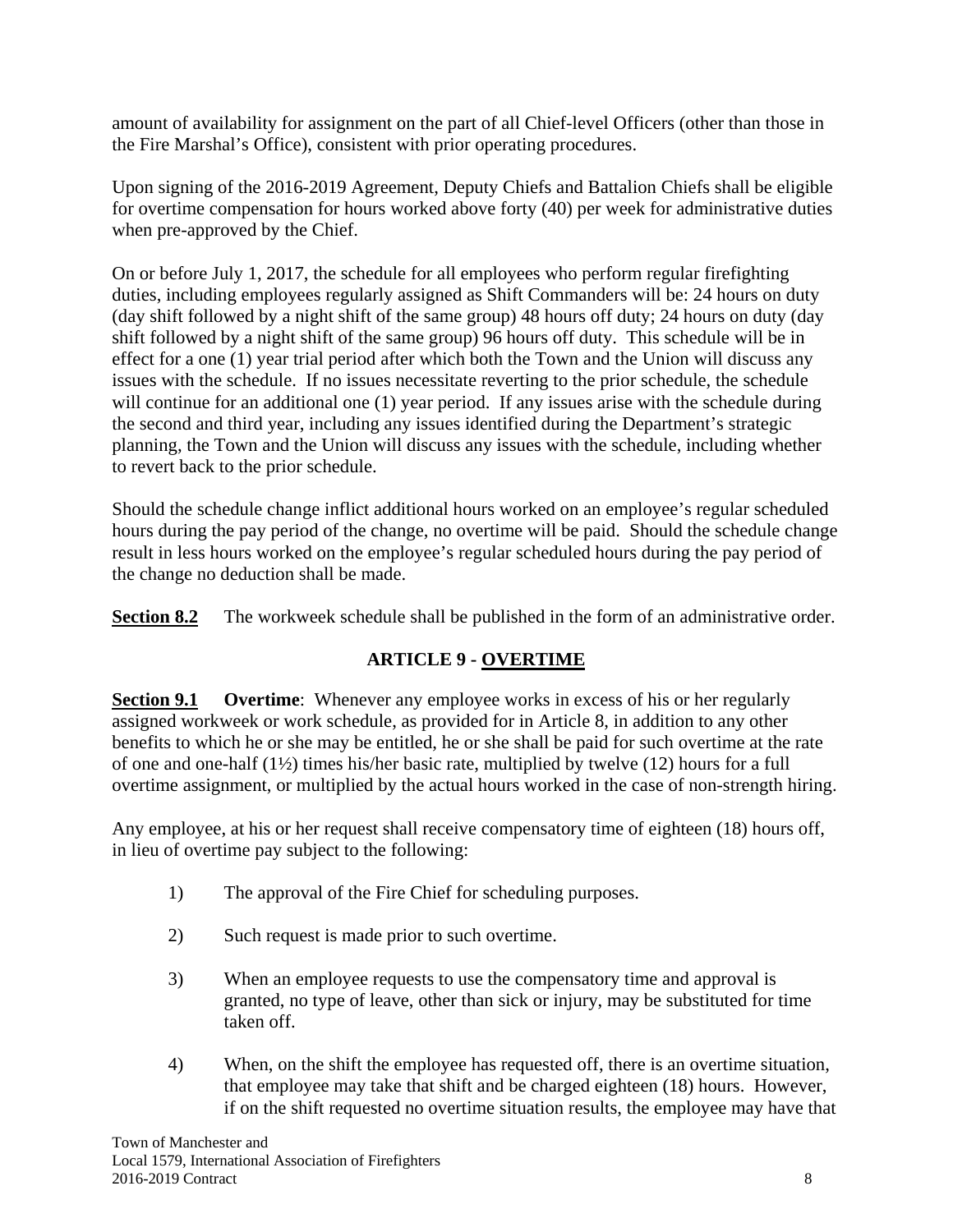amount of availability for assignment on the part of all Chief-level Officers (other than those in the Fire Marshal's Office), consistent with prior operating procedures.

Upon signing of the 2016-2019 Agreement, Deputy Chiefs and Battalion Chiefs shall be eligible for overtime compensation for hours worked above forty (40) per week for administrative duties when pre-approved by the Chief.

On or before July 1, 2017, the schedule for all employees who perform regular firefighting duties, including employees regularly assigned as Shift Commanders will be: 24 hours on duty (day shift followed by a night shift of the same group) 48 hours off duty; 24 hours on duty (day shift followed by a night shift of the same group) 96 hours off duty. This schedule will be in effect for a one (1) year trial period after which both the Town and the Union will discuss any issues with the schedule. If no issues necessitate reverting to the prior schedule, the schedule will continue for an additional one (1) year period. If any issues arise with the schedule during the second and third year, including any issues identified during the Department's strategic planning, the Town and the Union will discuss any issues with the schedule, including whether to revert back to the prior schedule.

Should the schedule change inflict additional hours worked on an employee's regular scheduled hours during the pay period of the change, no overtime will be paid. Should the schedule change result in less hours worked on the employee's regular scheduled hours during the pay period of the change no deduction shall be made.

**Section 8.2** The workweek schedule shall be published in the form of an administrative order.

## ARTICLE 9 - OVERTIME

**Section 9.1** **Overtime**: Whenever any employee works in excess of his or her regularly assigned workweek or work schedule, as provided for in Article 8, in addition to any other benefits to which he or she may be entitled, he or she shall be paid for such overtime at the rate of one and one-half (1½) times his/her basic rate, multiplied by twelve (12) hours for a full overtime assignment, or multiplied by the actual hours worked in the case of non-strength hiring.

Any employee, at his or her request shall receive compensatory time of eighteen (18) hours off, in lieu of overtime pay subject to the following:

1) The approval of the Fire Chief for scheduling purposes.

2) Such request is made prior to such overtime.

3) When an employee requests to use the compensatory time and approval is granted, no type of leave, other than sick or injury, may be substituted for time taken off.

4) When, on the shift the employee has requested off, there is an overtime situation, that employee may take that shift and be charged eighteen (18) hours. However, if on the shift requested no overtime situation results, the employee may have that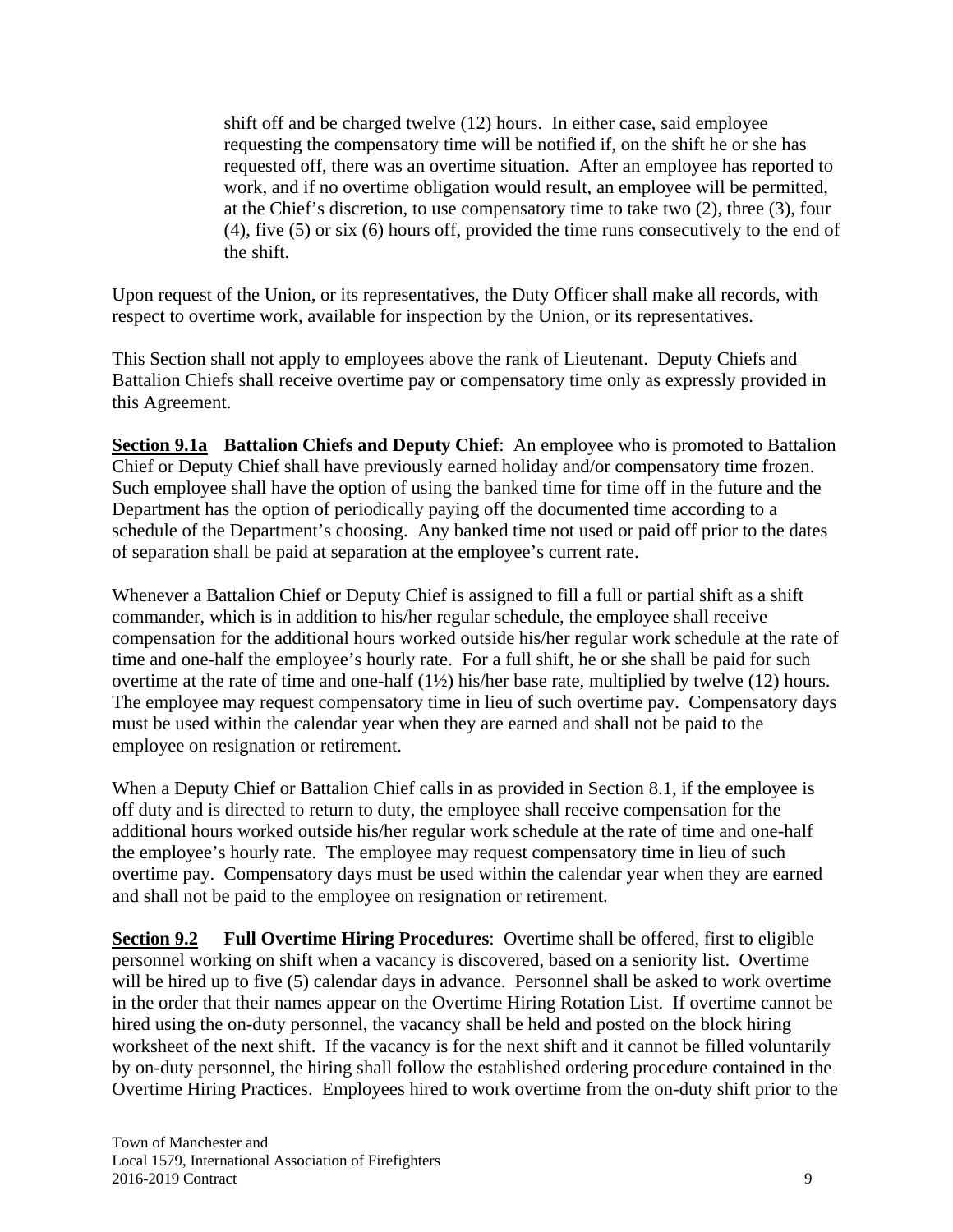shift off and be charged twelve (12) hours. In either case, said employee requesting the compensatory time will be notified if, on the shift he or she has requested off, there was an overtime situation. After an employee has reported to work, and if no overtime obligation would result, an employee will be permitted, at the Chief's discretion, to use compensatory time to take two (2), three (3), four (4), five (5) or six (6) hours off, provided the time runs consecutively to the end of the shift.

Upon request of the Union, or its representatives, the Duty Officer shall make all records, with respect to overtime work, available for inspection by the Union, or its representatives.

This Section shall not apply to employees above the rank of Lieutenant. Deputy Chiefs and Battalion Chiefs shall receive overtime pay or compensatory time only as expressly provided in this Agreement.

**Section 9.1a Battalion Chiefs and Deputy Chief**: An employee who is promoted to Battalion Chief or Deputy Chief shall have previously earned holiday and/or compensatory time frozen. Such employee shall have the option of using the banked time for time off in the future and the Department has the option of periodically paying off the documented time according to a schedule of the Department's choosing. Any banked time not used or paid off prior to the dates of separation shall be paid at separation at the employee's current rate.

Whenever a Battalion Chief or Deputy Chief is assigned to fill a full or partial shift as a shift commander, which is in addition to his/her regular schedule, the employee shall receive compensation for the additional hours worked outside his/her regular work schedule at the rate of time and one-half the employee's hourly rate. For a full shift, he or she shall be paid for such overtime at the rate of time and one-half (1½) his/her base rate, multiplied by twelve (12) hours. The employee may request compensatory time in lieu of such overtime pay. Compensatory days must be used within the calendar year when they are earned and shall not be paid to the employee on resignation or retirement.

When a Deputy Chief or Battalion Chief calls in as provided in Section 8.1, if the employee is off duty and is directed to return to duty, the employee shall receive compensation for the additional hours worked outside his/her regular work schedule at the rate of time and one-half the employee's hourly rate. The employee may request compensatory time in lieu of such overtime pay. Compensatory days must be used within the calendar year when they are earned and shall not be paid to the employee on resignation or retirement.

**Section 9.2 Full Overtime Hiring Procedures**: Overtime shall be offered, first to eligible personnel working on shift when a vacancy is discovered, based on a seniority list. Overtime will be hired up to five (5) calendar days in advance. Personnel shall be asked to work overtime in the order that their names appear on the Overtime Hiring Rotation List. If overtime cannot be hired using the on-duty personnel, the vacancy shall be held and posted on the block hiring worksheet of the next shift. If the vacancy is for the next shift and it cannot be filled voluntarily by on-duty personnel, the hiring shall follow the established ordering procedure contained in the Overtime Hiring Practices. Employees hired to work overtime from the on-duty shift prior to the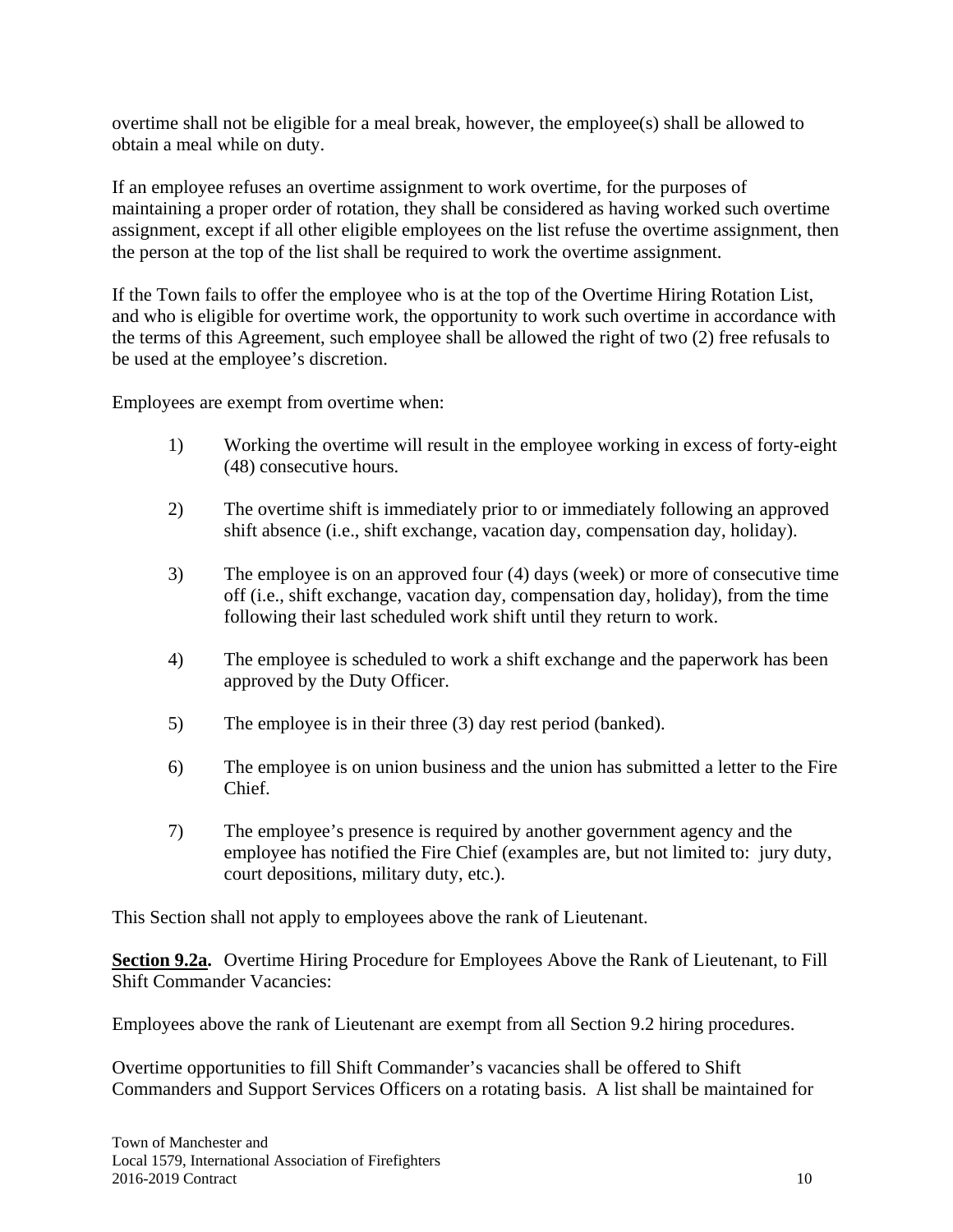overtime shall not be eligible for a meal break, however, the employee(s) shall be allowed to obtain a meal while on duty.

If an employee refuses an overtime assignment to work overtime, for the purposes of maintaining a proper order of rotation, they shall be considered as having worked such overtime assignment, except if all other eligible employees on the list refuse the overtime assignment, then the person at the top of the list shall be required to work the overtime assignment.

If the Town fails to offer the employee who is at the top of the Overtime Hiring Rotation List, and who is eligible for overtime work, the opportunity to work such overtime in accordance with the terms of this Agreement, such employee shall be allowed the right of two (2) free refusals to be used at the employee's discretion.

Employees are exempt from overtime when:

1) Working the overtime will result in the employee working in excess of forty-eight (48) consecutive hours.

2) The overtime shift is immediately prior to or immediately following an approved shift absence (i.e., shift exchange, vacation day, compensation day, holiday).

3) The employee is on an approved four (4) days (week) or more of consecutive time off (i.e., shift exchange, vacation day, compensation day, holiday), from the time following their last scheduled work shift until they return to work.

4) The employee is scheduled to work a shift exchange and the paperwork has been approved by the Duty Officer.

5) The employee is in their three (3) day rest period (banked).

6) The employee is on union business and the union has submitted a letter to the Fire Chief.

7) The employee's presence is required by another government agency and the employee has notified the Fire Chief (examples are, but not limited to: jury duty, court depositions, military duty, etc.).

This Section shall not apply to employees above the rank of Lieutenant.

**Section 9.2a.** Overtime Hiring Procedure for Employees Above the Rank of Lieutenant, to Fill Shift Commander Vacancies:

Employees above the rank of Lieutenant are exempt from all Section 9.2 hiring procedures.

Overtime opportunities to fill Shift Commander's vacancies shall be offered to Shift Commanders and Support Services Officers on a rotating basis. A list shall be maintained for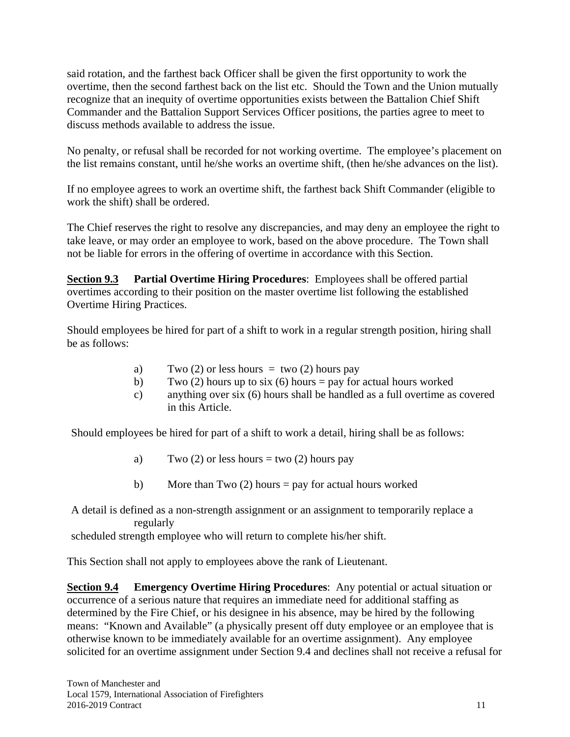said rotation, and the farthest back Officer shall be given the first opportunity to work the overtime, then the second farthest back on the list etc. Should the Town and the Union mutually recognize that an inequity of overtime opportunities exists between the Battalion Chief Shift Commander and the Battalion Support Services Officer positions, the parties agree to meet to discuss methods available to address the issue.

No penalty, or refusal shall be recorded for not working overtime. The employee's placement on the list remains constant, until he/she works an overtime shift, (then he/she advances on the list).

If no employee agrees to work an overtime shift, the farthest back Shift Commander (eligible to work the shift) shall be ordered.

The Chief reserves the right to resolve any discrepancies, and may deny an employee the right to take leave, or may order an employee to work, based on the above procedure. The Town shall not be liable for errors in the offering of overtime in accordance with this Section.

**Section 9.3 Partial Overtime Hiring Procedures**: Employees shall be offered partial overtimes according to their position on the master overtime list following the established Overtime Hiring Practices.

Should employees be hired for part of a shift to work in a regular strength position, hiring shall be as follows:

a) Two (2) or less hours = two (2) hours pay
b) Two (2) hours up to six (6) hours = pay for actual hours worked
c) anything over six (6) hours shall be handled as a full overtime as covered in this Article.

Should employees be hired for part of a shift to work a detail, hiring shall be as follows:

a) Two (2) or less hours = two (2) hours pay

b) More than Two (2) hours = pay for actual hours worked

A detail is defined as a non-strength assignment or an assignment to temporarily replace a regularly scheduled strength employee who will return to complete his/her shift.

This Section shall not apply to employees above the rank of Lieutenant.

**Section 9.4 Emergency Overtime Hiring Procedures**: Any potential or actual situation or occurrence of a serious nature that requires an immediate need for additional staffing as determined by the Fire Chief, or his designee in his absence, may be hired by the following means: "Known and Available" (a physically present off duty employee or an employee that is otherwise known to be immediately available for an overtime assignment). Any employee solicited for an overtime assignment under Section 9.4 and declines shall not receive a refusal for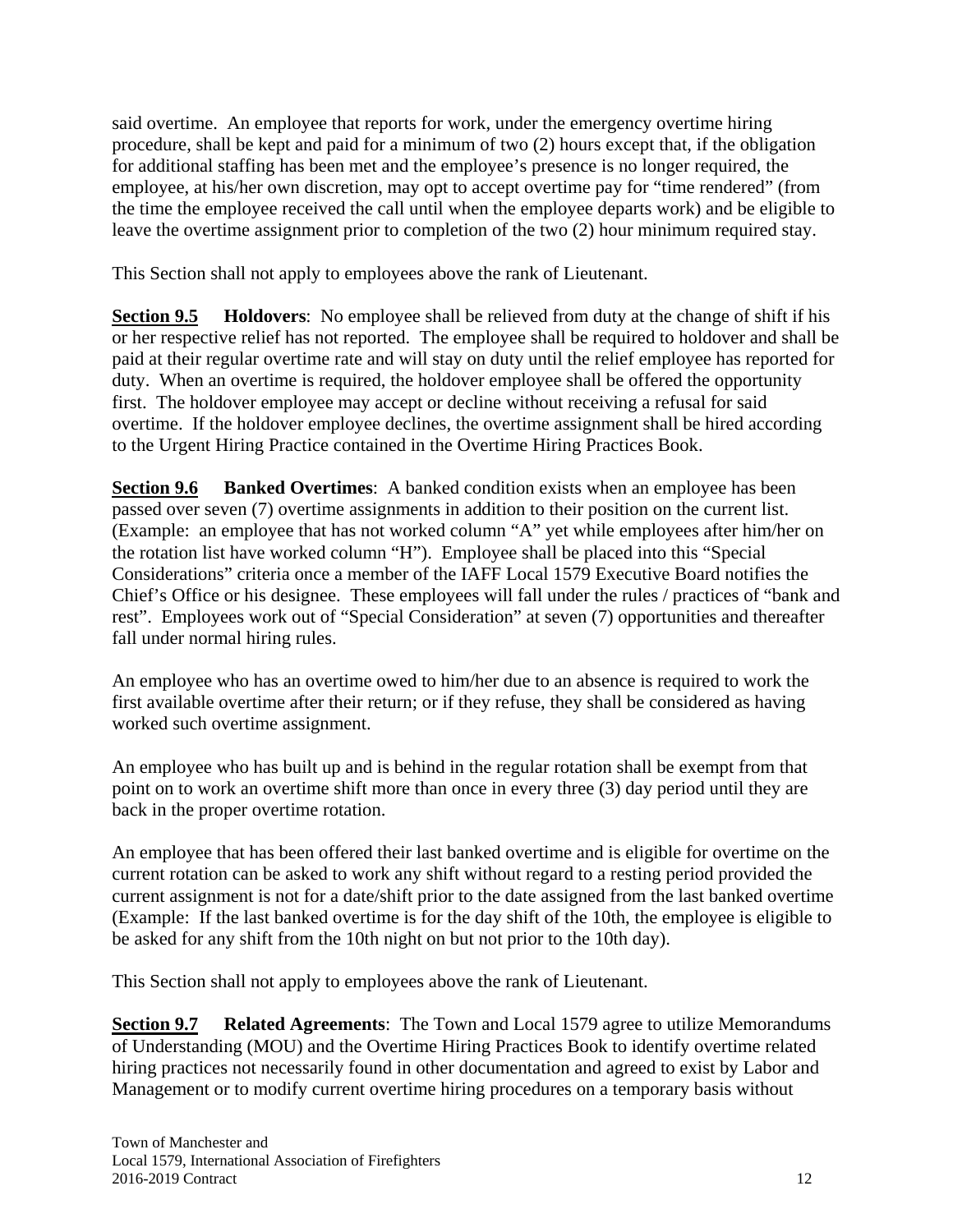said overtime. An employee that reports for work, under the emergency overtime hiring procedure, shall be kept and paid for a minimum of two (2) hours except that, if the obligation for additional staffing has been met and the employee's presence is no longer required, the employee, at his/her own discretion, may opt to accept overtime pay for "time rendered" (from the time the employee received the call until when the employee departs work) and be eligible to leave the overtime assignment prior to completion of the two (2) hour minimum required stay.

This Section shall not apply to employees above the rank of Lieutenant.

**Section 9.5 Holdovers**: No employee shall be relieved from duty at the change of shift if his or her respective relief has not reported. The employee shall be required to holdover and shall be paid at their regular overtime rate and will stay on duty until the relief employee has reported for duty. When an overtime is required, the holdover employee shall be offered the opportunity first. The holdover employee may accept or decline without receiving a refusal for said overtime. If the holdover employee declines, the overtime assignment shall be hired according to the Urgent Hiring Practice contained in the Overtime Hiring Practices Book.

**Section 9.6 Banked Overtimes**: A banked condition exists when an employee has been passed over seven (7) overtime assignments in addition to their position on the current list. (Example: an employee that has not worked column "A" yet while employees after him/her on the rotation list have worked column "H"). Employee shall be placed into this "Special Considerations" criteria once a member of the IAFF Local 1579 Executive Board notifies the Chief's Office or his designee. These employees will fall under the rules / practices of "bank and rest". Employees work out of "Special Consideration" at seven (7) opportunities and thereafter fall under normal hiring rules.

An employee who has an overtime owed to him/her due to an absence is required to work the first available overtime after their return; or if they refuse, they shall be considered as having worked such overtime assignment.

An employee who has built up and is behind in the regular rotation shall be exempt from that point on to work an overtime shift more than once in every three (3) day period until they are back in the proper overtime rotation.

An employee that has been offered their last banked overtime and is eligible for overtime on the current rotation can be asked to work any shift without regard to a resting period provided the current assignment is not for a date/shift prior to the date assigned from the last banked overtime (Example: If the last banked overtime is for the day shift of the 10th, the employee is eligible to be asked for any shift from the 10th night on but not prior to the 10th day).

This Section shall not apply to employees above the rank of Lieutenant.

**Section 9.7 Related Agreements**: The Town and Local 1579 agree to utilize Memorandums of Understanding (MOU) and the Overtime Hiring Practices Book to identify overtime related hiring practices not necessarily found in other documentation and agreed to exist by Labor and Management or to modify current overtime hiring procedures on a temporary basis without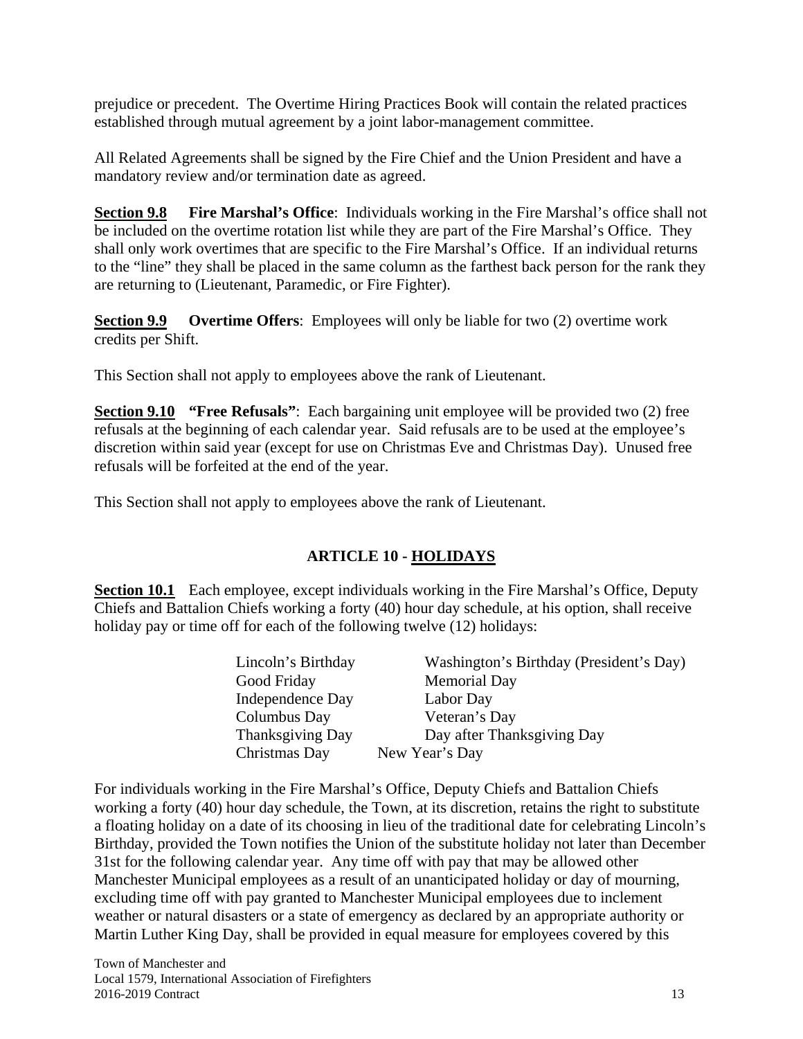prejudice or precedent. The Overtime Hiring Practices Book will contain the related practices established through mutual agreement by a joint labor-management committee.

All Related Agreements shall be signed by the Fire Chief and the Union President and have a mandatory review and/or termination date as agreed.

**Section 9.8** **Fire Marshal's Office**: Individuals working in the Fire Marshal's office shall not be included on the overtime rotation list while they are part of the Fire Marshal's Office. They shall only work overtimes that are specific to the Fire Marshal's Office. If an individual returns to the "line" they shall be placed in the same column as the farthest back person for the rank they are returning to (Lieutenant, Paramedic, or Fire Fighter).

**Section 9.9** **Overtime Offers**: Employees will only be liable for two (2) overtime work credits per Shift.

This Section shall not apply to employees above the rank of Lieutenant.

**Section 9.10** **"Free Refusals"**: Each bargaining unit employee will be provided two (2) free refusals at the beginning of each calendar year. Said refusals are to be used at the employee's discretion within said year (except for use on Christmas Eve and Christmas Day). Unused free refusals will be forfeited at the end of the year.

This Section shall not apply to employees above the rank of Lieutenant.

## ARTICLE 10 - HOLIDAYS

**Section 10.1** Each employee, except individuals working in the Fire Marshal's Office, Deputy Chiefs and Battalion Chiefs working a forty (40) hour day schedule, at his option, shall receive holiday pay or time off for each of the following twelve (12) holidays:

| | |
|---|---|
| Lincoln's Birthday | Washington's Birthday (President's Day) |
| Good Friday | Memorial Day |
| Independence Day | Labor Day |
| Columbus Day | Veteran's Day |
| Thanksgiving Day | Day after Thanksgiving Day |
| Christmas Day | New Year's Day |

For individuals working in the Fire Marshal's Office, Deputy Chiefs and Battalion Chiefs working a forty (40) hour day schedule, the Town, at its discretion, retains the right to substitute a floating holiday on a date of its choosing in lieu of the traditional date for celebrating Lincoln's Birthday, provided the Town notifies the Union of the substitute holiday not later than December 31st for the following calendar year. Any time off with pay that may be allowed other Manchester Municipal employees as a result of an unanticipated holiday or day of mourning, excluding time off with pay granted to Manchester Municipal employees due to inclement weather or natural disasters or a state of emergency as declared by an appropriate authority or Martin Luther King Day, shall be provided in equal measure for employees covered by this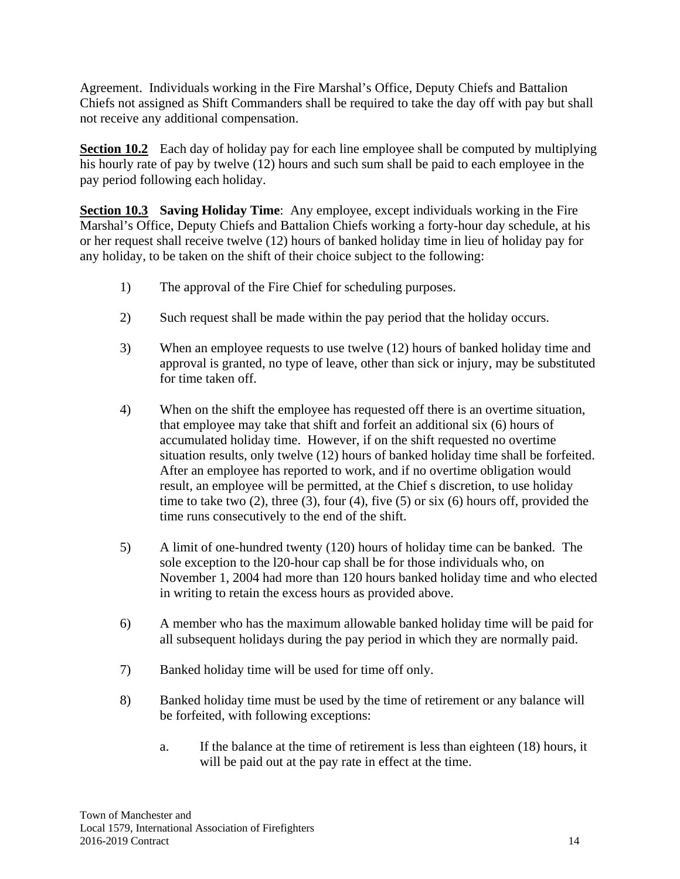Agreement. Individuals working in the Fire Marshal's Office, Deputy Chiefs and Battalion Chiefs not assigned as Shift Commanders shall be required to take the day off with pay but shall not receive any additional compensation.

**Section 10.2** Each day of holiday pay for each line employee shall be computed by multiplying his hourly rate of pay by twelve (12) hours and such sum shall be paid to each employee in the pay period following each holiday.

**Section 10.3** **Saving Holiday Time**: Any employee, except individuals working in the Fire Marshal's Office, Deputy Chiefs and Battalion Chiefs working a forty-hour day schedule, at his or her request shall receive twelve (12) hours of banked holiday time in lieu of holiday pay for any holiday, to be taken on the shift of their choice subject to the following:

1) The approval of the Fire Chief for scheduling purposes.

2) Such request shall be made within the pay period that the holiday occurs.

3) When an employee requests to use twelve (12) hours of banked holiday time and approval is granted, no type of leave, other than sick or injury, may be substituted for time taken off.

4) When on the shift the employee has requested off there is an overtime situation, that employee may take that shift and forfeit an additional six (6) hours of accumulated holiday time. However, if on the shift requested no overtime situation results, only twelve (12) hours of banked holiday time shall be forfeited. After an employee has reported to work, and if no overtime obligation would result, an employee will be permitted, at the Chief s discretion, to use holiday time to take two (2), three (3), four (4), five (5) or six (6) hours off, provided the time runs consecutively to the end of the shift.

5) A limit of one-hundred twenty (120) hours of holiday time can be banked. The sole exception to the l20-hour cap shall be for those individuals who, on November 1, 2004 had more than 120 hours banked holiday time and who elected in writing to retain the excess hours as provided above.

6) A member who has the maximum allowable banked holiday time will be paid for all subsequent holidays during the pay period in which they are normally paid.

7) Banked holiday time will be used for time off only.

8) Banked holiday time must be used by the time of retirement or any balance will be forfeited, with following exceptions:

   a. If the balance at the time of retirement is less than eighteen (18) hours, it will be paid out at the pay rate in effect at the time.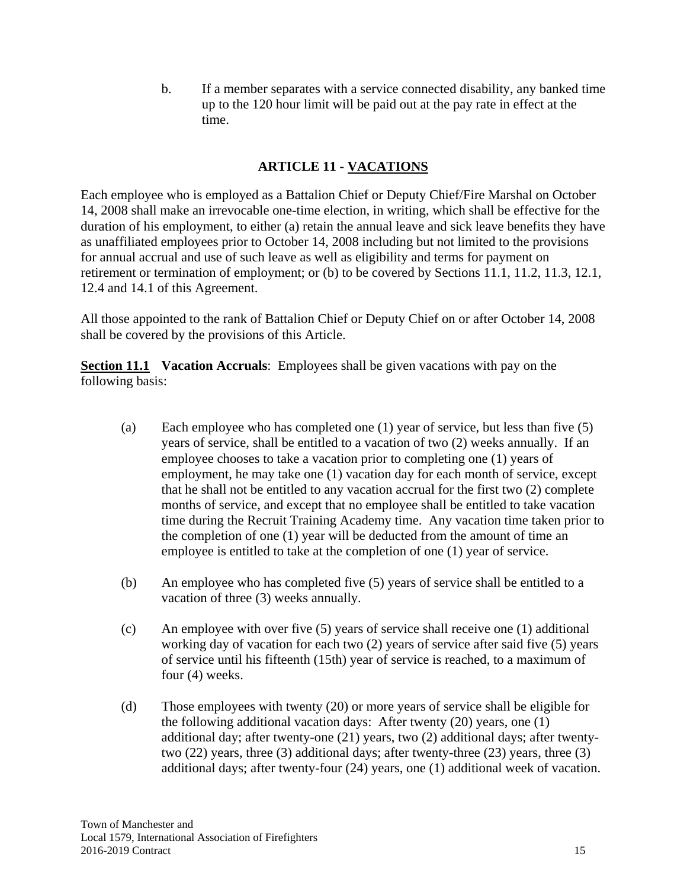b. If a member separates with a service connected disability, any banked time up to the 120 hour limit will be paid out at the pay rate in effect at the time.

## ARTICLE 11 - VACATIONS

Each employee who is employed as a Battalion Chief or Deputy Chief/Fire Marshal on October 14, 2008 shall make an irrevocable one-time election, in writing, which shall be effective for the duration of his employment, to either (a) retain the annual leave and sick leave benefits they have as unaffiliated employees prior to October 14, 2008 including but not limited to the provisions for annual accrual and use of such leave as well as eligibility and terms for payment on retirement or termination of employment; or (b) to be covered by Sections 11.1, 11.2, 11.3, 12.1, 12.4 and 14.1 of this Agreement.

All those appointed to the rank of Battalion Chief or Deputy Chief on or after October 14, 2008 shall be covered by the provisions of this Article.

**Section 11.1 Vacation Accruals**: Employees shall be given vacations with pay on the following basis:

(a) Each employee who has completed one (1) year of service, but less than five (5) years of service, shall be entitled to a vacation of two (2) weeks annually. If an employee chooses to take a vacation prior to completing one (1) years of employment, he may take one (1) vacation day for each month of service, except that he shall not be entitled to any vacation accrual for the first two (2) complete months of service, and except that no employee shall be entitled to take vacation time during the Recruit Training Academy time. Any vacation time taken prior to the completion of one (1) year will be deducted from the amount of time an employee is entitled to take at the completion of one (1) year of service.

(b) An employee who has completed five (5) years of service shall be entitled to a vacation of three (3) weeks annually.

(c) An employee with over five (5) years of service shall receive one (1) additional working day of vacation for each two (2) years of service after said five (5) years of service until his fifteenth (15th) year of service is reached, to a maximum of four (4) weeks.

(d) Those employees with twenty (20) or more years of service shall be eligible for the following additional vacation days: After twenty (20) years, one (1) additional day; after twenty-one (21) years, two (2) additional days; after twenty-two (22) years, three (3) additional days; after twenty-three (23) years, three (3) additional days; after twenty-four (24) years, one (1) additional week of vacation.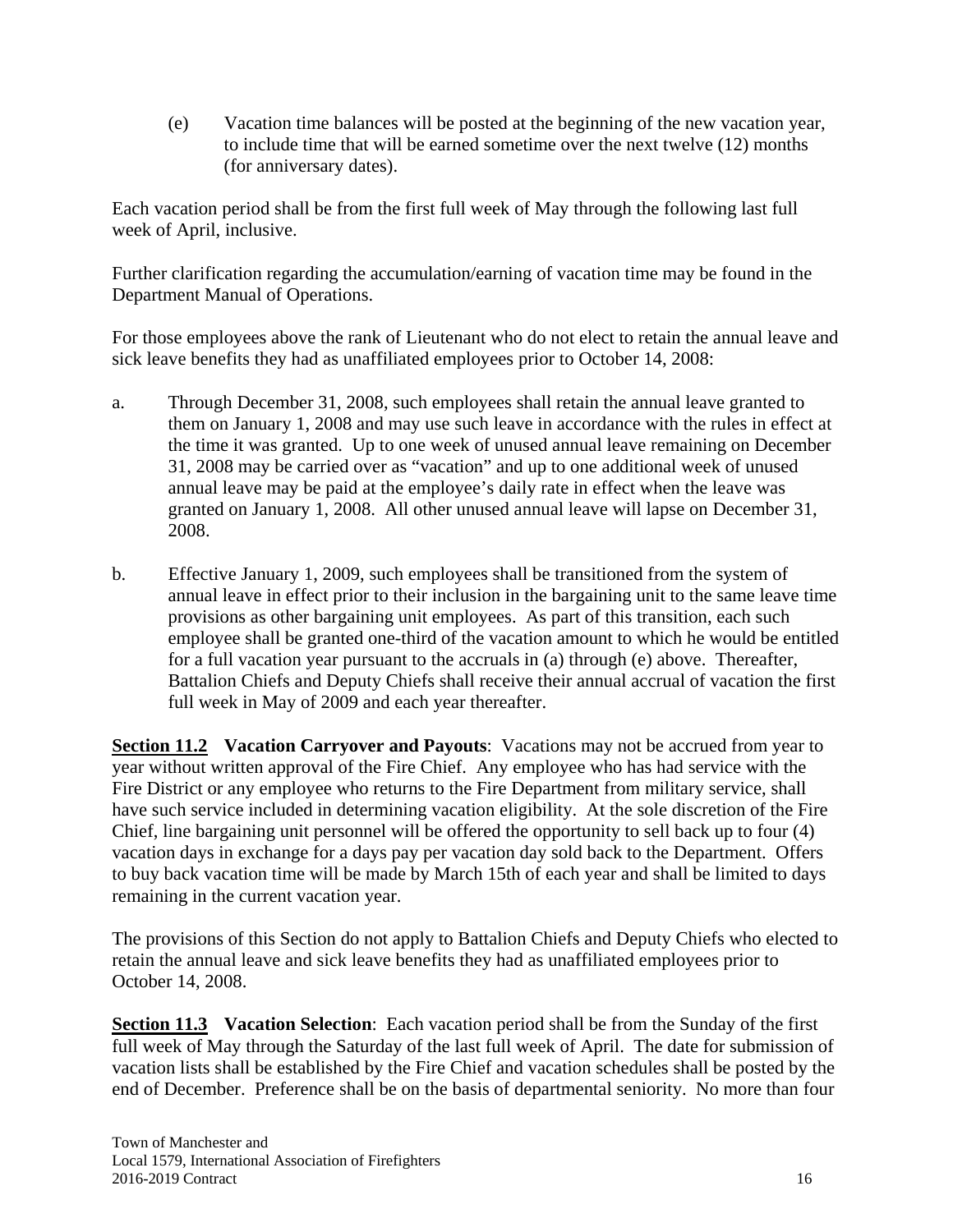(e) Vacation time balances will be posted at the beginning of the new vacation year, to include time that will be earned sometime over the next twelve (12) months (for anniversary dates).

Each vacation period shall be from the first full week of May through the following last full week of April, inclusive.

Further clarification regarding the accumulation/earning of vacation time may be found in the Department Manual of Operations.

For those employees above the rank of Lieutenant who do not elect to retain the annual leave and sick leave benefits they had as unaffiliated employees prior to October 14, 2008:

a. Through December 31, 2008, such employees shall retain the annual leave granted to them on January 1, 2008 and may use such leave in accordance with the rules in effect at the time it was granted. Up to one week of unused annual leave remaining on December 31, 2008 may be carried over as "vacation" and up to one additional week of unused annual leave may be paid at the employee's daily rate in effect when the leave was granted on January 1, 2008. All other unused annual leave will lapse on December 31, 2008.

b. Effective January 1, 2009, such employees shall be transitioned from the system of annual leave in effect prior to their inclusion in the bargaining unit to the same leave time provisions as other bargaining unit employees. As part of this transition, each such employee shall be granted one-third of the vacation amount to which he would be entitled for a full vacation year pursuant to the accruals in (a) through (e) above. Thereafter, Battalion Chiefs and Deputy Chiefs shall receive their annual accrual of vacation the first full week in May of 2009 and each year thereafter.

**<u>Section 11.2</u> Vacation Carryover and Payouts**: Vacations may not be accrued from year to year without written approval of the Fire Chief. Any employee who has had service with the Fire District or any employee who returns to the Fire Department from military service, shall have such service included in determining vacation eligibility. At the sole discretion of the Fire Chief, line bargaining unit personnel will be offered the opportunity to sell back up to four (4) vacation days in exchange for a days pay per vacation day sold back to the Department. Offers to buy back vacation time will be made by March 15th of each year and shall be limited to days remaining in the current vacation year.

The provisions of this Section do not apply to Battalion Chiefs and Deputy Chiefs who elected to retain the annual leave and sick leave benefits they had as unaffiliated employees prior to October 14, 2008.

**<u>Section 11.3</u> Vacation Selection**: Each vacation period shall be from the Sunday of the first full week of May through the Saturday of the last full week of April. The date for submission of vacation lists shall be established by the Fire Chief and vacation schedules shall be posted by the end of December. Preference shall be on the basis of departmental seniority. No more than four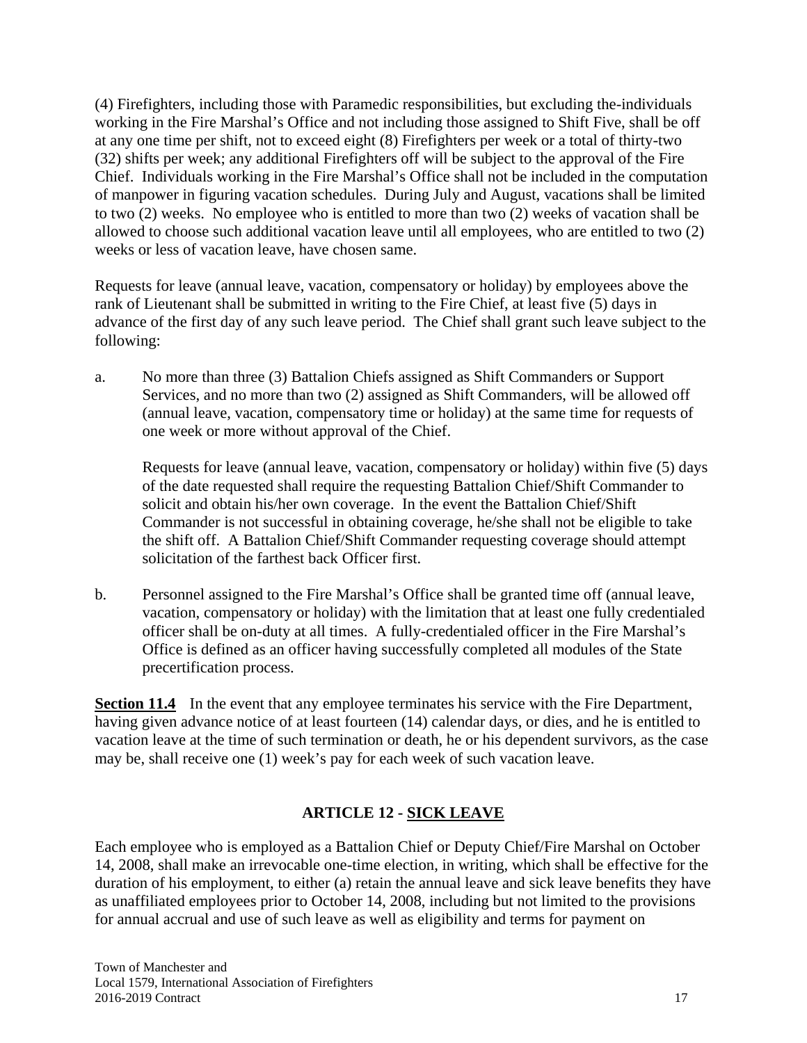(4) Firefighters, including those with Paramedic responsibilities, but excluding the-individuals working in the Fire Marshal's Office and not including those assigned to Shift Five, shall be off at any one time per shift, not to exceed eight (8) Firefighters per week or a total of thirty-two (32) shifts per week; any additional Firefighters off will be subject to the approval of the Fire Chief. Individuals working in the Fire Marshal's Office shall not be included in the computation of manpower in figuring vacation schedules. During July and August, vacations shall be limited to two (2) weeks. No employee who is entitled to more than two (2) weeks of vacation shall be allowed to choose such additional vacation leave until all employees, who are entitled to two (2) weeks or less of vacation leave, have chosen same.

Requests for leave (annual leave, vacation, compensatory or holiday) by employees above the rank of Lieutenant shall be submitted in writing to the Fire Chief, at least five (5) days in advance of the first day of any such leave period. The Chief shall grant such leave subject to the following:

a. No more than three (3) Battalion Chiefs assigned as Shift Commanders or Support Services, and no more than two (2) assigned as Shift Commanders, will be allowed off (annual leave, vacation, compensatory time or holiday) at the same time for requests of one week or more without approval of the Chief.

   Requests for leave (annual leave, vacation, compensatory or holiday) within five (5) days of the date requested shall require the requesting Battalion Chief/Shift Commander to solicit and obtain his/her own coverage. In the event the Battalion Chief/Shift Commander is not successful in obtaining coverage, he/she shall not be eligible to take the shift off. A Battalion Chief/Shift Commander requesting coverage should attempt solicitation of the farthest back Officer first.

b. Personnel assigned to the Fire Marshal's Office shall be granted time off (annual leave, vacation, compensatory or holiday) with the limitation that at least one fully credentialed officer shall be on-duty at all times. A fully-credentialed officer in the Fire Marshal's Office is defined as an officer having successfully completed all modules of the State precertification process.

**Section 11.4** In the event that any employee terminates his service with the Fire Department, having given advance notice of at least fourteen (14) calendar days, or dies, and he is entitled to vacation leave at the time of such termination or death, he or his dependent survivors, as the case may be, shall receive one (1) week's pay for each week of such vacation leave.

## ARTICLE 12 - SICK LEAVE

Each employee who is employed as a Battalion Chief or Deputy Chief/Fire Marshal on October 14, 2008, shall make an irrevocable one-time election, in writing, which shall be effective for the duration of his employment, to either (a) retain the annual leave and sick leave benefits they have as unaffiliated employees prior to October 14, 2008, including but not limited to the provisions for annual accrual and use of such leave as well as eligibility and terms for payment on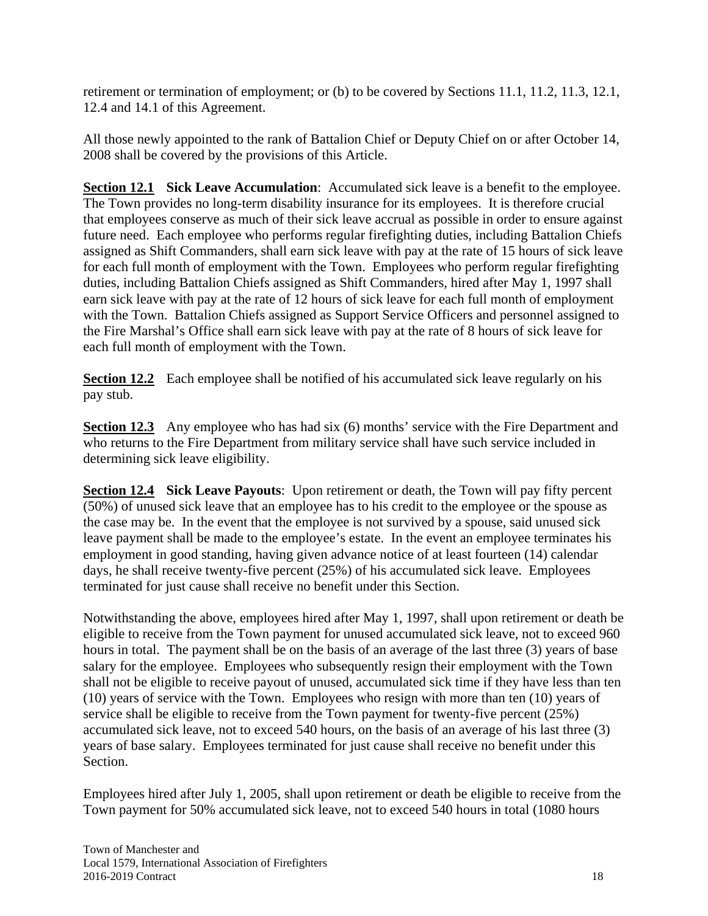retirement or termination of employment; or (b) to be covered by Sections 11.1, 11.2, 11.3, 12.1, 12.4 and 14.1 of this Agreement.

All those newly appointed to the rank of Battalion Chief or Deputy Chief on or after October 14, 2008 shall be covered by the provisions of this Article.

**Section 12.1 Sick Leave Accumulation**: Accumulated sick leave is a benefit to the employee. The Town provides no long-term disability insurance for its employees. It is therefore crucial that employees conserve as much of their sick leave accrual as possible in order to ensure against future need. Each employee who performs regular firefighting duties, including Battalion Chiefs assigned as Shift Commanders, shall earn sick leave with pay at the rate of 15 hours of sick leave for each full month of employment with the Town. Employees who perform regular firefighting duties, including Battalion Chiefs assigned as Shift Commanders, hired after May 1, 1997 shall earn sick leave with pay at the rate of 12 hours of sick leave for each full month of employment with the Town. Battalion Chiefs assigned as Support Service Officers and personnel assigned to the Fire Marshal's Office shall earn sick leave with pay at the rate of 8 hours of sick leave for each full month of employment with the Town.

**Section 12.2** Each employee shall be notified of his accumulated sick leave regularly on his pay stub.

**Section 12.3** Any employee who has had six (6) months' service with the Fire Department and who returns to the Fire Department from military service shall have such service included in determining sick leave eligibility.

**Section 12.4 Sick Leave Payouts**: Upon retirement or death, the Town will pay fifty percent (50%) of unused sick leave that an employee has to his credit to the employee or the spouse as the case may be. In the event that the employee is not survived by a spouse, said unused sick leave payment shall be made to the employee's estate. In the event an employee terminates his employment in good standing, having given advance notice of at least fourteen (14) calendar days, he shall receive twenty-five percent (25%) of his accumulated sick leave. Employees terminated for just cause shall receive no benefit under this Section.

Notwithstanding the above, employees hired after May 1, 1997, shall upon retirement or death be eligible to receive from the Town payment for unused accumulated sick leave, not to exceed 960 hours in total. The payment shall be on the basis of an average of the last three (3) years of base salary for the employee. Employees who subsequently resign their employment with the Town shall not be eligible to receive payout of unused, accumulated sick time if they have less than ten (10) years of service with the Town. Employees who resign with more than ten (10) years of service shall be eligible to receive from the Town payment for twenty-five percent (25%) accumulated sick leave, not to exceed 540 hours, on the basis of an average of his last three (3) years of base salary. Employees terminated for just cause shall receive no benefit under this Section.

Employees hired after July 1, 2005, shall upon retirement or death be eligible to receive from the Town payment for 50% accumulated sick leave, not to exceed 540 hours in total (1080 hours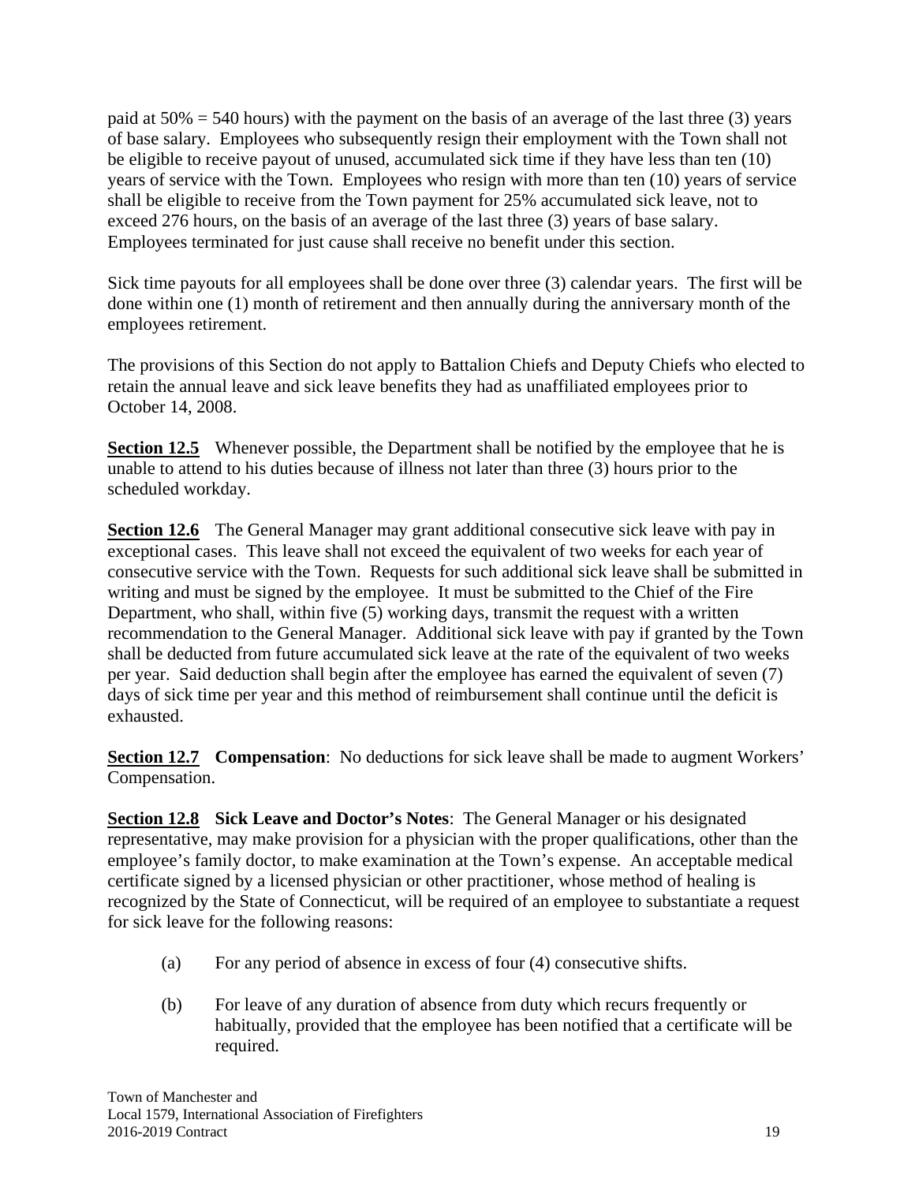paid at 50% = 540 hours) with the payment on the basis of an average of the last three (3) years of base salary. Employees who subsequently resign their employment with the Town shall not be eligible to receive payout of unused, accumulated sick time if they have less than ten (10) years of service with the Town. Employees who resign with more than ten (10) years of service shall be eligible to receive from the Town payment for 25% accumulated sick leave, not to exceed 276 hours, on the basis of an average of the last three (3) years of base salary. Employees terminated for just cause shall receive no benefit under this section.

Sick time payouts for all employees shall be done over three (3) calendar years. The first will be done within one (1) month of retirement and then annually during the anniversary month of the employees retirement.

The provisions of this Section do not apply to Battalion Chiefs and Deputy Chiefs who elected to retain the annual leave and sick leave benefits they had as unaffiliated employees prior to October 14, 2008.

**Section 12.5** Whenever possible, the Department shall be notified by the employee that he is unable to attend to his duties because of illness not later than three (3) hours prior to the scheduled workday.

**Section 12.6** The General Manager may grant additional consecutive sick leave with pay in exceptional cases. This leave shall not exceed the equivalent of two weeks for each year of consecutive service with the Town. Requests for such additional sick leave shall be submitted in writing and must be signed by the employee. It must be submitted to the Chief of the Fire Department, who shall, within five (5) working days, transmit the request with a written recommendation to the General Manager. Additional sick leave with pay if granted by the Town shall be deducted from future accumulated sick leave at the rate of the equivalent of two weeks per year. Said deduction shall begin after the employee has earned the equivalent of seven (7) days of sick time per year and this method of reimbursement shall continue until the deficit is exhausted.

**Section 12.7** **Compensation**: No deductions for sick leave shall be made to augment Workers' Compensation.

**Section 12.8** **Sick Leave and Doctor's Notes**: The General Manager or his designated representative, may make provision for a physician with the proper qualifications, other than the employee's family doctor, to make examination at the Town's expense. An acceptable medical certificate signed by a licensed physician or other practitioner, whose method of healing is recognized by the State of Connecticut, will be required of an employee to substantiate a request for sick leave for the following reasons:

(a) For any period of absence in excess of four (4) consecutive shifts.

(b) For leave of any duration of absence from duty which recurs frequently or habitually, provided that the employee has been notified that a certificate will be required.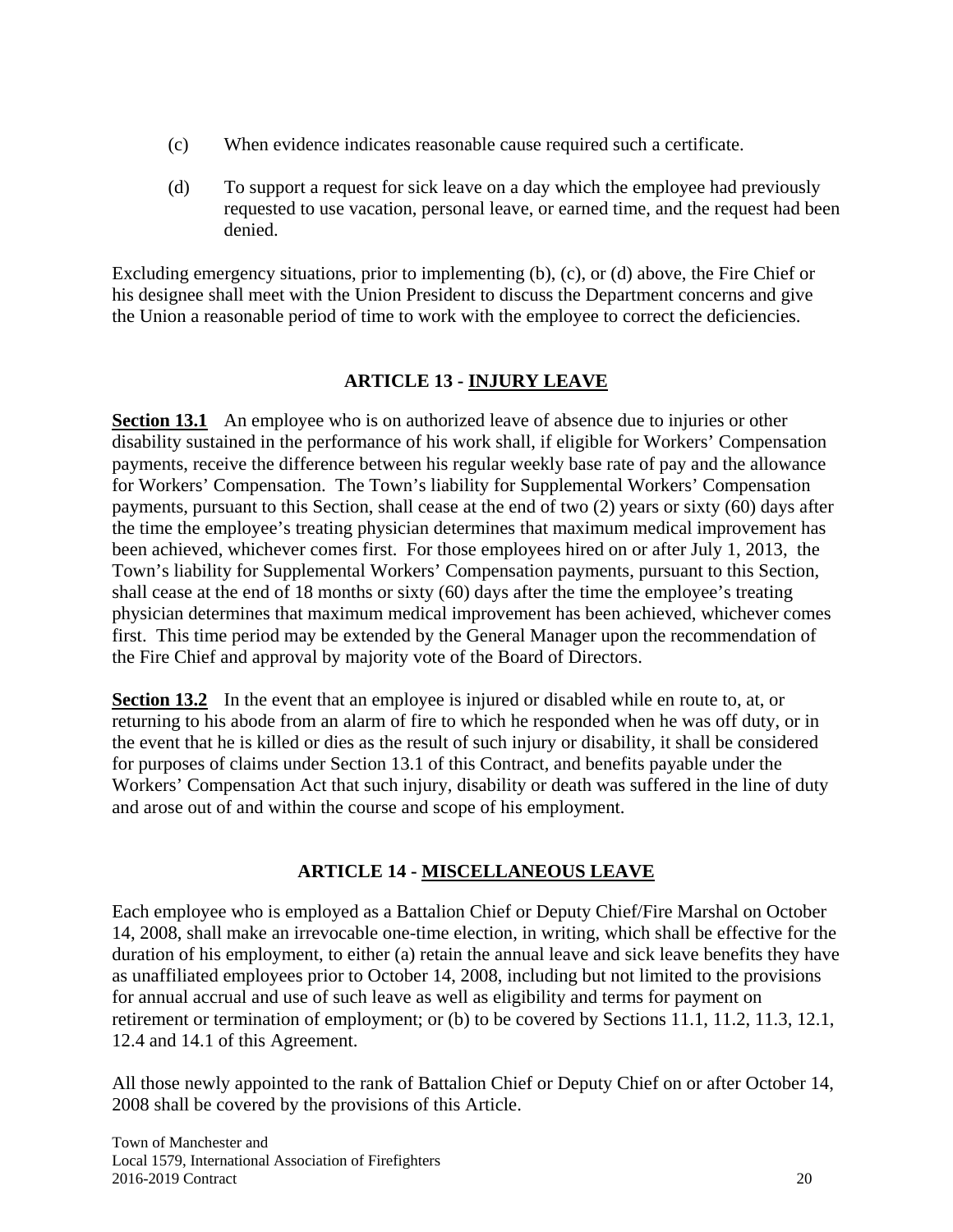(c) When evidence indicates reasonable cause required such a certificate.

(d) To support a request for sick leave on a day which the employee had previously requested to use vacation, personal leave, or earned time, and the request had been denied.

Excluding emergency situations, prior to implementing (b), (c), or (d) above, the Fire Chief or his designee shall meet with the Union President to discuss the Department concerns and give the Union a reasonable period of time to work with the employee to correct the deficiencies.

## ARTICLE 13 - INJURY LEAVE

**Section 13.1** An employee who is on authorized leave of absence due to injuries or other disability sustained in the performance of his work shall, if eligible for Workers' Compensation payments, receive the difference between his regular weekly base rate of pay and the allowance for Workers' Compensation. The Town's liability for Supplemental Workers' Compensation payments, pursuant to this Section, shall cease at the end of two (2) years or sixty (60) days after the time the employee's treating physician determines that maximum medical improvement has been achieved, whichever comes first. For those employees hired on or after July 1, 2013, the Town's liability for Supplemental Workers' Compensation payments, pursuant to this Section, shall cease at the end of 18 months or sixty (60) days after the time the employee's treating physician determines that maximum medical improvement has been achieved, whichever comes first. This time period may be extended by the General Manager upon the recommendation of the Fire Chief and approval by majority vote of the Board of Directors.

**Section 13.2** In the event that an employee is injured or disabled while en route to, at, or returning to his abode from an alarm of fire to which he responded when he was off duty, or in the event that he is killed or dies as the result of such injury or disability, it shall be considered for purposes of claims under Section 13.1 of this Contract, and benefits payable under the Workers' Compensation Act that such injury, disability or death was suffered in the line of duty and arose out of and within the course and scope of his employment.

## ARTICLE 14 - MISCELLANEOUS LEAVE

Each employee who is employed as a Battalion Chief or Deputy Chief/Fire Marshal on October 14, 2008, shall make an irrevocable one-time election, in writing, which shall be effective for the duration of his employment, to either (a) retain the annual leave and sick leave benefits they have as unaffiliated employees prior to October 14, 2008, including but not limited to the provisions for annual accrual and use of such leave as well as eligibility and terms for payment on retirement or termination of employment; or (b) to be covered by Sections 11.1, 11.2, 11.3, 12.1, 12.4 and 14.1 of this Agreement.

All those newly appointed to the rank of Battalion Chief or Deputy Chief on or after October 14, 2008 shall be covered by the provisions of this Article.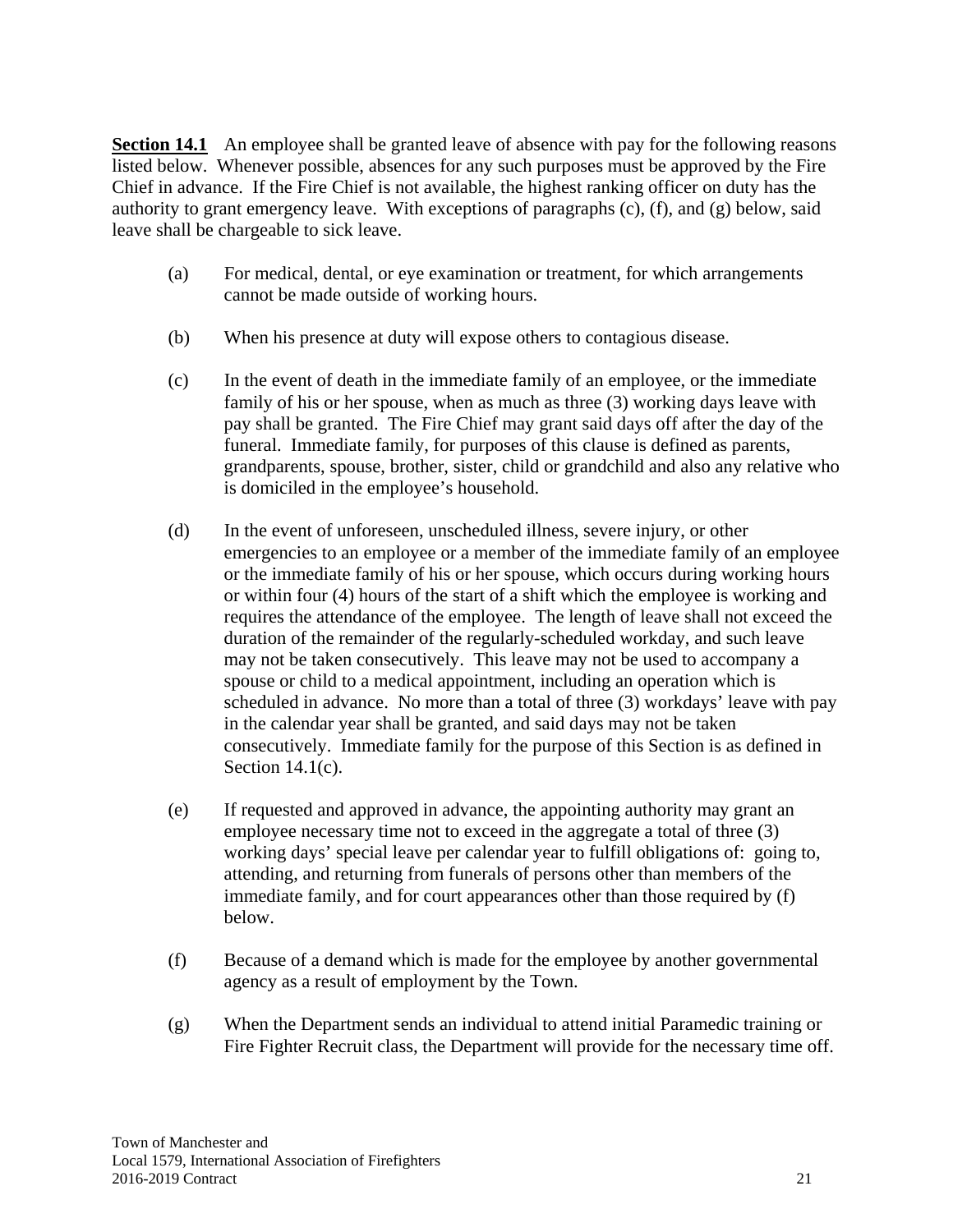**Section 14.1** An employee shall be granted leave of absence with pay for the following reasons listed below. Whenever possible, absences for any such purposes must be approved by the Fire Chief in advance. If the Fire Chief is not available, the highest ranking officer on duty has the authority to grant emergency leave. With exceptions of paragraphs (c), (f), and (g) below, said leave shall be chargeable to sick leave.

(a) For medical, dental, or eye examination or treatment, for which arrangements cannot be made outside of working hours.

(b) When his presence at duty will expose others to contagious disease.

(c) In the event of death in the immediate family of an employee, or the immediate family of his or her spouse, when as much as three (3) working days leave with pay shall be granted. The Fire Chief may grant said days off after the day of the funeral. Immediate family, for purposes of this clause is defined as parents, grandparents, spouse, brother, sister, child or grandchild and also any relative who is domiciled in the employee's household.

(d) In the event of unforeseen, unscheduled illness, severe injury, or other emergencies to an employee or a member of the immediate family of an employee or the immediate family of his or her spouse, which occurs during working hours or within four (4) hours of the start of a shift which the employee is working and requires the attendance of the employee. The length of leave shall not exceed the duration of the remainder of the regularly-scheduled workday, and such leave may not be taken consecutively. This leave may not be used to accompany a spouse or child to a medical appointment, including an operation which is scheduled in advance. No more than a total of three (3) workdays' leave with pay in the calendar year shall be granted, and said days may not be taken consecutively. Immediate family for the purpose of this Section is as defined in Section 14.1(c).

(e) If requested and approved in advance, the appointing authority may grant an employee necessary time not to exceed in the aggregate a total of three (3) working days' special leave per calendar year to fulfill obligations of: going to, attending, and returning from funerals of persons other than members of the immediate family, and for court appearances other than those required by (f) below.

(f) Because of a demand which is made for the employee by another governmental agency as a result of employment by the Town.

(g) When the Department sends an individual to attend initial Paramedic training or Fire Fighter Recruit class, the Department will provide for the necessary time off.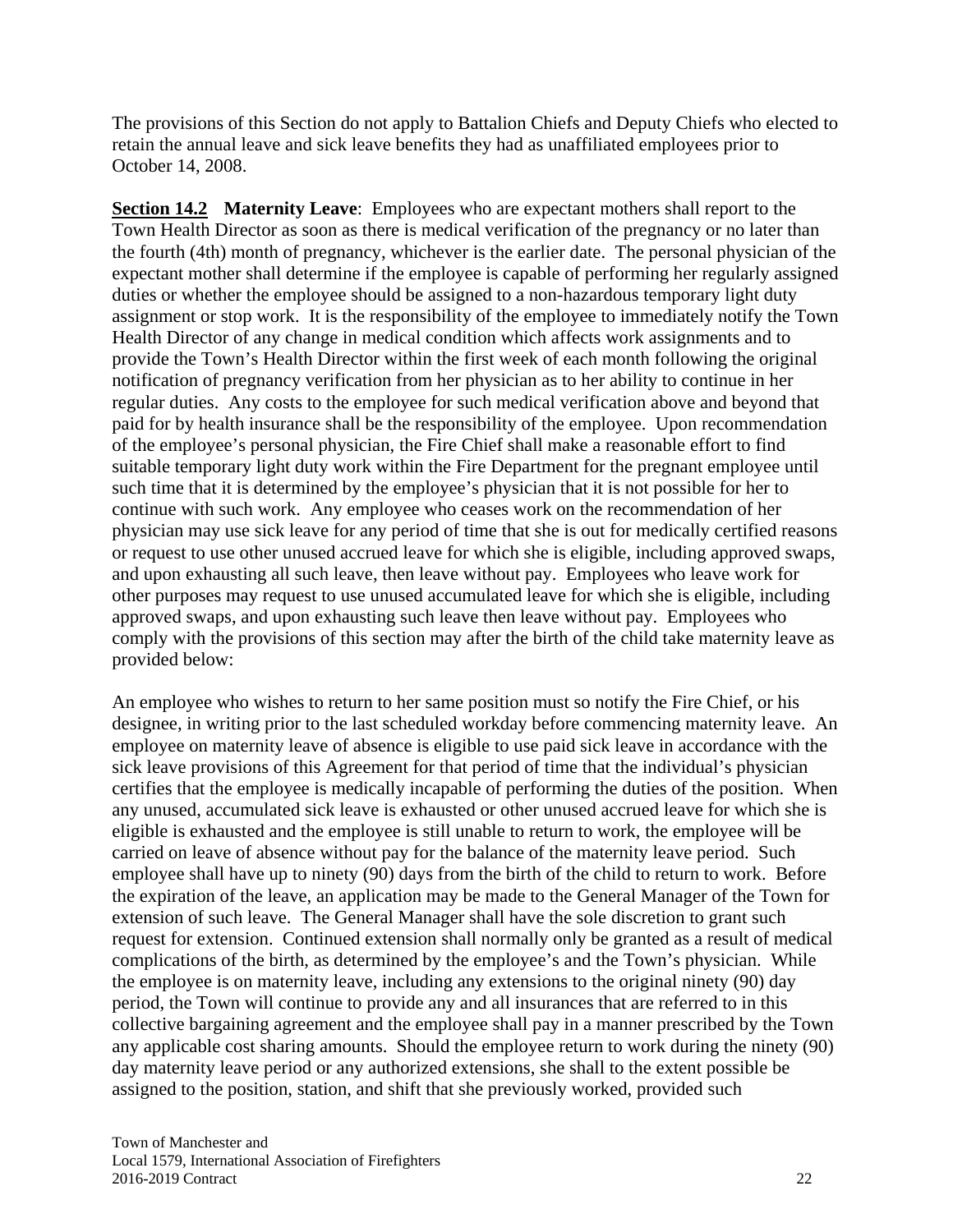The provisions of this Section do not apply to Battalion Chiefs and Deputy Chiefs who elected to retain the annual leave and sick leave benefits they had as unaffiliated employees prior to October 14, 2008.

**Section 14.2 Maternity Leave**: Employees who are expectant mothers shall report to the Town Health Director as soon as there is medical verification of the pregnancy or no later than the fourth (4th) month of pregnancy, whichever is the earlier date. The personal physician of the expectant mother shall determine if the employee is capable of performing her regularly assigned duties or whether the employee should be assigned to a non-hazardous temporary light duty assignment or stop work. It is the responsibility of the employee to immediately notify the Town Health Director of any change in medical condition which affects work assignments and to provide the Town's Health Director within the first week of each month following the original notification of pregnancy verification from her physician as to her ability to continue in her regular duties. Any costs to the employee for such medical verification above and beyond that paid for by health insurance shall be the responsibility of the employee. Upon recommendation of the employee's personal physician, the Fire Chief shall make a reasonable effort to find suitable temporary light duty work within the Fire Department for the pregnant employee until such time that it is determined by the employee's physician that it is not possible for her to continue with such work. Any employee who ceases work on the recommendation of her physician may use sick leave for any period of time that she is out for medically certified reasons or request to use other unused accrued leave for which she is eligible, including approved swaps, and upon exhausting all such leave, then leave without pay. Employees who leave work for other purposes may request to use unused accumulated leave for which she is eligible, including approved swaps, and upon exhausting such leave then leave without pay. Employees who comply with the provisions of this section may after the birth of the child take maternity leave as provided below:

An employee who wishes to return to her same position must so notify the Fire Chief, or his designee, in writing prior to the last scheduled workday before commencing maternity leave. An employee on maternity leave of absence is eligible to use paid sick leave in accordance with the sick leave provisions of this Agreement for that period of time that the individual's physician certifies that the employee is medically incapable of performing the duties of the position. When any unused, accumulated sick leave is exhausted or other unused accrued leave for which she is eligible is exhausted and the employee is still unable to return to work, the employee will be carried on leave of absence without pay for the balance of the maternity leave period. Such employee shall have up to ninety (90) days from the birth of the child to return to work. Before the expiration of the leave, an application may be made to the General Manager of the Town for extension of such leave. The General Manager shall have the sole discretion to grant such request for extension. Continued extension shall normally only be granted as a result of medical complications of the birth, as determined by the employee's and the Town's physician. While the employee is on maternity leave, including any extensions to the original ninety (90) day period, the Town will continue to provide any and all insurances that are referred to in this collective bargaining agreement and the employee shall pay in a manner prescribed by the Town any applicable cost sharing amounts. Should the employee return to work during the ninety (90) day maternity leave period or any authorized extensions, she shall to the extent possible be assigned to the position, station, and shift that she previously worked, provided such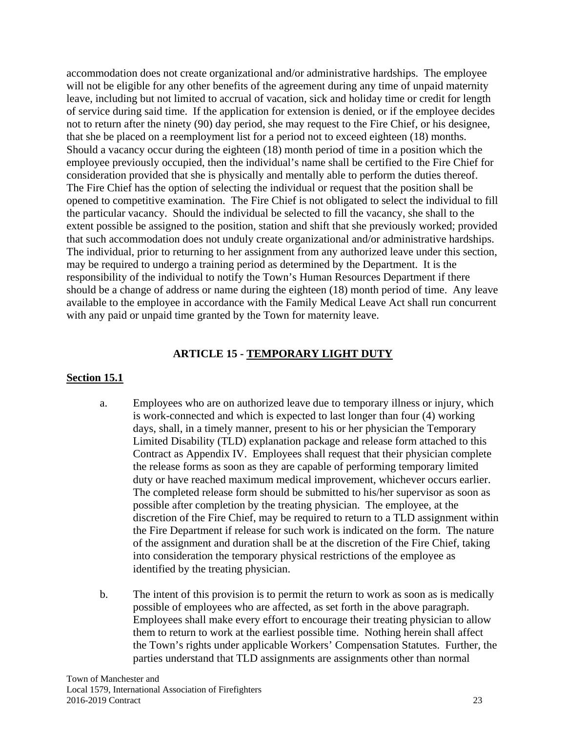accommodation does not create organizational and/or administrative hardships. The employee will not be eligible for any other benefits of the agreement during any time of unpaid maternity leave, including but not limited to accrual of vacation, sick and holiday time or credit for length of service during said time. If the application for extension is denied, or if the employee decides not to return after the ninety (90) day period, she may request to the Fire Chief, or his designee, that she be placed on a reemployment list for a period not to exceed eighteen (18) months. Should a vacancy occur during the eighteen (18) month period of time in a position which the employee previously occupied, then the individual's name shall be certified to the Fire Chief for consideration provided that she is physically and mentally able to perform the duties thereof. The Fire Chief has the option of selecting the individual or request that the position shall be opened to competitive examination. The Fire Chief is not obligated to select the individual to fill the particular vacancy. Should the individual be selected to fill the vacancy, she shall to the extent possible be assigned to the position, station and shift that she previously worked; provided that such accommodation does not unduly create organizational and/or administrative hardships. The individual, prior to returning to her assignment from any authorized leave under this section, may be required to undergo a training period as determined by the Department. It is the responsibility of the individual to notify the Town's Human Resources Department if there should be a change of address or name during the eighteen (18) month period of time. Any leave available to the employee in accordance with the Family Medical Leave Act shall run concurrent with any paid or unpaid time granted by the Town for maternity leave.

## ARTICLE 15 - TEMPORARY LIGHT DUTY

### Section 15.1

a. Employees who are on authorized leave due to temporary illness or injury, which is work-connected and which is expected to last longer than four (4) working days, shall, in a timely manner, present to his or her physician the Temporary Limited Disability (TLD) explanation package and release form attached to this Contract as Appendix IV. Employees shall request that their physician complete the release forms as soon as they are capable of performing temporary limited duty or have reached maximum medical improvement, whichever occurs earlier. The completed release form should be submitted to his/her supervisor as soon as possible after completion by the treating physician. The employee, at the discretion of the Fire Chief, may be required to return to a TLD assignment within the Fire Department if release for such work is indicated on the form. The nature of the assignment and duration shall be at the discretion of the Fire Chief, taking into consideration the temporary physical restrictions of the employee as identified by the treating physician.

b. The intent of this provision is to permit the return to work as soon as is medically possible of employees who are affected, as set forth in the above paragraph. Employees shall make every effort to encourage their treating physician to allow them to return to work at the earliest possible time. Nothing herein shall affect the Town's rights under applicable Workers' Compensation Statutes. Further, the parties understand that TLD assignments are assignments other than normal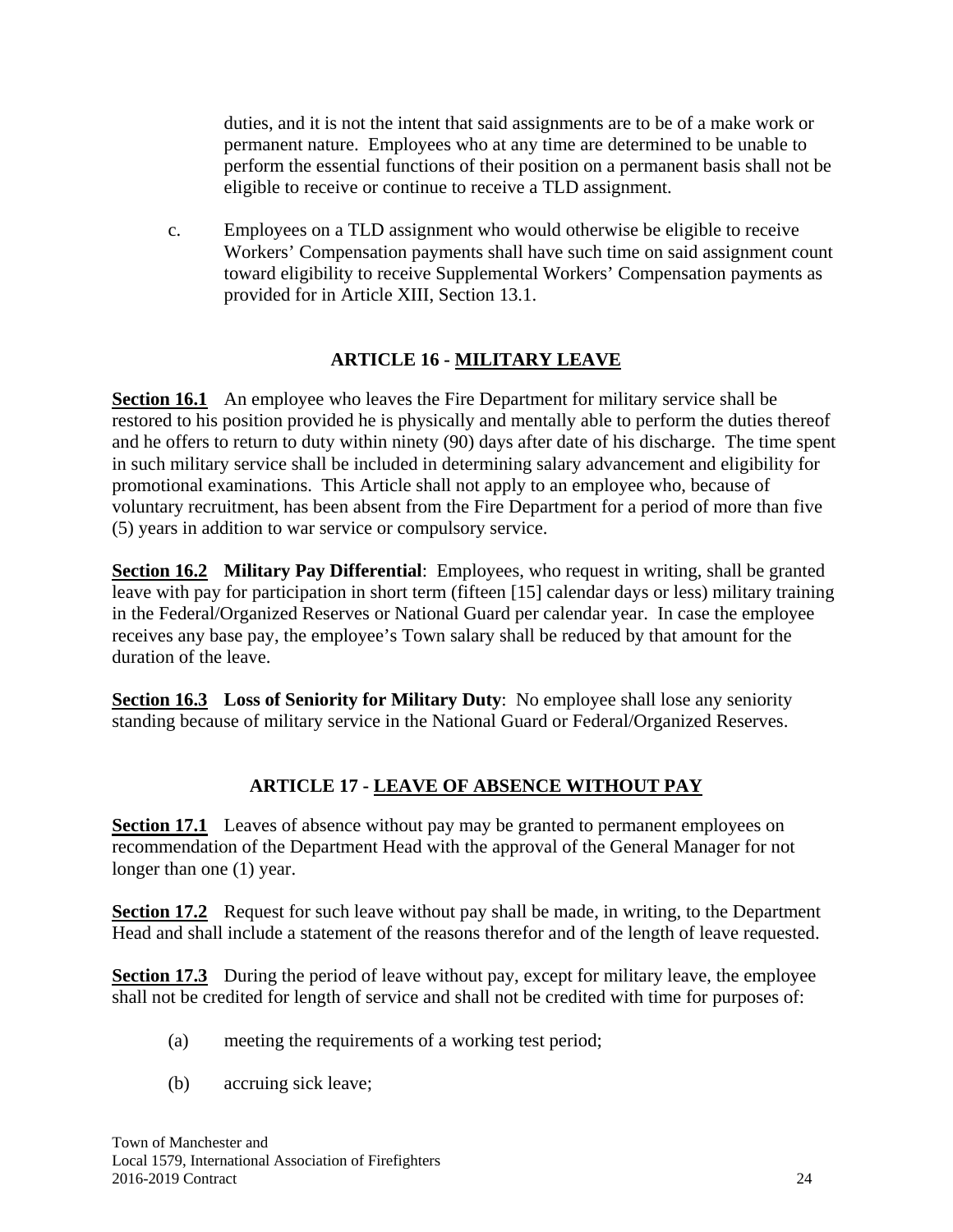duties, and it is not the intent that said assignments are to be of a make work or permanent nature. Employees who at any time are determined to be unable to perform the essential functions of their position on a permanent basis shall not be eligible to receive or continue to receive a TLD assignment.

c. Employees on a TLD assignment who would otherwise be eligible to receive Workers' Compensation payments shall have such time on said assignment count toward eligibility to receive Supplemental Workers' Compensation payments as provided for in Article XIII, Section 13.1.

## ARTICLE 16 - MILITARY LEAVE

**Section 16.1** An employee who leaves the Fire Department for military service shall be restored to his position provided he is physically and mentally able to perform the duties thereof and he offers to return to duty within ninety (90) days after date of his discharge. The time spent in such military service shall be included in determining salary advancement and eligibility for promotional examinations. This Article shall not apply to an employee who, because of voluntary recruitment, has been absent from the Fire Department for a period of more than five (5) years in addition to war service or compulsory service.

**Section 16.2 Military Pay Differential**: Employees, who request in writing, shall be granted leave with pay for participation in short term (fifteen [15] calendar days or less) military training in the Federal/Organized Reserves or National Guard per calendar year. In case the employee receives any base pay, the employee's Town salary shall be reduced by that amount for the duration of the leave.

**Section 16.3 Loss of Seniority for Military Duty**: No employee shall lose any seniority standing because of military service in the National Guard or Federal/Organized Reserves.

## ARTICLE 17 - LEAVE OF ABSENCE WITHOUT PAY

**Section 17.1** Leaves of absence without pay may be granted to permanent employees on recommendation of the Department Head with the approval of the General Manager for not longer than one (1) year.

**Section 17.2** Request for such leave without pay shall be made, in writing, to the Department Head and shall include a statement of the reasons therefor and of the length of leave requested.

**Section 17.3** During the period of leave without pay, except for military leave, the employee shall not be credited for length of service and shall not be credited with time for purposes of:

(a) meeting the requirements of a working test period;

(b) accruing sick leave;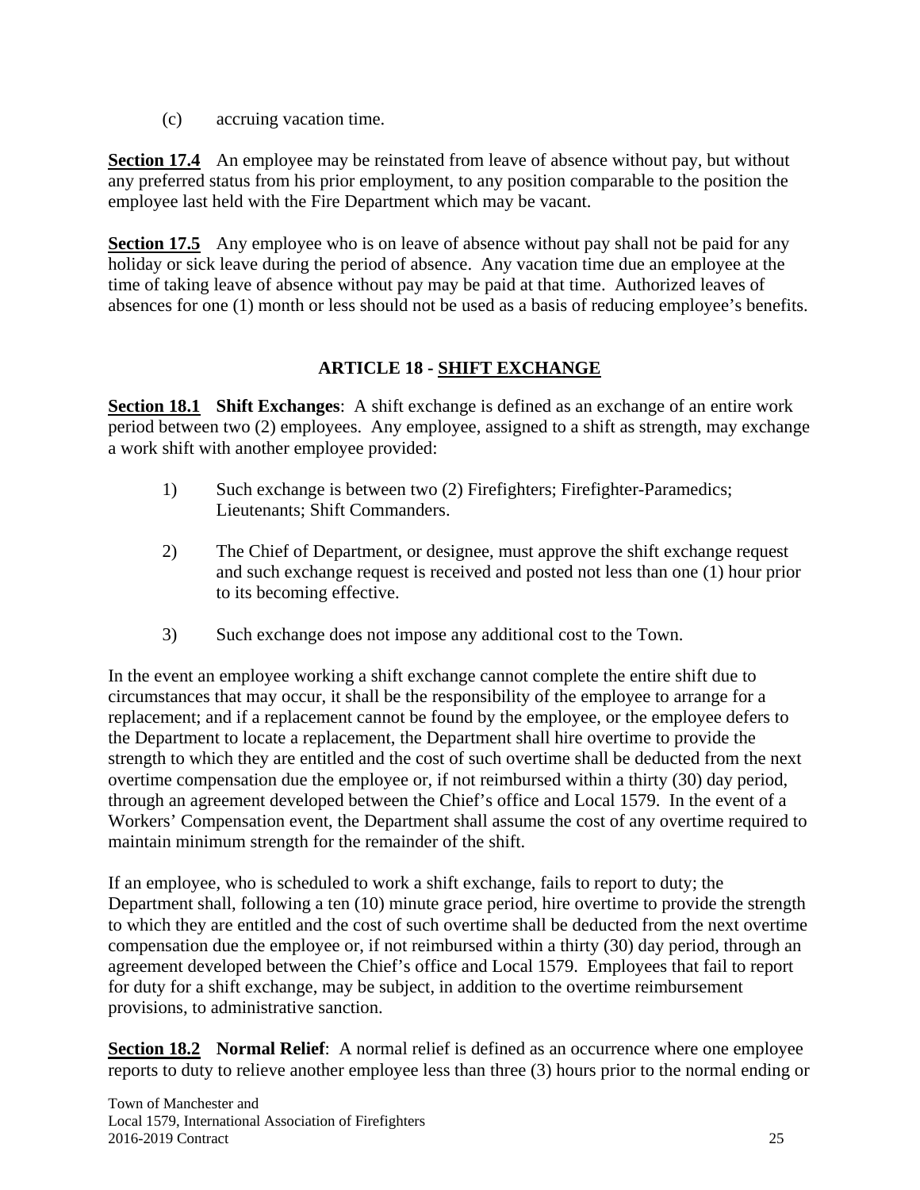(c) accruing vacation time.

**Section 17.4** An employee may be reinstated from leave of absence without pay, but without any preferred status from his prior employment, to any position comparable to the position the employee last held with the Fire Department which may be vacant.

**Section 17.5** Any employee who is on leave of absence without pay shall not be paid for any holiday or sick leave during the period of absence. Any vacation time due an employee at the time of taking leave of absence without pay may be paid at that time. Authorized leaves of absences for one (1) month or less should not be used as a basis of reducing employee's benefits.

## ARTICLE 18 - SHIFT EXCHANGE

**Section 18.1 Shift Exchanges**: A shift exchange is defined as an exchange of an entire work period between two (2) employees. Any employee, assigned to a shift as strength, may exchange a work shift with another employee provided:

1) Such exchange is between two (2) Firefighters; Firefighter-Paramedics; Lieutenants; Shift Commanders.

2) The Chief of Department, or designee, must approve the shift exchange request and such exchange request is received and posted not less than one (1) hour prior to its becoming effective.

3) Such exchange does not impose any additional cost to the Town.

In the event an employee working a shift exchange cannot complete the entire shift due to circumstances that may occur, it shall be the responsibility of the employee to arrange for a replacement; and if a replacement cannot be found by the employee, or the employee defers to the Department to locate a replacement, the Department shall hire overtime to provide the strength to which they are entitled and the cost of such overtime shall be deducted from the next overtime compensation due the employee or, if not reimbursed within a thirty (30) day period, through an agreement developed between the Chief's office and Local 1579. In the event of a Workers' Compensation event, the Department shall assume the cost of any overtime required to maintain minimum strength for the remainder of the shift.

If an employee, who is scheduled to work a shift exchange, fails to report to duty; the Department shall, following a ten (10) minute grace period, hire overtime to provide the strength to which they are entitled and the cost of such overtime shall be deducted from the next overtime compensation due the employee or, if not reimbursed within a thirty (30) day period, through an agreement developed between the Chief's office and Local 1579. Employees that fail to report for duty for a shift exchange, may be subject, in addition to the overtime reimbursement provisions, to administrative sanction.

**Section 18.2 Normal Relief**: A normal relief is defined as an occurrence where one employee reports to duty to relieve another employee less than three (3) hours prior to the normal ending or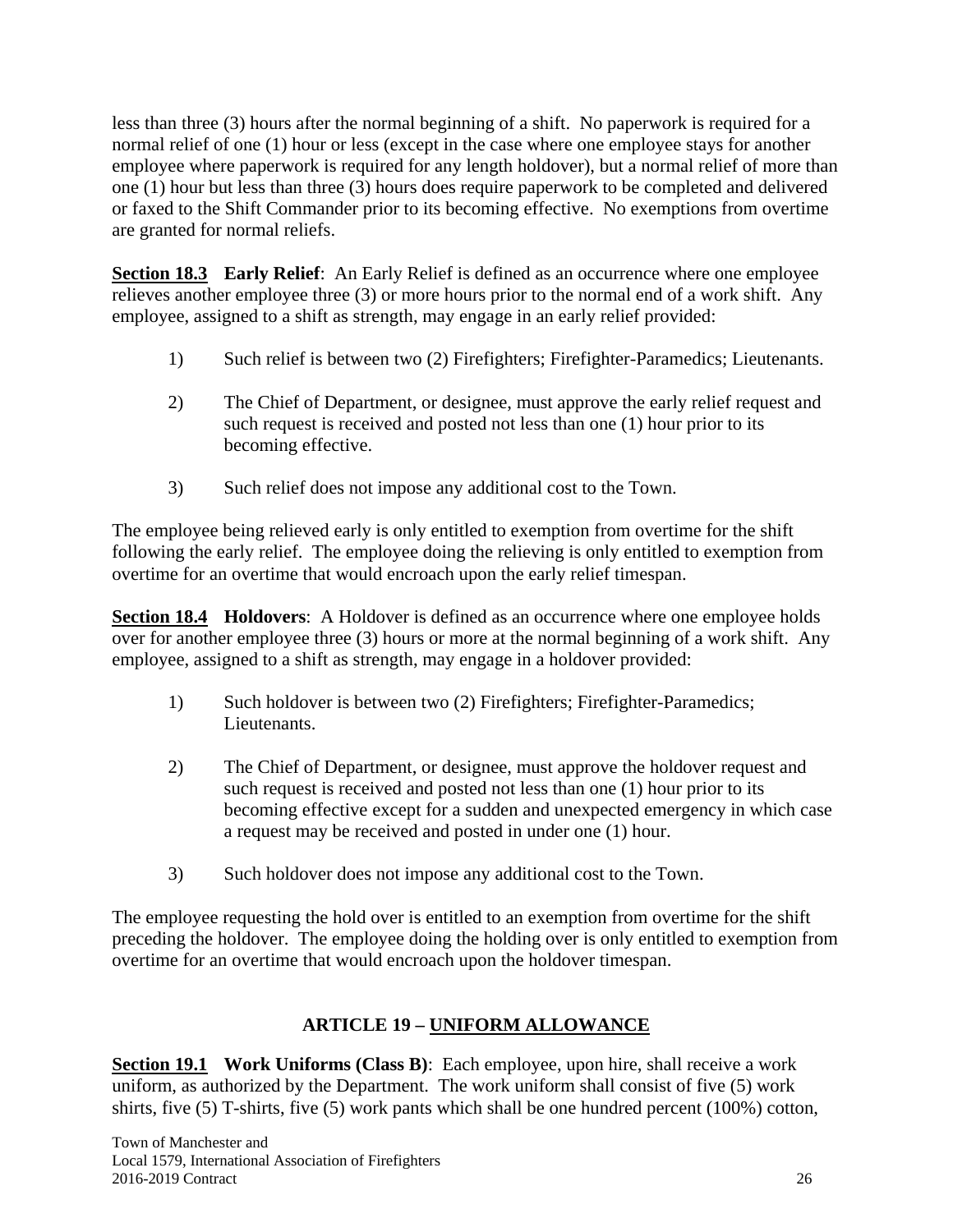less than three (3) hours after the normal beginning of a shift. No paperwork is required for a normal relief of one (1) hour or less (except in the case where one employee stays for another employee where paperwork is required for any length holdover), but a normal relief of more than one (1) hour but less than three (3) hours does require paperwork to be completed and delivered or faxed to the Shift Commander prior to its becoming effective. No exemptions from overtime are granted for normal reliefs.

**Section 18.3 Early Relief**: An Early Relief is defined as an occurrence where one employee relieves another employee three (3) or more hours prior to the normal end of a work shift. Any employee, assigned to a shift as strength, may engage in an early relief provided:

1) Such relief is between two (2) Firefighters; Firefighter-Paramedics; Lieutenants.

2) The Chief of Department, or designee, must approve the early relief request and such request is received and posted not less than one (1) hour prior to its becoming effective.

3) Such relief does not impose any additional cost to the Town.

The employee being relieved early is only entitled to exemption from overtime for the shift following the early relief. The employee doing the relieving is only entitled to exemption from overtime for an overtime that would encroach upon the early relief timespan.

**Section 18.4 Holdovers**: A Holdover is defined as an occurrence where one employee holds over for another employee three (3) hours or more at the normal beginning of a work shift. Any employee, assigned to a shift as strength, may engage in a holdover provided:

1) Such holdover is between two (2) Firefighters; Firefighter-Paramedics; Lieutenants.

2) The Chief of Department, or designee, must approve the holdover request and such request is received and posted not less than one (1) hour prior to its becoming effective except for a sudden and unexpected emergency in which case a request may be received and posted in under one (1) hour.

3) Such holdover does not impose any additional cost to the Town.

The employee requesting the hold over is entitled to an exemption from overtime for the shift preceding the holdover. The employee doing the holding over is only entitled to exemption from overtime for an overtime that would encroach upon the holdover timespan.

## ARTICLE 19 – UNIFORM ALLOWANCE

**Section 19.1 Work Uniforms (Class B)**: Each employee, upon hire, shall receive a work uniform, as authorized by the Department. The work uniform shall consist of five (5) work shirts, five (5) T-shirts, five (5) work pants which shall be one hundred percent (100%) cotton,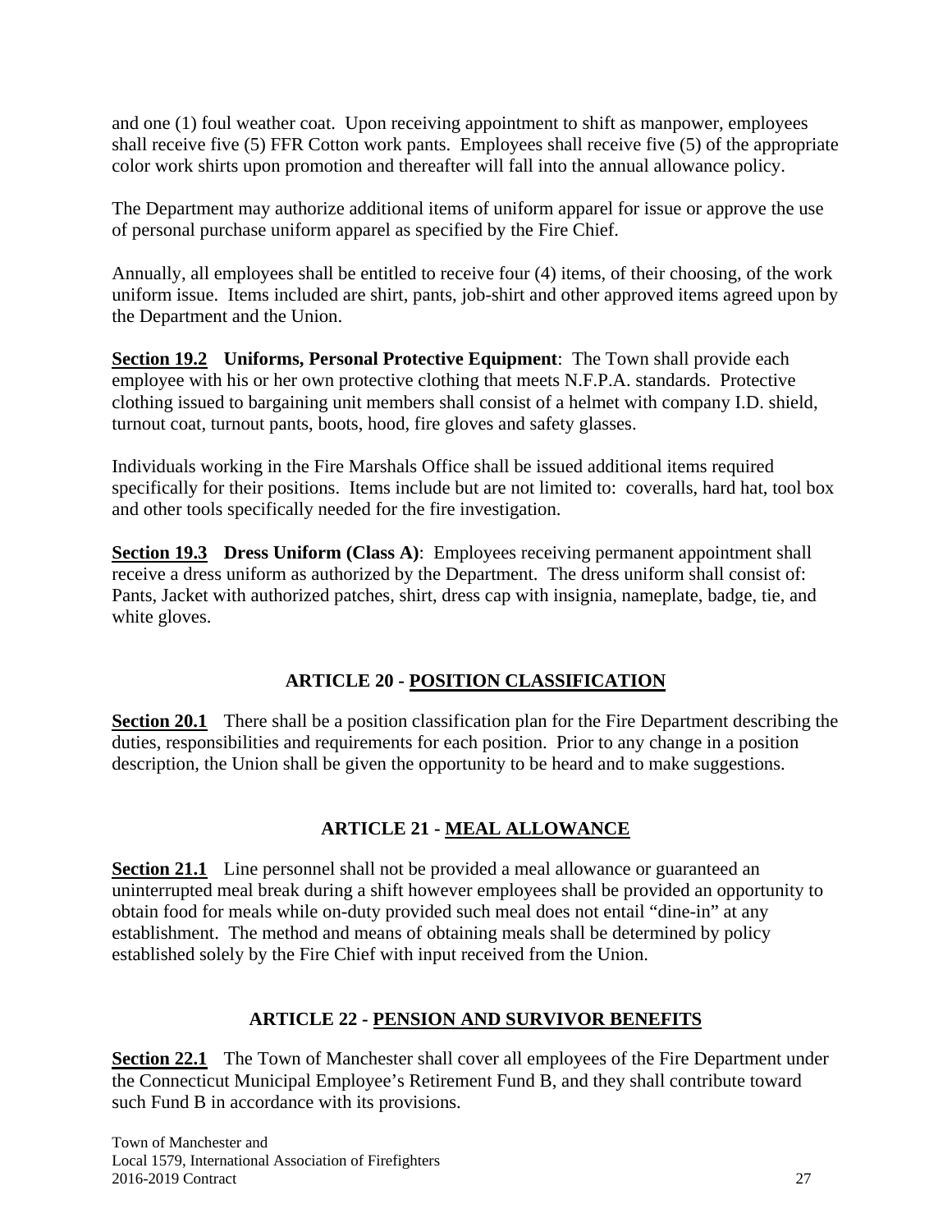and one (1) foul weather coat. Upon receiving appointment to shift as manpower, employees shall receive five (5) FFR Cotton work pants. Employees shall receive five (5) of the appropriate color work shirts upon promotion and thereafter will fall into the annual allowance policy.

The Department may authorize additional items of uniform apparel for issue or approve the use of personal purchase uniform apparel as specified by the Fire Chief.

Annually, all employees shall be entitled to receive four (4) items, of their choosing, of the work uniform issue. Items included are shirt, pants, job-shirt and other approved items agreed upon by the Department and the Union.

**Section 19.2 Uniforms, Personal Protective Equipment**: The Town shall provide each employee with his or her own protective clothing that meets N.F.P.A. standards. Protective clothing issued to bargaining unit members shall consist of a helmet with company I.D. shield, turnout coat, turnout pants, boots, hood, fire gloves and safety glasses.

Individuals working in the Fire Marshals Office shall be issued additional items required specifically for their positions. Items include but are not limited to: coveralls, hard hat, tool box and other tools specifically needed for the fire investigation.

**Section 19.3 Dress Uniform (Class A)**: Employees receiving permanent appointment shall receive a dress uniform as authorized by the Department. The dress uniform shall consist of: Pants, Jacket with authorized patches, shirt, dress cap with insignia, nameplate, badge, tie, and white gloves.

## ARTICLE 20 - POSITION CLASSIFICATION

**Section 20.1** There shall be a position classification plan for the Fire Department describing the duties, responsibilities and requirements for each position. Prior to any change in a position description, the Union shall be given the opportunity to be heard and to make suggestions.

## ARTICLE 21 - MEAL ALLOWANCE

**Section 21.1** Line personnel shall not be provided a meal allowance or guaranteed an uninterrupted meal break during a shift however employees shall be provided an opportunity to obtain food for meals while on-duty provided such meal does not entail "dine-in" at any establishment. The method and means of obtaining meals shall be determined by policy established solely by the Fire Chief with input received from the Union.

## ARTICLE 22 - PENSION AND SURVIVOR BENEFITS

**Section 22.1** The Town of Manchester shall cover all employees of the Fire Department under the Connecticut Municipal Employee's Retirement Fund B, and they shall contribute toward such Fund B in accordance with its provisions.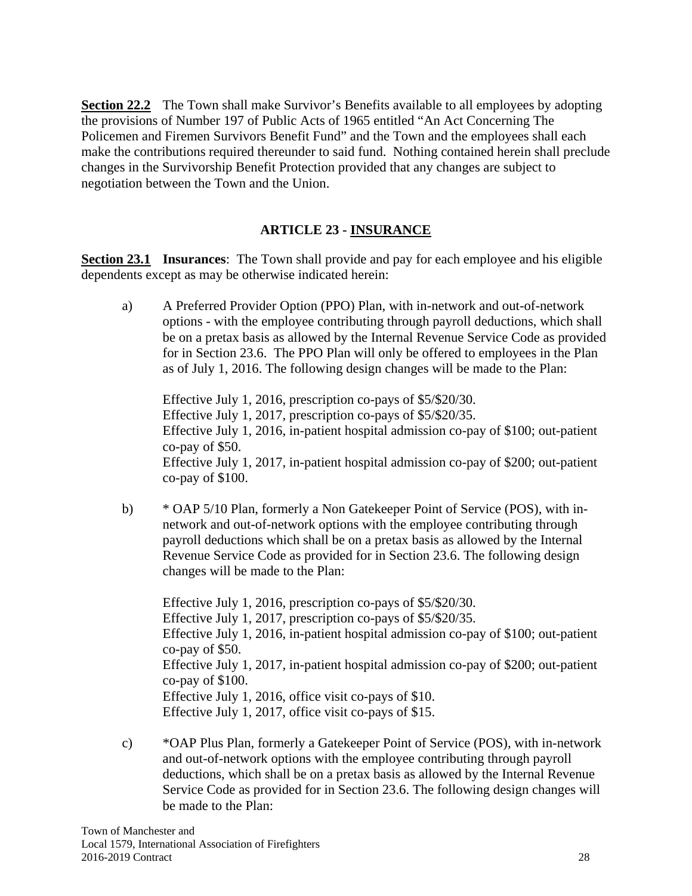**Section 22.2** The Town shall make Survivor's Benefits available to all employees by adopting the provisions of Number 197 of Public Acts of 1965 entitled "An Act Concerning The Policemen and Firemen Survivors Benefit Fund" and the Town and the employees shall each make the contributions required thereunder to said fund. Nothing contained herein shall preclude changes in the Survivorship Benefit Protection provided that any changes are subject to negotiation between the Town and the Union.

## ARTICLE 23 - INSURANCE

**Section 23.1 Insurances**: The Town shall provide and pay for each employee and his eligible dependents except as may be otherwise indicated herein:

a) A Preferred Provider Option (PPO) Plan, with in-network and out-of-network options - with the employee contributing through payroll deductions, which shall be on a pretax basis as allowed by the Internal Revenue Service Code as provided for in Section 23.6. The PPO Plan will only be offered to employees in the Plan as of July 1, 2016. The following design changes will be made to the Plan:

   Effective July 1, 2016, prescription co-pays of $5/$20/30.
   Effective July 1, 2017, prescription co-pays of $5/$20/35.
   Effective July 1, 2016, in-patient hospital admission co-pay of $100; out-patient co-pay of $50.
   Effective July 1, 2017, in-patient hospital admission co-pay of $200; out-patient co-pay of $100.

b) * OAP 5/10 Plan, formerly a Non Gatekeeper Point of Service (POS), with in-network and out-of-network options with the employee contributing through payroll deductions which shall be on a pretax basis as allowed by the Internal Revenue Service Code as provided for in Section 23.6. The following design changes will be made to the Plan:

   Effective July 1, 2016, prescription co-pays of $5/$20/30.
   Effective July 1, 2017, prescription co-pays of $5/$20/35.
   Effective July 1, 2016, in-patient hospital admission co-pay of $100; out-patient co-pay of $50.
   Effective July 1, 2017, in-patient hospital admission co-pay of $200; out-patient co-pay of $100.
   Effective July 1, 2016, office visit co-pays of $10.
   Effective July 1, 2017, office visit co-pays of $15.

c) *OAP Plus Plan, formerly a Gatekeeper Point of Service (POS), with in-network and out-of-network options with the employee contributing through payroll deductions, which shall be on a pretax basis as allowed by the Internal Revenue Service Code as provided for in Section 23.6. The following design changes will be made to the Plan: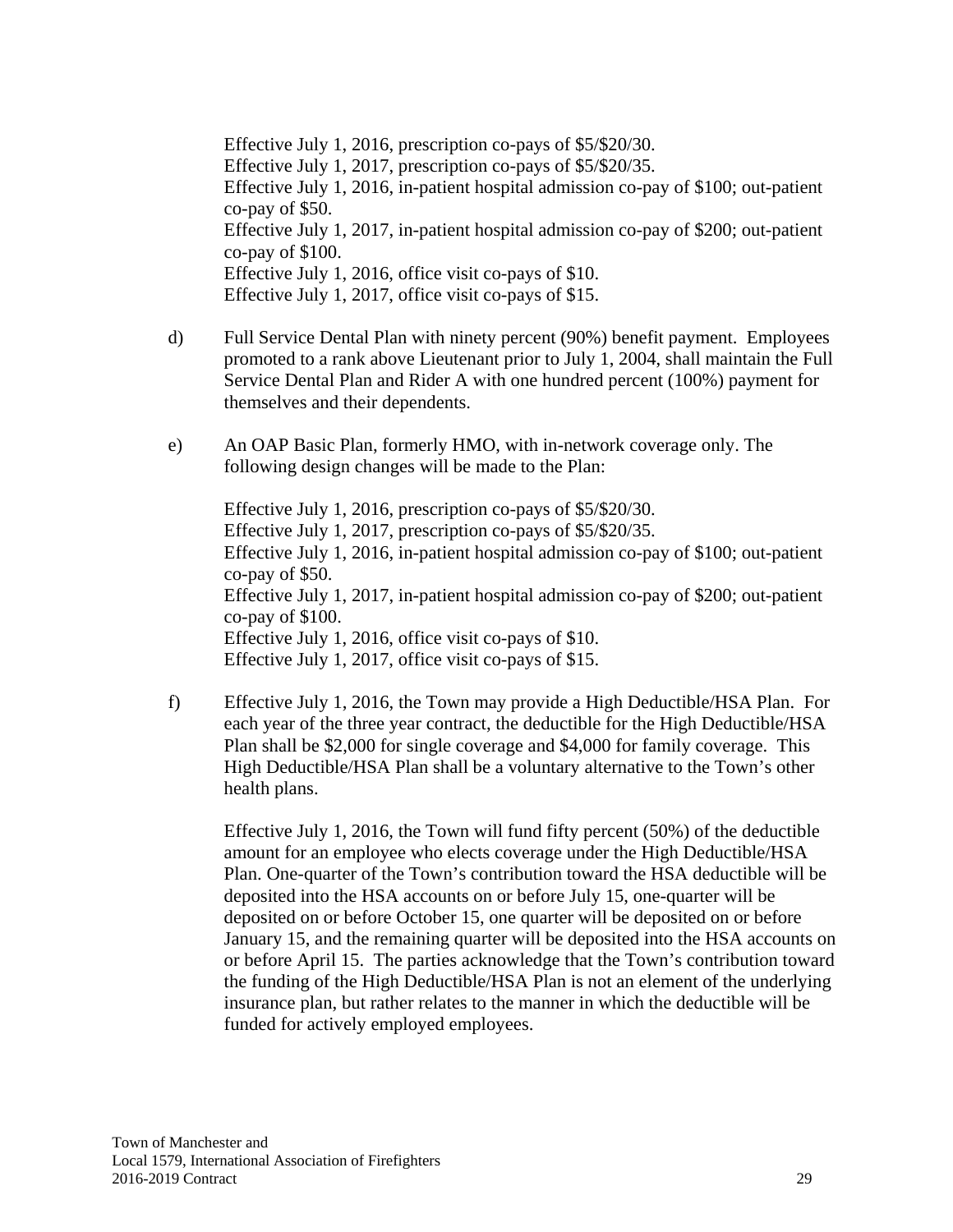Effective July 1, 2016, prescription co-pays of $5/$20/30.
Effective July 1, 2017, prescription co-pays of $5/$20/35.
Effective July 1, 2016, in-patient hospital admission co-pay of $100; out-patient co-pay of $50.
Effective July 1, 2017, in-patient hospital admission co-pay of $200; out-patient co-pay of $100.
Effective July 1, 2016, office visit co-pays of $10.
Effective July 1, 2017, office visit co-pays of $15.

d) Full Service Dental Plan with ninety percent (90%) benefit payment. Employees promoted to a rank above Lieutenant prior to July 1, 2004, shall maintain the Full Service Dental Plan and Rider A with one hundred percent (100%) payment for themselves and their dependents.

e) An OAP Basic Plan, formerly HMO, with in-network coverage only. The following design changes will be made to the Plan:

Effective July 1, 2016, prescription co-pays of $5/$20/30.
Effective July 1, 2017, prescription co-pays of $5/$20/35.
Effective July 1, 2016, in-patient hospital admission co-pay of $100; out-patient co-pay of $50.
Effective July 1, 2017, in-patient hospital admission co-pay of $200; out-patient co-pay of $100.
Effective July 1, 2016, office visit co-pays of $10.
Effective July 1, 2017, office visit co-pays of $15.

f) Effective July 1, 2016, the Town may provide a High Deductible/HSA Plan. For each year of the three year contract, the deductible for the High Deductible/HSA Plan shall be $2,000 for single coverage and $4,000 for family coverage. This High Deductible/HSA Plan shall be a voluntary alternative to the Town's other health plans.

Effective July 1, 2016, the Town will fund fifty percent (50%) of the deductible amount for an employee who elects coverage under the High Deductible/HSA Plan. One-quarter of the Town's contribution toward the HSA deductible will be deposited into the HSA accounts on or before July 15, one-quarter will be deposited on or before October 15, one quarter will be deposited on or before January 15, and the remaining quarter will be deposited into the HSA accounts on or before April 15. The parties acknowledge that the Town's contribution toward the funding of the High Deductible/HSA Plan is not an element of the underlying insurance plan, but rather relates to the manner in which the deductible will be funded for actively employed employees.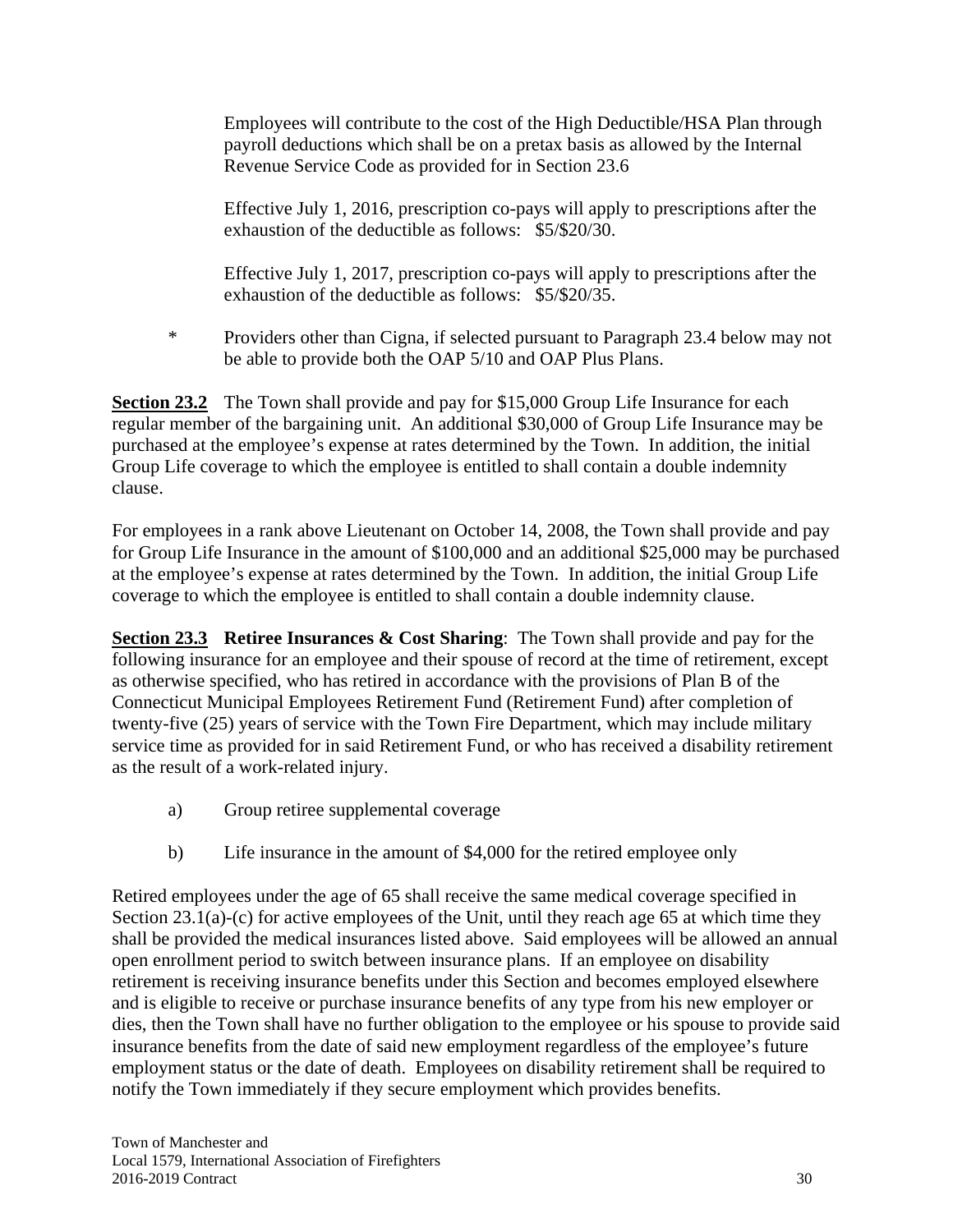Employees will contribute to the cost of the High Deductible/HSA Plan through payroll deductions which shall be on a pretax basis as allowed by the Internal Revenue Service Code as provided for in Section 23.6

Effective July 1, 2016, prescription co-pays will apply to prescriptions after the exhaustion of the deductible as follows: $5/$20/30.

Effective July 1, 2017, prescription co-pays will apply to prescriptions after the exhaustion of the deductible as follows: $5/$20/35.

\* Providers other than Cigna, if selected pursuant to Paragraph 23.4 below may not be able to provide both the OAP 5/10 and OAP Plus Plans.

**Section 23.2** The Town shall provide and pay for $15,000 Group Life Insurance for each regular member of the bargaining unit. An additional $30,000 of Group Life Insurance may be purchased at the employee's expense at rates determined by the Town. In addition, the initial Group Life coverage to which the employee is entitled to shall contain a double indemnity clause.

For employees in a rank above Lieutenant on October 14, 2008, the Town shall provide and pay for Group Life Insurance in the amount of $100,000 and an additional $25,000 may be purchased at the employee's expense at rates determined by the Town. In addition, the initial Group Life coverage to which the employee is entitled to shall contain a double indemnity clause.

**Section 23.3 Retiree Insurances & Cost Sharing**: The Town shall provide and pay for the following insurance for an employee and their spouse of record at the time of retirement, except as otherwise specified, who has retired in accordance with the provisions of Plan B of the Connecticut Municipal Employees Retirement Fund (Retirement Fund) after completion of twenty-five (25) years of service with the Town Fire Department, which may include military service time as provided for in said Retirement Fund, or who has received a disability retirement as the result of a work-related injury.

a) Group retiree supplemental coverage

b) Life insurance in the amount of $4,000 for the retired employee only

Retired employees under the age of 65 shall receive the same medical coverage specified in Section 23.1(a)-(c) for active employees of the Unit, until they reach age 65 at which time they shall be provided the medical insurances listed above. Said employees will be allowed an annual open enrollment period to switch between insurance plans. If an employee on disability retirement is receiving insurance benefits under this Section and becomes employed elsewhere and is eligible to receive or purchase insurance benefits of any type from his new employer or dies, then the Town shall have no further obligation to the employee or his spouse to provide said insurance benefits from the date of said new employment regardless of the employee's future employment status or the date of death. Employees on disability retirement shall be required to notify the Town immediately if they secure employment which provides benefits.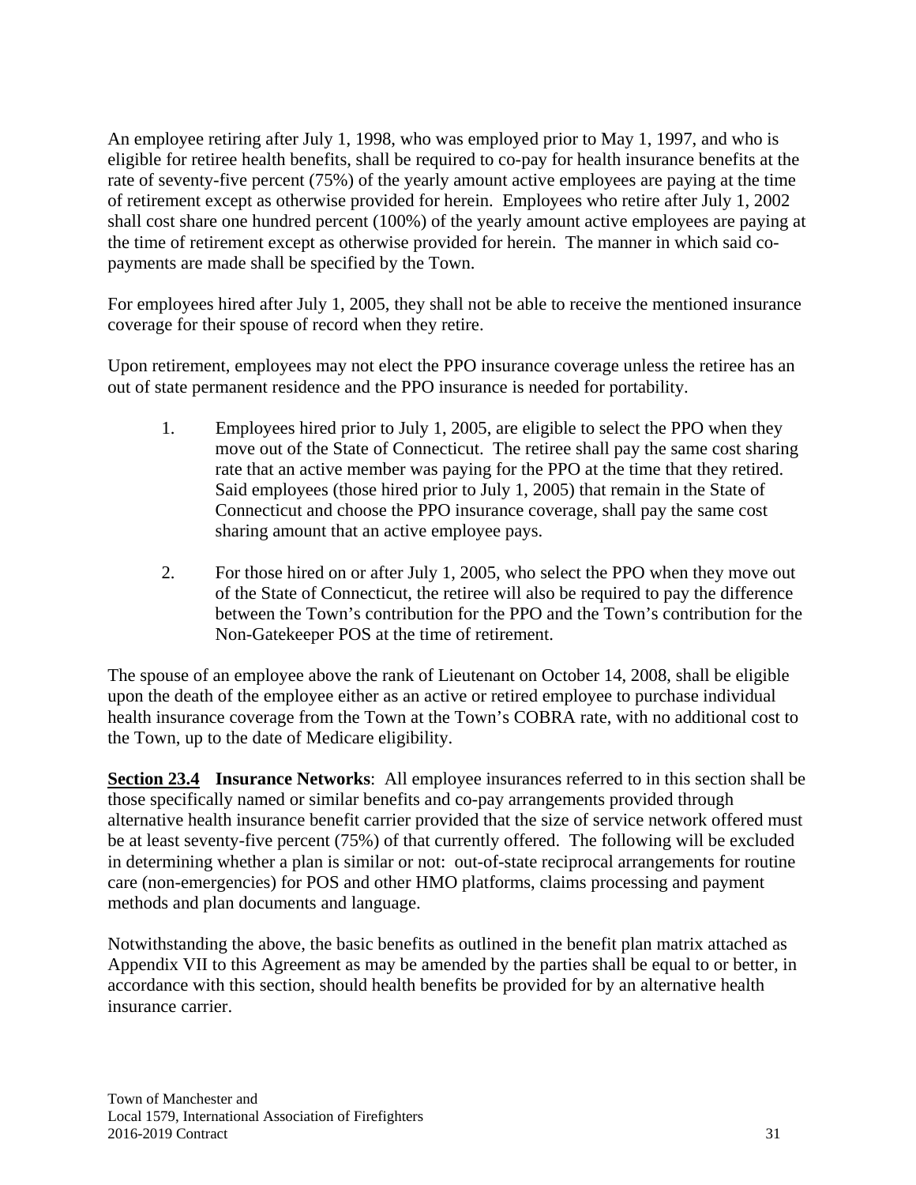An employee retiring after July 1, 1998, who was employed prior to May 1, 1997, and who is eligible for retiree health benefits, shall be required to co-pay for health insurance benefits at the rate of seventy-five percent (75%) of the yearly amount active employees are paying at the time of retirement except as otherwise provided for herein. Employees who retire after July 1, 2002 shall cost share one hundred percent (100%) of the yearly amount active employees are paying at the time of retirement except as otherwise provided for herein. The manner in which said co-payments are made shall be specified by the Town.

For employees hired after July 1, 2005, they shall not be able to receive the mentioned insurance coverage for their spouse of record when they retire.

Upon retirement, employees may not elect the PPO insurance coverage unless the retiree has an out of state permanent residence and the PPO insurance is needed for portability.

1. Employees hired prior to July 1, 2005, are eligible to select the PPO when they move out of the State of Connecticut. The retiree shall pay the same cost sharing rate that an active member was paying for the PPO at the time that they retired. Said employees (those hired prior to July 1, 2005) that remain in the State of Connecticut and choose the PPO insurance coverage, shall pay the same cost sharing amount that an active employee pays.

2. For those hired on or after July 1, 2005, who select the PPO when they move out of the State of Connecticut, the retiree will also be required to pay the difference between the Town's contribution for the PPO and the Town's contribution for the Non-Gatekeeper POS at the time of retirement.

The spouse of an employee above the rank of Lieutenant on October 14, 2008, shall be eligible upon the death of the employee either as an active or retired employee to purchase individual health insurance coverage from the Town at the Town's COBRA rate, with no additional cost to the Town, up to the date of Medicare eligibility.

**Section 23.4 Insurance Networks**: All employee insurances referred to in this section shall be those specifically named or similar benefits and co-pay arrangements provided through alternative health insurance benefit carrier provided that the size of service network offered must be at least seventy-five percent (75%) of that currently offered. The following will be excluded in determining whether a plan is similar or not: out-of-state reciprocal arrangements for routine care (non-emergencies) for POS and other HMO platforms, claims processing and payment methods and plan documents and language.

Notwithstanding the above, the basic benefits as outlined in the benefit plan matrix attached as Appendix VII to this Agreement as may be amended by the parties shall be equal to or better, in accordance with this section, should health benefits be provided for by an alternative health insurance carrier.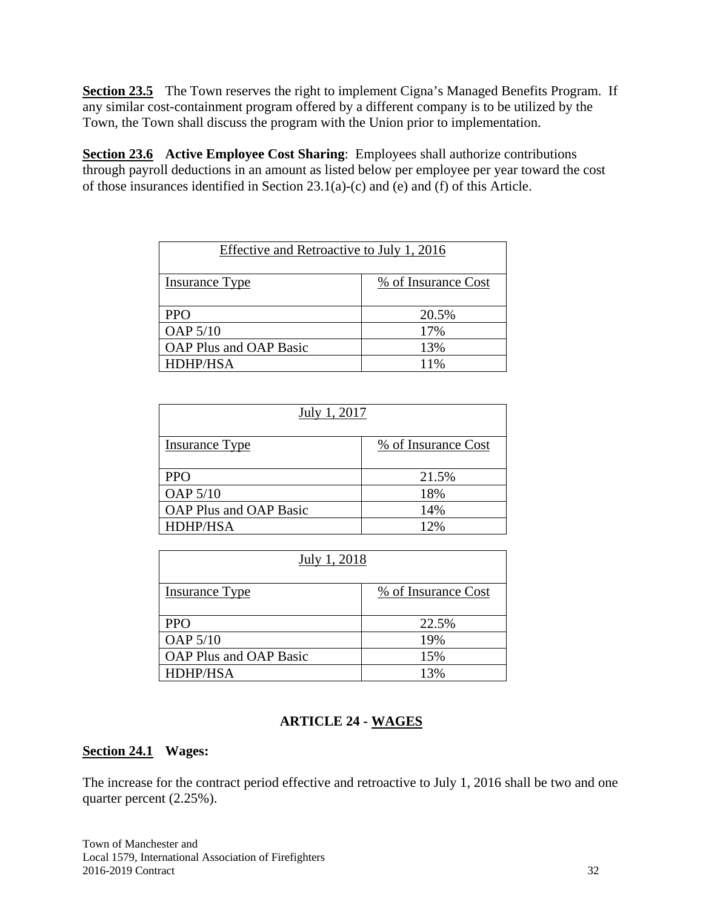**Section 23.5** The Town reserves the right to implement Cigna's Managed Benefits Program. If any similar cost-containment program offered by a different company is to be utilized by the Town, the Town shall discuss the program with the Union prior to implementation.

**Section 23.6 Active Employee Cost Sharing**: Employees shall authorize contributions through payroll deductions in an amount as listed below per employee per year toward the cost of those insurances identified in Section 23.1(a)-(c) and (e) and (f) of this Article.

| Effective and Retroactive to July 1, 2016 | |
|---|---|
| Insurance Type | % of Insurance Cost |
| PPO | 20.5% |
| OAP 5/10 | 17% |
| OAP Plus and OAP Basic | 13% |
| HDHP/HSA | 11% |

| July 1, 2017 | |
|---|---|
| Insurance Type | % of Insurance Cost |
| PPO | 21.5% |
| OAP 5/10 | 18% |
| OAP Plus and OAP Basic | 14% |
| HDHP/HSA | 12% |

| July 1, 2018 | |
|---|---|
| Insurance Type | % of Insurance Cost |
| PPO | 22.5% |
| OAP 5/10 | 19% |
| OAP Plus and OAP Basic | 15% |
| HDHP/HSA | 13% |

## ARTICLE 24 - WAGES

**Section 24.1 Wages:**

The increase for the contract period effective and retroactive to July 1, 2016 shall be two and one quarter percent (2.25%).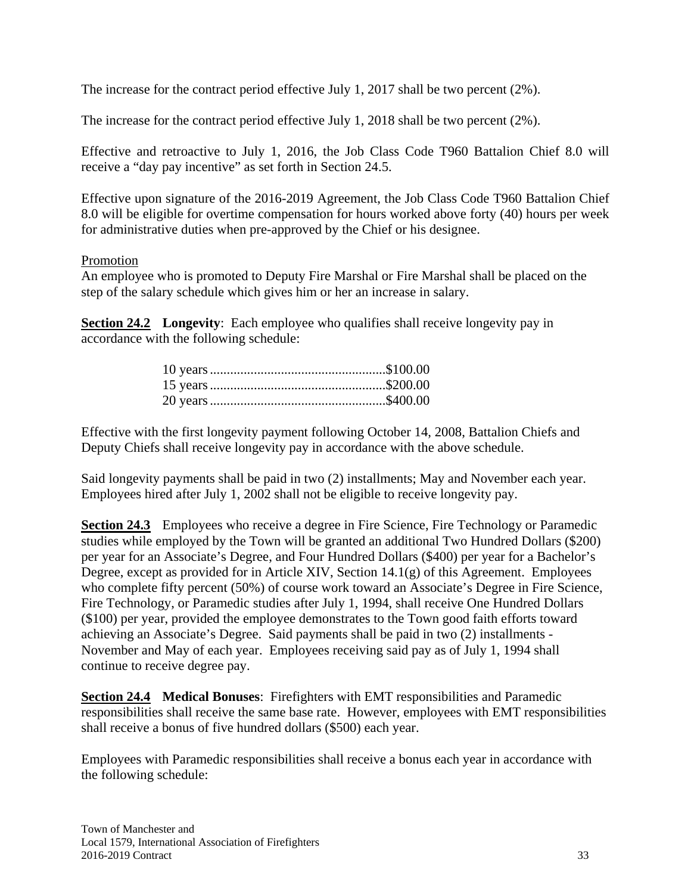The increase for the contract period effective July 1, 2017 shall be two percent (2%).

The increase for the contract period effective July 1, 2018 shall be two percent (2%).

Effective and retroactive to July 1, 2016, the Job Class Code T960 Battalion Chief 8.0 will receive a "day pay incentive" as set forth in Section 24.5.

Effective upon signature of the 2016-2019 Agreement, the Job Class Code T960 Battalion Chief 8.0 will be eligible for overtime compensation for hours worked above forty (40) hours per week for administrative duties when pre-approved by the Chief or his designee.

Promotion

An employee who is promoted to Deputy Fire Marshal or Fire Marshal shall be placed on the step of the salary schedule which gives him or her an increase in salary.

**Section 24.2 Longevity**: Each employee who qualifies shall receive longevity pay in accordance with the following schedule:

10 years ....................................................$100.00
15 years ....................................................$200.00
20 years ....................................................$400.00

Effective with the first longevity payment following October 14, 2008, Battalion Chiefs and Deputy Chiefs shall receive longevity pay in accordance with the above schedule.

Said longevity payments shall be paid in two (2) installments; May and November each year. Employees hired after July 1, 2002 shall not be eligible to receive longevity pay.

**Section 24.3** Employees who receive a degree in Fire Science, Fire Technology or Paramedic studies while employed by the Town will be granted an additional Two Hundred Dollars ($200) per year for an Associate's Degree, and Four Hundred Dollars ($400) per year for a Bachelor's Degree, except as provided for in Article XIV, Section 14.1(g) of this Agreement. Employees who complete fifty percent (50%) of course work toward an Associate's Degree in Fire Science, Fire Technology, or Paramedic studies after July 1, 1994, shall receive One Hundred Dollars ($100) per year, provided the employee demonstrates to the Town good faith efforts toward achieving an Associate's Degree. Said payments shall be paid in two (2) installments - November and May of each year. Employees receiving said pay as of July 1, 1994 shall continue to receive degree pay.

**Section 24.4 Medical Bonuses**: Firefighters with EMT responsibilities and Paramedic responsibilities shall receive the same base rate. However, employees with EMT responsibilities shall receive a bonus of five hundred dollars ($500) each year.

Employees with Paramedic responsibilities shall receive a bonus each year in accordance with the following schedule: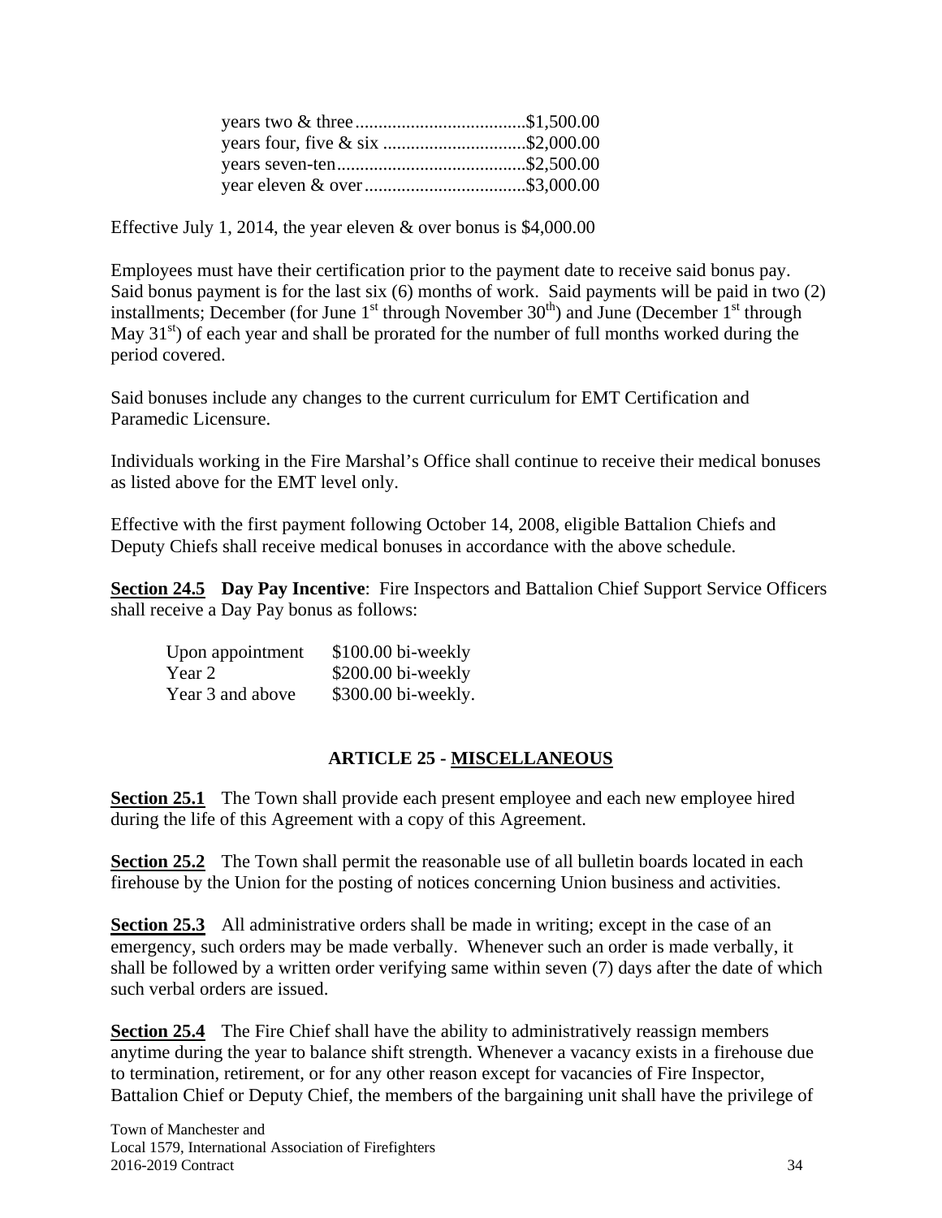years two & three....................................$1,500.00
years four, five & six ..............................$2,000.00
years seven-ten........................................$2,500.00
year eleven & over..................................$3,000.00

Effective July 1, 2014, the year eleven & over bonus is $4,000.00

Employees must have their certification prior to the payment date to receive said bonus pay. Said bonus payment is for the last six (6) months of work. Said payments will be paid in two (2) installments; December (for June 1st through November 30th) and June (December 1st through May 31st) of each year and shall be prorated for the number of full months worked during the period covered.

Said bonuses include any changes to the current curriculum for EMT Certification and Paramedic Licensure.

Individuals working in the Fire Marshal's Office shall continue to receive their medical bonuses as listed above for the EMT level only.

Effective with the first payment following October 14, 2008, eligible Battalion Chiefs and Deputy Chiefs shall receive medical bonuses in accordance with the above schedule.

**Section 24.5** **Day Pay Incentive**: Fire Inspectors and Battalion Chief Support Service Officers shall receive a Day Pay bonus as follows:

| | |
|---|---|
| Upon appointment | $100.00 bi-weekly |
| Year 2 | $200.00 bi-weekly |
| Year 3 and above | $300.00 bi-weekly. |

## ARTICLE 25 - MISCELLANEOUS

**Section 25.1** The Town shall provide each present employee and each new employee hired during the life of this Agreement with a copy of this Agreement.

**Section 25.2** The Town shall permit the reasonable use of all bulletin boards located in each firehouse by the Union for the posting of notices concerning Union business and activities.

**Section 25.3** All administrative orders shall be made in writing; except in the case of an emergency, such orders may be made verbally. Whenever such an order is made verbally, it shall be followed by a written order verifying same within seven (7) days after the date of which such verbal orders are issued.

**Section 25.4** The Fire Chief shall have the ability to administratively reassign members anytime during the year to balance shift strength. Whenever a vacancy exists in a firehouse due to termination, retirement, or for any other reason except for vacancies of Fire Inspector, Battalion Chief or Deputy Chief, the members of the bargaining unit shall have the privilege of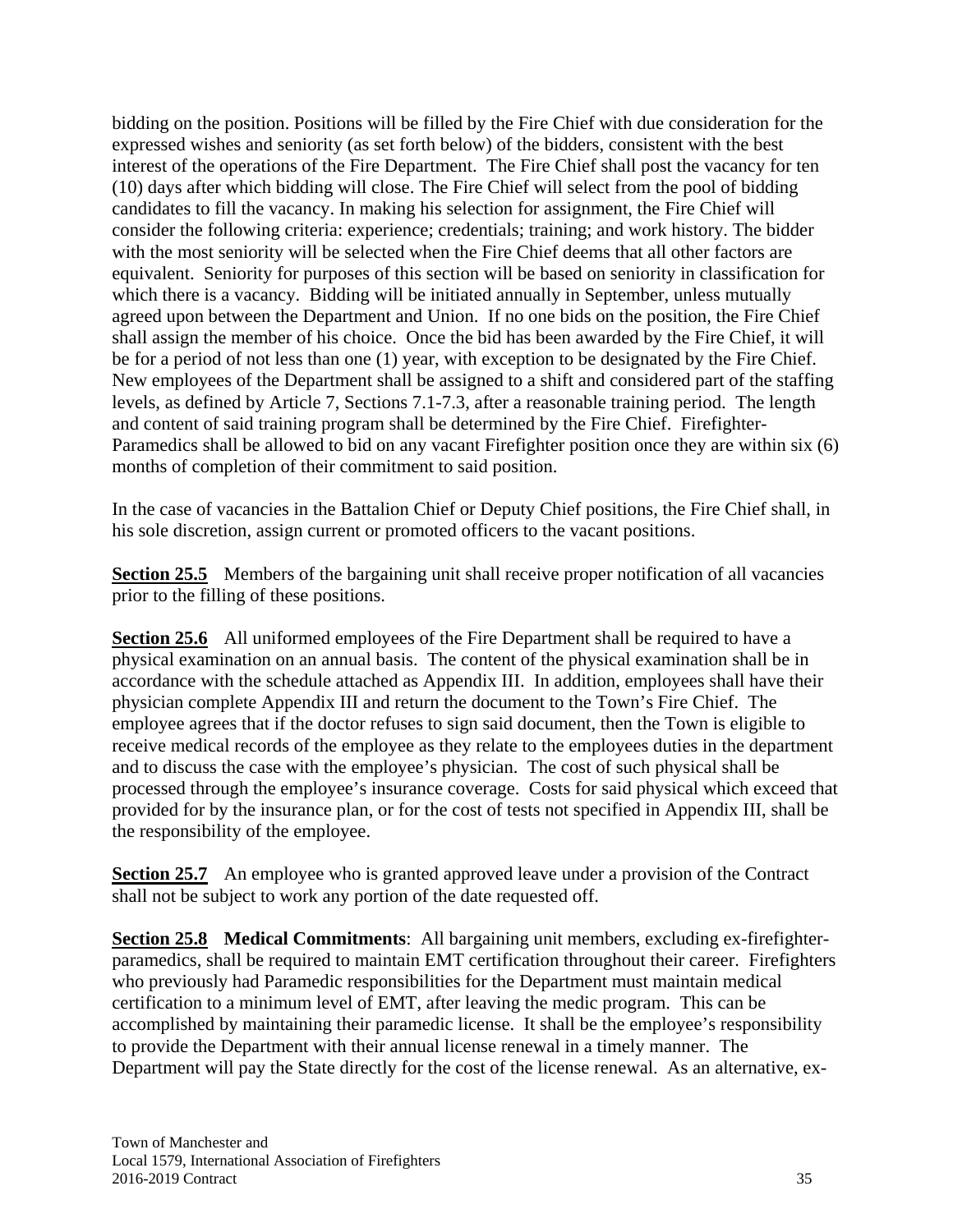bidding on the position. Positions will be filled by the Fire Chief with due consideration for the expressed wishes and seniority (as set forth below) of the bidders, consistent with the best interest of the operations of the Fire Department. The Fire Chief shall post the vacancy for ten (10) days after which bidding will close. The Fire Chief will select from the pool of bidding candidates to fill the vacancy. In making his selection for assignment, the Fire Chief will consider the following criteria: experience; credentials; training; and work history. The bidder with the most seniority will be selected when the Fire Chief deems that all other factors are equivalent. Seniority for purposes of this section will be based on seniority in classification for which there is a vacancy. Bidding will be initiated annually in September, unless mutually agreed upon between the Department and Union. If no one bids on the position, the Fire Chief shall assign the member of his choice. Once the bid has been awarded by the Fire Chief, it will be for a period of not less than one (1) year, with exception to be designated by the Fire Chief. New employees of the Department shall be assigned to a shift and considered part of the staffing levels, as defined by Article 7, Sections 7.1-7.3, after a reasonable training period. The length and content of said training program shall be determined by the Fire Chief. Firefighter-Paramedics shall be allowed to bid on any vacant Firefighter position once they are within six (6) months of completion of their commitment to said position.

In the case of vacancies in the Battalion Chief or Deputy Chief positions, the Fire Chief shall, in his sole discretion, assign current or promoted officers to the vacant positions.

**Section 25.5** Members of the bargaining unit shall receive proper notification of all vacancies prior to the filling of these positions.

**Section 25.6** All uniformed employees of the Fire Department shall be required to have a physical examination on an annual basis. The content of the physical examination shall be in accordance with the schedule attached as Appendix III. In addition, employees shall have their physician complete Appendix III and return the document to the Town's Fire Chief. The employee agrees that if the doctor refuses to sign said document, then the Town is eligible to receive medical records of the employee as they relate to the employees duties in the department and to discuss the case with the employee's physician. The cost of such physical shall be processed through the employee's insurance coverage. Costs for said physical which exceed that provided for by the insurance plan, or for the cost of tests not specified in Appendix III, shall be the responsibility of the employee.

**Section 25.7** An employee who is granted approved leave under a provision of the Contract shall not be subject to work any portion of the date requested off.

**Section 25.8 Medical Commitments**: All bargaining unit members, excluding ex-firefighter-paramedics, shall be required to maintain EMT certification throughout their career. Firefighters who previously had Paramedic responsibilities for the Department must maintain medical certification to a minimum level of EMT, after leaving the medic program. This can be accomplished by maintaining their paramedic license. It shall be the employee's responsibility to provide the Department with their annual license renewal in a timely manner. The Department will pay the State directly for the cost of the license renewal. As an alternative, ex-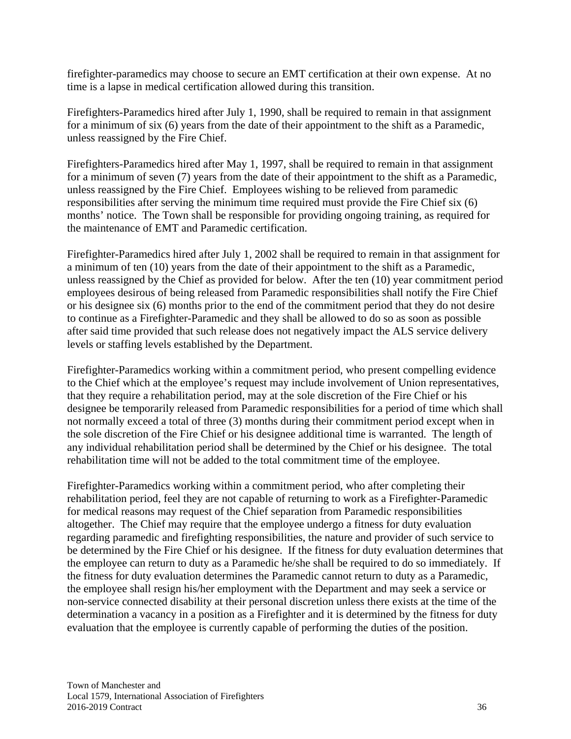firefighter-paramedics may choose to secure an EMT certification at their own expense. At no time is a lapse in medical certification allowed during this transition.

Firefighters-Paramedics hired after July 1, 1990, shall be required to remain in that assignment for a minimum of six (6) years from the date of their appointment to the shift as a Paramedic, unless reassigned by the Fire Chief.

Firefighters-Paramedics hired after May 1, 1997, shall be required to remain in that assignment for a minimum of seven (7) years from the date of their appointment to the shift as a Paramedic, unless reassigned by the Fire Chief. Employees wishing to be relieved from paramedic responsibilities after serving the minimum time required must provide the Fire Chief six (6) months' notice. The Town shall be responsible for providing ongoing training, as required for the maintenance of EMT and Paramedic certification.

Firefighter-Paramedics hired after July 1, 2002 shall be required to remain in that assignment for a minimum of ten (10) years from the date of their appointment to the shift as a Paramedic, unless reassigned by the Chief as provided for below. After the ten (10) year commitment period employees desirous of being released from Paramedic responsibilities shall notify the Fire Chief or his designee six (6) months prior to the end of the commitment period that they do not desire to continue as a Firefighter-Paramedic and they shall be allowed to do so as soon as possible after said time provided that such release does not negatively impact the ALS service delivery levels or staffing levels established by the Department.

Firefighter-Paramedics working within a commitment period, who present compelling evidence to the Chief which at the employee's request may include involvement of Union representatives, that they require a rehabilitation period, may at the sole discretion of the Fire Chief or his designee be temporarily released from Paramedic responsibilities for a period of time which shall not normally exceed a total of three (3) months during their commitment period except when in the sole discretion of the Fire Chief or his designee additional time is warranted. The length of any individual rehabilitation period shall be determined by the Chief or his designee. The total rehabilitation time will not be added to the total commitment time of the employee.

Firefighter-Paramedics working within a commitment period, who after completing their rehabilitation period, feel they are not capable of returning to work as a Firefighter-Paramedic for medical reasons may request of the Chief separation from Paramedic responsibilities altogether. The Chief may require that the employee undergo a fitness for duty evaluation regarding paramedic and firefighting responsibilities, the nature and provider of such service to be determined by the Fire Chief or his designee. If the fitness for duty evaluation determines that the employee can return to duty as a Paramedic he/she shall be required to do so immediately. If the fitness for duty evaluation determines the Paramedic cannot return to duty as a Paramedic, the employee shall resign his/her employment with the Department and may seek a service or non-service connected disability at their personal discretion unless there exists at the time of the determination a vacancy in a position as a Firefighter and it is determined by the fitness for duty evaluation that the employee is currently capable of performing the duties of the position.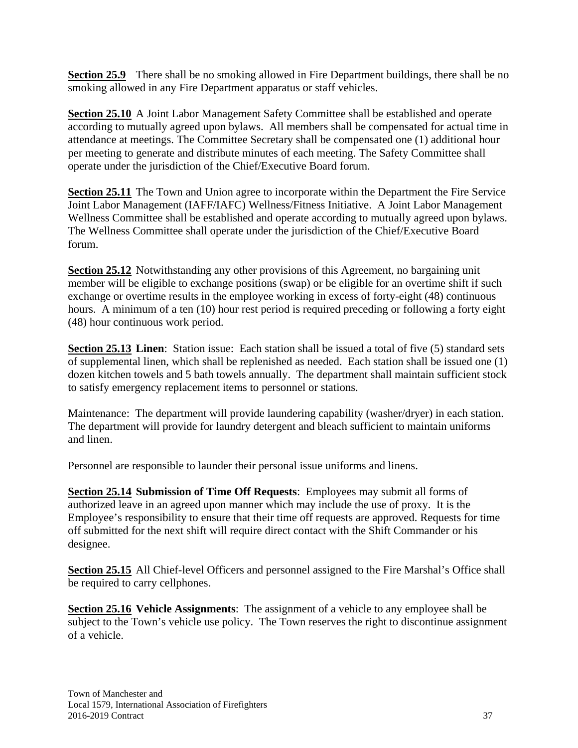**Section 25.9** There shall be no smoking allowed in Fire Department buildings, there shall be no smoking allowed in any Fire Department apparatus or staff vehicles.

**Section 25.10** A Joint Labor Management Safety Committee shall be established and operate according to mutually agreed upon bylaws. All members shall be compensated for actual time in attendance at meetings. The Committee Secretary shall be compensated one (1) additional hour per meeting to generate and distribute minutes of each meeting. The Safety Committee shall operate under the jurisdiction of the Chief/Executive Board forum.

**Section 25.11** The Town and Union agree to incorporate within the Department the Fire Service Joint Labor Management (IAFF/IAFC) Wellness/Fitness Initiative. A Joint Labor Management Wellness Committee shall be established and operate according to mutually agreed upon bylaws. The Wellness Committee shall operate under the jurisdiction of the Chief/Executive Board forum.

**Section 25.12** Notwithstanding any other provisions of this Agreement, no bargaining unit member will be eligible to exchange positions (swap) or be eligible for an overtime shift if such exchange or overtime results in the employee working in excess of forty-eight (48) continuous hours. A minimum of a ten (10) hour rest period is required preceding or following a forty eight (48) hour continuous work period.

**Section 25.13 Linen**: Station issue: Each station shall be issued a total of five (5) standard sets of supplemental linen, which shall be replenished as needed. Each station shall be issued one (1) dozen kitchen towels and 5 bath towels annually. The department shall maintain sufficient stock to satisfy emergency replacement items to personnel or stations.

Maintenance: The department will provide laundering capability (washer/dryer) in each station. The department will provide for laundry detergent and bleach sufficient to maintain uniforms and linen.

Personnel are responsible to launder their personal issue uniforms and linens.

**Section 25.14 Submission of Time Off Requests**: Employees may submit all forms of authorized leave in an agreed upon manner which may include the use of proxy. It is the Employee's responsibility to ensure that their time off requests are approved. Requests for time off submitted for the next shift will require direct contact with the Shift Commander or his designee.

**Section 25.15** All Chief-level Officers and personnel assigned to the Fire Marshal's Office shall be required to carry cellphones.

**Section 25.16 Vehicle Assignments**: The assignment of a vehicle to any employee shall be subject to the Town's vehicle use policy. The Town reserves the right to discontinue assignment of a vehicle.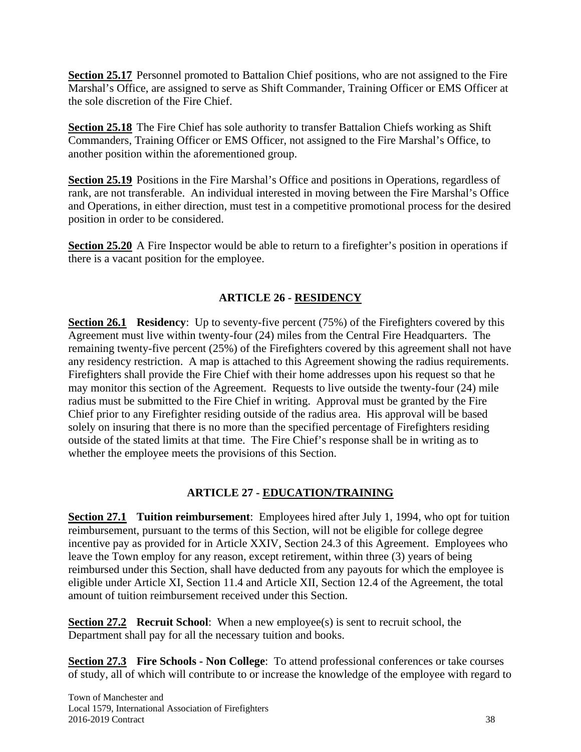**Section 25.17** Personnel promoted to Battalion Chief positions, who are not assigned to the Fire Marshal's Office, are assigned to serve as Shift Commander, Training Officer or EMS Officer at the sole discretion of the Fire Chief.

**Section 25.18** The Fire Chief has sole authority to transfer Battalion Chiefs working as Shift Commanders, Training Officer or EMS Officer, not assigned to the Fire Marshal's Office, to another position within the aforementioned group.

**Section 25.19** Positions in the Fire Marshal's Office and positions in Operations, regardless of rank, are not transferable. An individual interested in moving between the Fire Marshal's Office and Operations, in either direction, must test in a competitive promotional process for the desired position in order to be considered.

**Section 25.20** A Fire Inspector would be able to return to a firefighter's position in operations if there is a vacant position for the employee.

## ARTICLE 26 - RESIDENCY

**Section 26.1 Residency**: Up to seventy-five percent (75%) of the Firefighters covered by this Agreement must live within twenty-four (24) miles from the Central Fire Headquarters. The remaining twenty-five percent (25%) of the Firefighters covered by this agreement shall not have any residency restriction. A map is attached to this Agreement showing the radius requirements. Firefighters shall provide the Fire Chief with their home addresses upon his request so that he may monitor this section of the Agreement. Requests to live outside the twenty-four (24) mile radius must be submitted to the Fire Chief in writing. Approval must be granted by the Fire Chief prior to any Firefighter residing outside of the radius area. His approval will be based solely on insuring that there is no more than the specified percentage of Firefighters residing outside of the stated limits at that time. The Fire Chief's response shall be in writing as to whether the employee meets the provisions of this Section.

## ARTICLE 27 - EDUCATION/TRAINING

**Section 27.1 Tuition reimbursement**: Employees hired after July 1, 1994, who opt for tuition reimbursement, pursuant to the terms of this Section, will not be eligible for college degree incentive pay as provided for in Article XXIV, Section 24.3 of this Agreement. Employees who leave the Town employ for any reason, except retirement, within three (3) years of being reimbursed under this Section, shall have deducted from any payouts for which the employee is eligible under Article XI, Section 11.4 and Article XII, Section 12.4 of the Agreement, the total amount of tuition reimbursement received under this Section.

**Section 27.2 Recruit School**: When a new employee(s) is sent to recruit school, the Department shall pay for all the necessary tuition and books.

**Section 27.3 Fire Schools - Non College**: To attend professional conferences or take courses of study, all of which will contribute to or increase the knowledge of the employee with regard to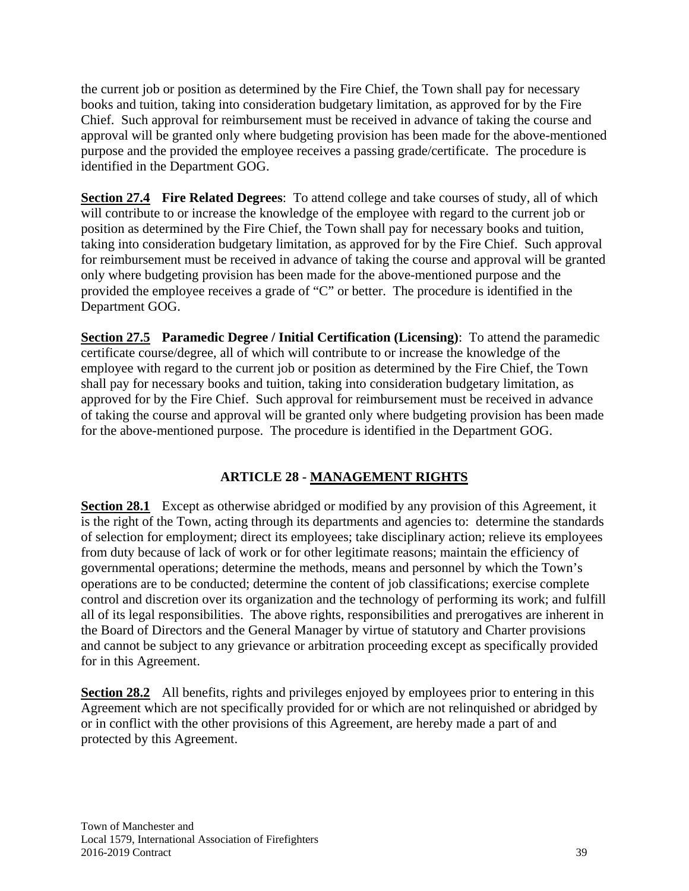the current job or position as determined by the Fire Chief, the Town shall pay for necessary books and tuition, taking into consideration budgetary limitation, as approved for by the Fire Chief. Such approval for reimbursement must be received in advance of taking the course and approval will be granted only where budgeting provision has been made for the above-mentioned purpose and the provided the employee receives a passing grade/certificate. The procedure is identified in the Department GOG.

**Section 27.4 Fire Related Degrees**: To attend college and take courses of study, all of which will contribute to or increase the knowledge of the employee with regard to the current job or position as determined by the Fire Chief, the Town shall pay for necessary books and tuition, taking into consideration budgetary limitation, as approved for by the Fire Chief. Such approval for reimbursement must be received in advance of taking the course and approval will be granted only where budgeting provision has been made for the above-mentioned purpose and the provided the employee receives a grade of "C" or better. The procedure is identified in the Department GOG.

**Section 27.5 Paramedic Degree / Initial Certification (Licensing)**: To attend the paramedic certificate course/degree, all of which will contribute to or increase the knowledge of the employee with regard to the current job or position as determined by the Fire Chief, the Town shall pay for necessary books and tuition, taking into consideration budgetary limitation, as approved for by the Fire Chief. Such approval for reimbursement must be received in advance of taking the course and approval will be granted only where budgeting provision has been made for the above-mentioned purpose. The procedure is identified in the Department GOG.

## ARTICLE 28 - MANAGEMENT RIGHTS

**Section 28.1** Except as otherwise abridged or modified by any provision of this Agreement, it is the right of the Town, acting through its departments and agencies to: determine the standards of selection for employment; direct its employees; take disciplinary action; relieve its employees from duty because of lack of work or for other legitimate reasons; maintain the efficiency of governmental operations; determine the methods, means and personnel by which the Town's operations are to be conducted; determine the content of job classifications; exercise complete control and discretion over its organization and the technology of performing its work; and fulfill all of its legal responsibilities. The above rights, responsibilities and prerogatives are inherent in the Board of Directors and the General Manager by virtue of statutory and Charter provisions and cannot be subject to any grievance or arbitration proceeding except as specifically provided for in this Agreement.

**Section 28.2** All benefits, rights and privileges enjoyed by employees prior to entering in this Agreement which are not specifically provided for or which are not relinquished or abridged by or in conflict with the other provisions of this Agreement, are hereby made a part of and protected by this Agreement.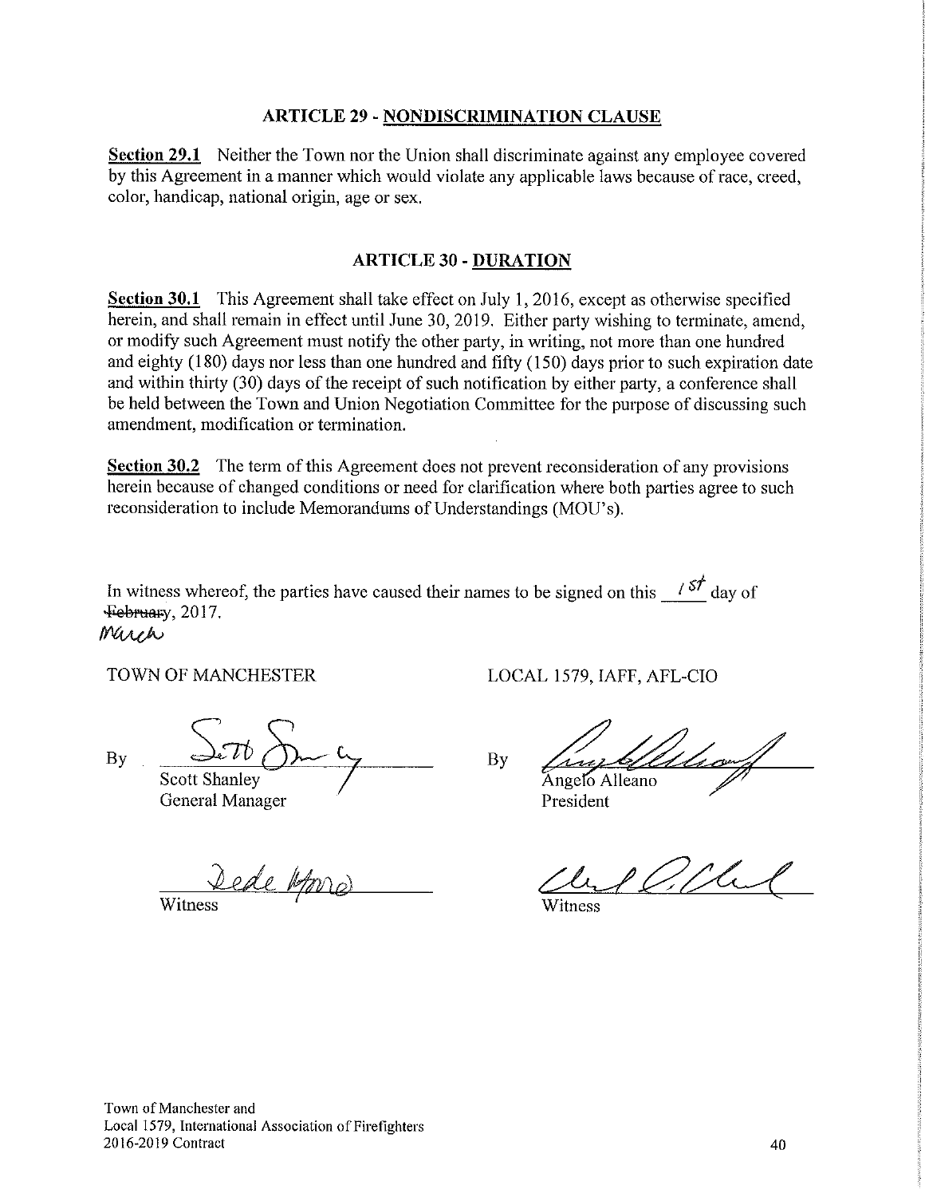## ARTICLE 29 - NONDISCRIMINATION CLAUSE

**Section 29.1** Neither the Town nor the Union shall discriminate against any employee covered by this Agreement in a manner which would violate any applicable laws because of race, creed, color, handicap, national origin, age or sex.

## ARTICLE 30 - DURATION

**Section 30.1** This Agreement shall take effect on July 1, 2016, except as otherwise specified herein, and shall remain in effect until June 30, 2019. Either party wishing to terminate, amend, or modify such Agreement must notify the other party, in writing, not more than one hundred and eighty (180) days nor less than one hundred and fifty (150) days prior to such expiration date and within thirty (30) days of the receipt of such notification by either party, a conference shall be held between the Town and Union Negotiation Committee for the purpose of discussing such amendment, modification or termination.

**Section 30.2** The term of this Agreement does not prevent reconsideration of any provisions herein because of changed conditions or need for clarification where both parties agree to such reconsideration to include Memorandums of Understandings (MOU's).

In witness whereof, the parties have caused their names to be signed on this 1st day of ~~February~~ March, 2017.

TOWN OF MANCHESTER

By _______________
Scott Shanley
General Manager

_______________
Witness

LOCAL 1579, IAFF, AFL-CIO

By _______________
Angelo Alleano
President

_______________
Witness

Town of Manchester and
Local 1579, International Association of Firefighters
2016-2019 Contract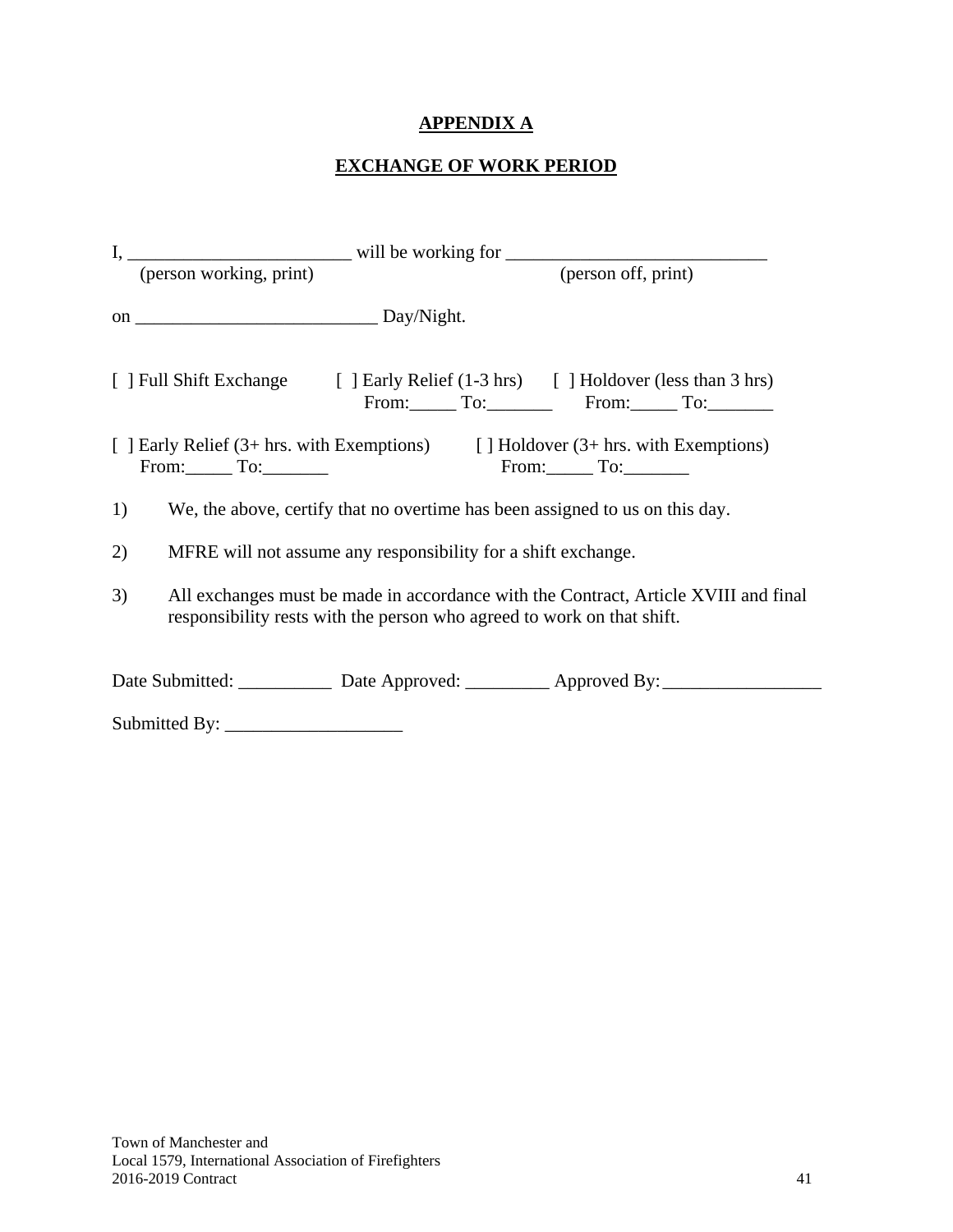## APPENDIX A

## EXCHANGE OF WORK PERIOD

I, ________________________ will be working for ____________________________
(person working, print) (person off, print)

on __________________________ Day/Night.

[ ] Full Shift Exchange [ ] Early Relief (1-3 hrs) From:_____ To:_______ [ ] Holdover (less than 3 hrs) From:_____ To:_______

[ ] Early Relief (3+ hrs. with Exemptions) From:_____ To:_______ [ ] Holdover (3+ hrs. with Exemptions) From:_____ To:_______

1) We, the above, certify that no overtime has been assigned to us on this day.

2) MFRE will not assume any responsibility for a shift exchange.

3) All exchanges must be made in accordance with the Contract, Article XVIII and final responsibility rests with the person who agreed to work on that shift.

Date Submitted: __________ Date Approved: _________ Approved By: _________________

Submitted By: ___________________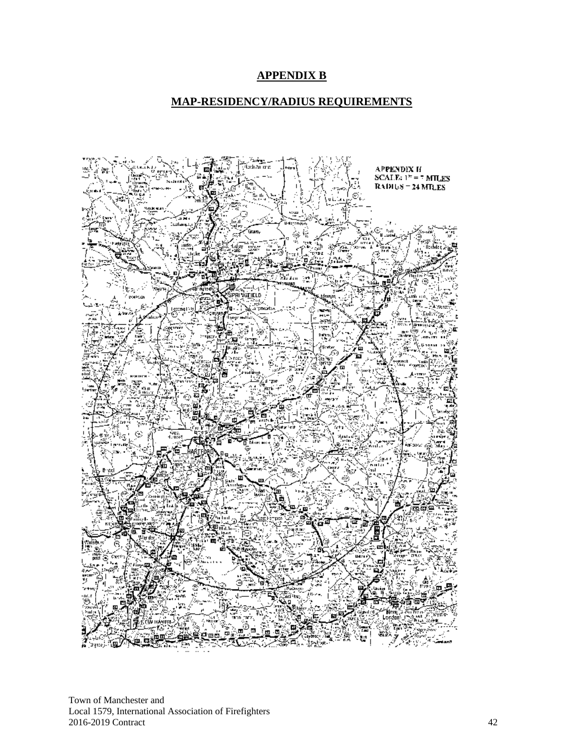## APPENDIX B

## MAP-RESIDENCY/RADIUS REQUIREMENTS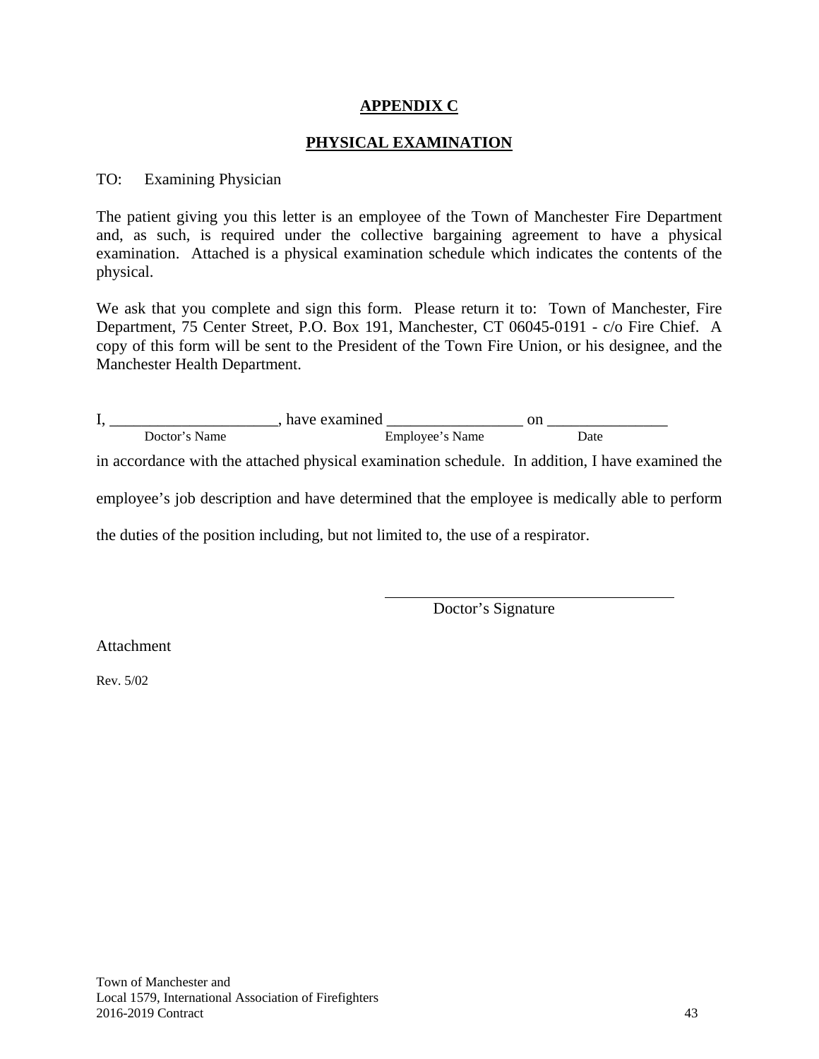**APPENDIX C**

**PHYSICAL EXAMINATION**

TO: Examining Physician

The patient giving you this letter is an employee of the Town of Manchester Fire Department and, as such, is required under the collective bargaining agreement to have a physical examination. Attached is a physical examination schedule which indicates the contents of the physical.

We ask that you complete and sign this form. Please return it to: Town of Manchester, Fire Department, 75 Center Street, P.O. Box 191, Manchester, CT 06045-0191 - c/o Fire Chief. A copy of this form will be sent to the President of the Town Fire Union, or his designee, and the Manchester Health Department.

I, _____________________, have examined _________________ on _______________
Doctor's Name Employee's Name Date

in accordance with the attached physical examination schedule. In addition, I have examined the employee's job description and have determined that the employee is medically able to perform the duties of the position including, but not limited to, the use of a respirator.

______________________________________
Doctor's Signature

Attachment

Rev. 5/02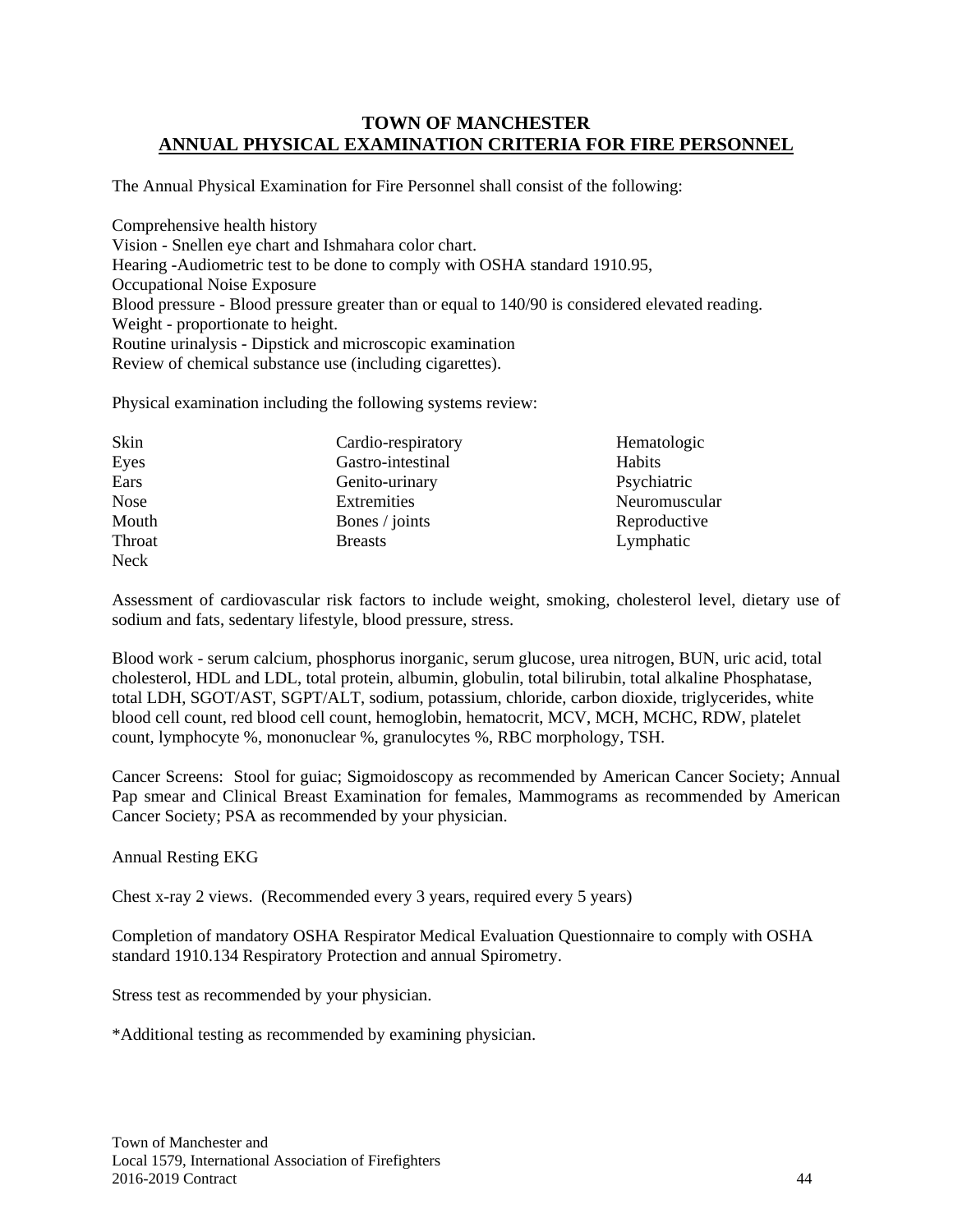# TOWN OF MANCHESTER
## ANNUAL PHYSICAL EXAMINATION CRITERIA FOR FIRE PERSONNEL

The Annual Physical Examination for Fire Personnel shall consist of the following:

Comprehensive health history
Vision - Snellen eye chart and Ishmahara color chart.
Hearing -Audiometric test to be done to comply with OSHA standard 1910.95,
Occupational Noise Exposure
Blood pressure - Blood pressure greater than or equal to 140/90 is considered elevated reading.
Weight - proportionate to height.
Routine urinalysis - Dipstick and microscopic examination
Review of chemical substance use (including cigarettes).

Physical examination including the following systems review:

| | | |
|---|---|---|
| Skin | Cardio-respiratory | Hematologic |
| Eyes | Gastro-intestinal | Habits |
| Ears | Genito-urinary | Psychiatric |
| Nose | Extremities | Neuromuscular |
| Mouth | Bones / joints | Reproductive |
| Throat | Breasts | Lymphatic |
| Neck | | |

Assessment of cardiovascular risk factors to include weight, smoking, cholesterol level, dietary use of sodium and fats, sedentary lifestyle, blood pressure, stress.

Blood work - serum calcium, phosphorus inorganic, serum glucose, urea nitrogen, BUN, uric acid, total cholesterol, HDL and LDL, total protein, albumin, globulin, total bilirubin, total alkaline Phosphatase, total LDH, SGOT/AST, SGPT/ALT, sodium, potassium, chloride, carbon dioxide, triglycerides, white blood cell count, red blood cell count, hemoglobin, hematocrit, MCV, MCH, MCHC, RDW, platelet count, lymphocyte %, mononuclear %, granulocytes %, RBC morphology, TSH.

Cancer Screens: Stool for guiac; Sigmoidoscopy as recommended by American Cancer Society; Annual Pap smear and Clinical Breast Examination for females, Mammograms as recommended by American Cancer Society; PSA as recommended by your physician.

Annual Resting EKG

Chest x-ray 2 views. (Recommended every 3 years, required every 5 years)

Completion of mandatory OSHA Respirator Medical Evaluation Questionnaire to comply with OSHA standard 1910.134 Respiratory Protection and annual Spirometry.

Stress test as recommended by your physician.

*Additional testing as recommended by examining physician.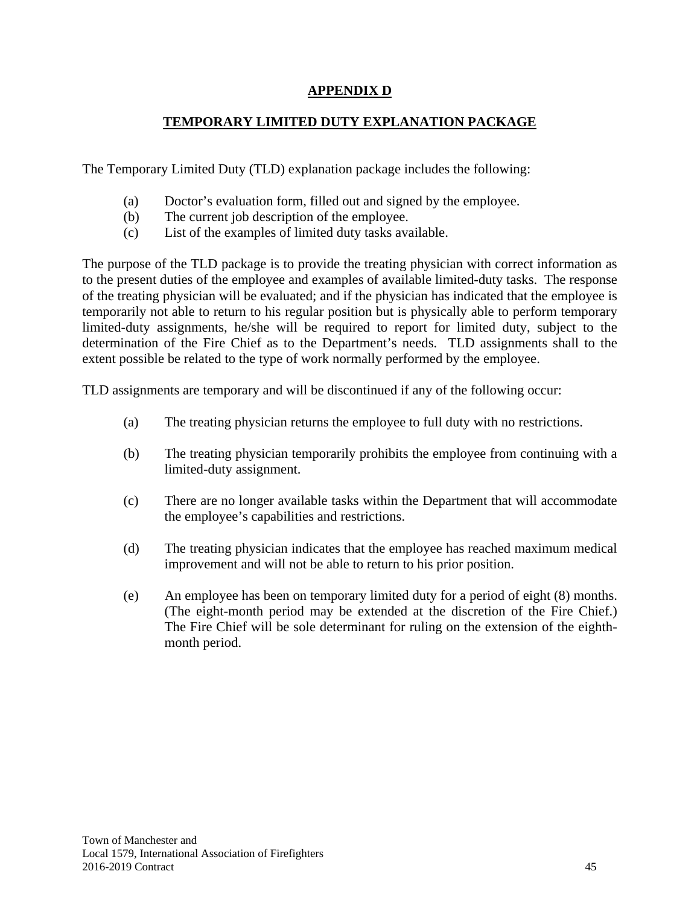# APPENDIX D

## TEMPORARY LIMITED DUTY EXPLANATION PACKAGE

The Temporary Limited Duty (TLD) explanation package includes the following:

(a) Doctor's evaluation form, filled out and signed by the employee.
(b) The current job description of the employee.
(c) List of the examples of limited duty tasks available.

The purpose of the TLD package is to provide the treating physician with correct information as to the present duties of the employee and examples of available limited-duty tasks. The response of the treating physician will be evaluated; and if the physician has indicated that the employee is temporarily not able to return to his regular position but is physically able to perform temporary limited-duty assignments, he/she will be required to report for limited duty, subject to the determination of the Fire Chief as to the Department's needs. TLD assignments shall to the extent possible be related to the type of work normally performed by the employee.

TLD assignments are temporary and will be discontinued if any of the following occur:

(a) The treating physician returns the employee to full duty with no restrictions.

(b) The treating physician temporarily prohibits the employee from continuing with a limited-duty assignment.

(c) There are no longer available tasks within the Department that will accommodate the employee's capabilities and restrictions.

(d) The treating physician indicates that the employee has reached maximum medical improvement and will not be able to return to his prior position.

(e) An employee has been on temporary limited duty for a period of eight (8) months. (The eight-month period may be extended at the discretion of the Fire Chief.) The Fire Chief will be sole determinant for ruling on the extension of the eighth-month period.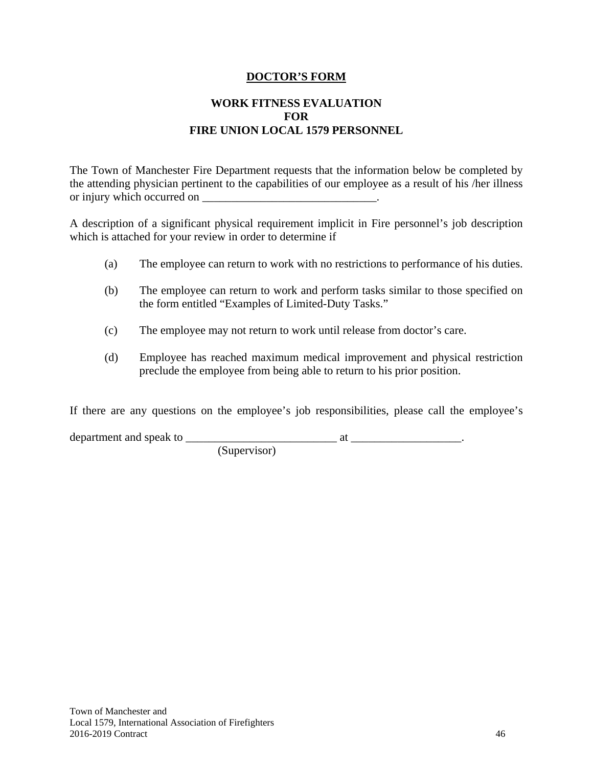## DOCTOR'S FORM

### WORK FITNESS EVALUATION
### FOR
### FIRE UNION LOCAL 1579 PERSONNEL

The Town of Manchester Fire Department requests that the information below be completed by the attending physician pertinent to the capabilities of our employee as a result of his /her illness or injury which occurred on ______________________________.

A description of a significant physical requirement implicit in Fire personnel's job description which is attached for your review in order to determine if

(a) The employee can return to work with no restrictions to performance of his duties.

(b) The employee can return to work and perform tasks similar to those specified on the form entitled "Examples of Limited-Duty Tasks."

(c) The employee may not return to work until release from doctor's care.

(d) Employee has reached maximum medical improvement and physical restriction preclude the employee from being able to return to his prior position.

If there are any questions on the employee's job responsibilities, please call the employee's

department and speak to __________________________ at ___________________.
(Supervisor)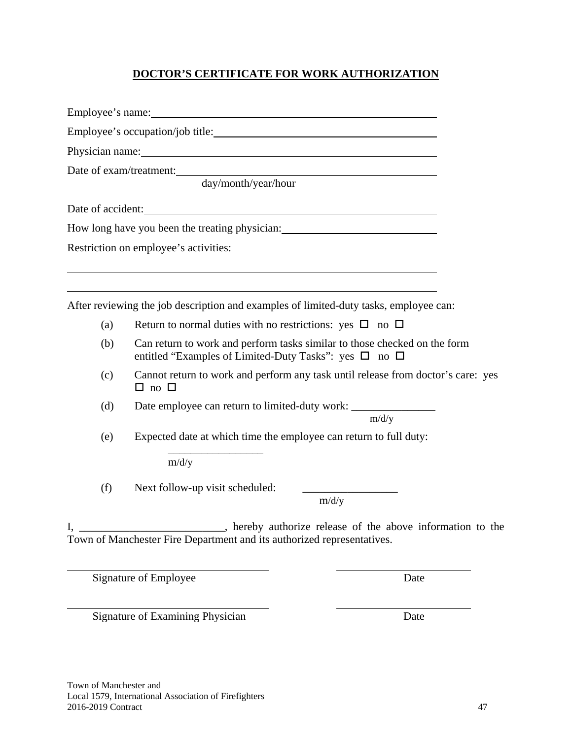**DOCTOR'S CERTIFICATE FOR WORK AUTHORIZATION**

Employee's name: ____________________________________________

Employee's occupation/job title: ____________________________________

Physician name: _____________________________________________

Date of exam/treatment: _______________________________________
day/month/year/hour

Date of accident: _____________________________________________

How long have you been the treating physician: _______________________

Restriction on employee's activities:

_______________________________________________________________

_______________________________________________________________

After reviewing the job description and examples of limited-duty tasks, employee can:

(a) Return to normal duties with no restrictions: yes ☐ no ☐

(b) Can return to work and perform tasks similar to those checked on the form entitled "Examples of Limited-Duty Tasks": yes ☐ no ☐

(c) Cannot return to work and perform any task until release from doctor's care: yes ☐ no ☐

(d) Date employee can return to limited-duty work: _______________
m/d/y

(e) Expected date at which time the employee can return to full duty:
_________________
m/d/y

(f) Next follow-up visit scheduled: _________________
m/d/y

I, ___________________________, hereby authorize release of the above information to the Town of Manchester Fire Department and its authorized representatives.

_________________________________ ______________________
Signature of Employee Date

_________________________________ ______________________
Signature of Examining Physician Date

Town of Manchester and
Local 1579, International Association of Firefighters
2016-2019 Contract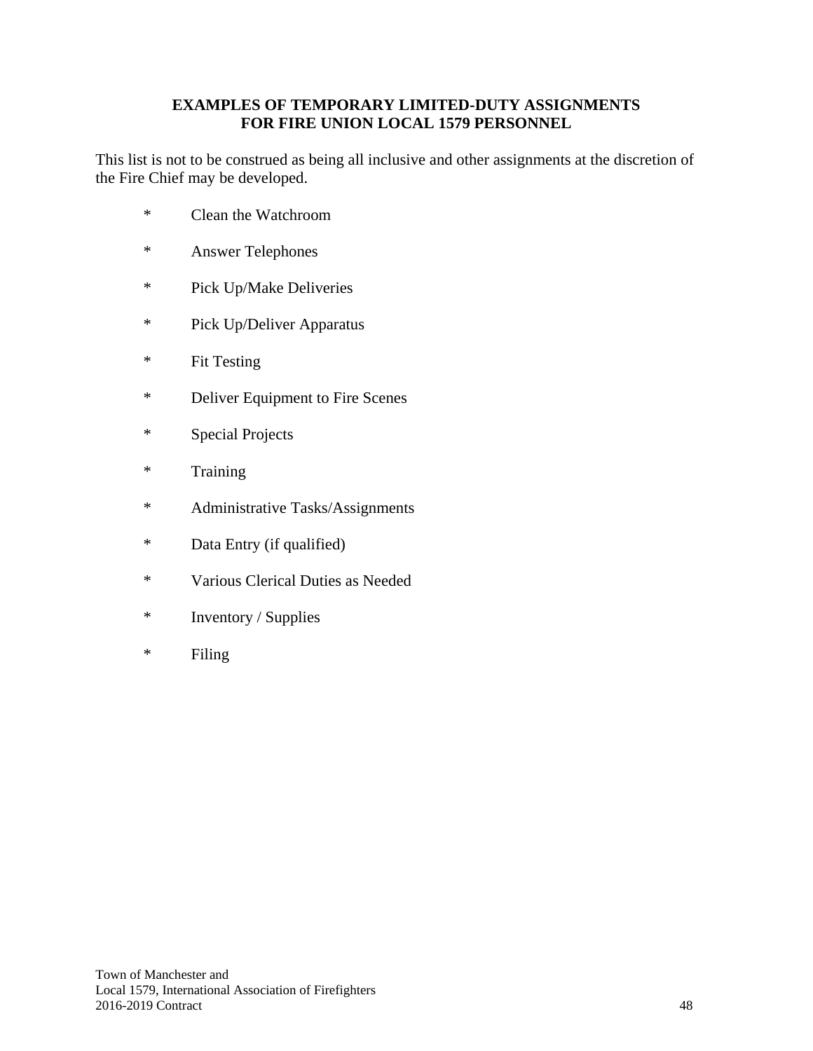**EXAMPLES OF TEMPORARY LIMITED-DUTY ASSIGNMENTS FOR FIRE UNION LOCAL 1579 PERSONNEL**

This list is not to be construed as being all inclusive and other assignments at the discretion of the Fire Chief may be developed.

* Clean the Watchroom
* Answer Telephones
* Pick Up/Make Deliveries
* Pick Up/Deliver Apparatus
* Fit Testing
* Deliver Equipment to Fire Scenes
* Special Projects
* Training
* Administrative Tasks/Assignments
* Data Entry (if qualified)
* Various Clerical Duties as Needed
* Inventory / Supplies
* Filing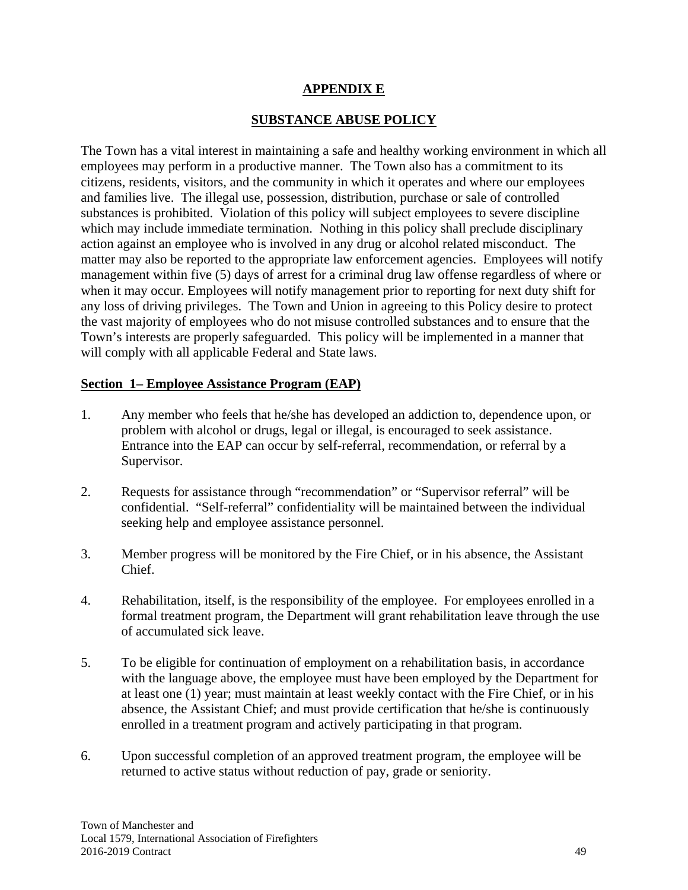# APPENDIX E

## SUBSTANCE ABUSE POLICY

The Town has a vital interest in maintaining a safe and healthy working environment in which all employees may perform in a productive manner. The Town also has a commitment to its citizens, residents, visitors, and the community in which it operates and where our employees and families live. The illegal use, possession, distribution, purchase or sale of controlled substances is prohibited. Violation of this policy will subject employees to severe discipline which may include immediate termination. Nothing in this policy shall preclude disciplinary action against an employee who is involved in any drug or alcohol related misconduct. The matter may also be reported to the appropriate law enforcement agencies. Employees will notify management within five (5) days of arrest for a criminal drug law offense regardless of where or when it may occur. Employees will notify management prior to reporting for next duty shift for any loss of driving privileges. The Town and Union in agreeing to this Policy desire to protect the vast majority of employees who do not misuse controlled substances and to ensure that the Town's interests are properly safeguarded. This policy will be implemented in a manner that will comply with all applicable Federal and State laws.

**Section 1– Employee Assistance Program (EAP)**

1. Any member who feels that he/she has developed an addiction to, dependence upon, or problem with alcohol or drugs, legal or illegal, is encouraged to seek assistance. Entrance into the EAP can occur by self-referral, recommendation, or referral by a Supervisor.

2. Requests for assistance through "recommendation" or "Supervisor referral" will be confidential. "Self-referral" confidentiality will be maintained between the individual seeking help and employee assistance personnel.

3. Member progress will be monitored by the Fire Chief, or in his absence, the Assistant Chief.

4. Rehabilitation, itself, is the responsibility of the employee. For employees enrolled in a formal treatment program, the Department will grant rehabilitation leave through the use of accumulated sick leave.

5. To be eligible for continuation of employment on a rehabilitation basis, in accordance with the language above, the employee must have been employed by the Department for at least one (1) year; must maintain at least weekly contact with the Fire Chief, or in his absence, the Assistant Chief; and must provide certification that he/she is continuously enrolled in a treatment program and actively participating in that program.

6. Upon successful completion of an approved treatment program, the employee will be returned to active status without reduction of pay, grade or seniority.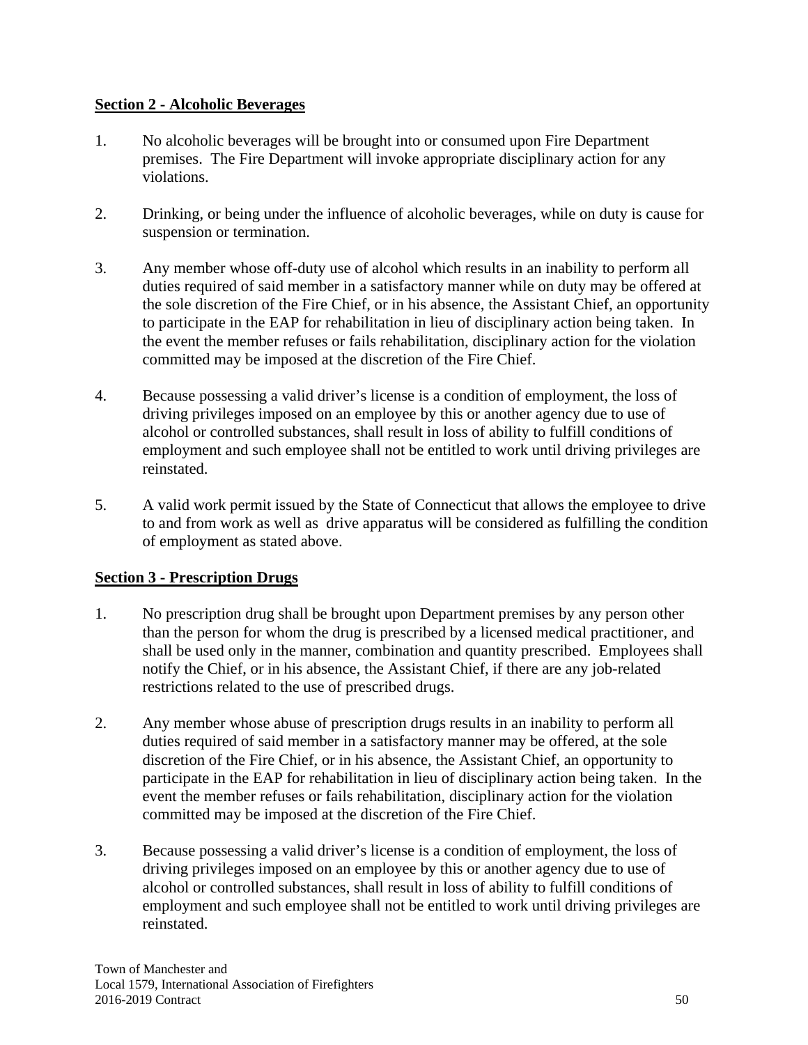**Section 2 - Alcoholic Beverages**

1. No alcoholic beverages will be brought into or consumed upon Fire Department premises. The Fire Department will invoke appropriate disciplinary action for any violations.

2. Drinking, or being under the influence of alcoholic beverages, while on duty is cause for suspension or termination.

3. Any member whose off-duty use of alcohol which results in an inability to perform all duties required of said member in a satisfactory manner while on duty may be offered at the sole discretion of the Fire Chief, or in his absence, the Assistant Chief, an opportunity to participate in the EAP for rehabilitation in lieu of disciplinary action being taken. In the event the member refuses or fails rehabilitation, disciplinary action for the violation committed may be imposed at the discretion of the Fire Chief.

4. Because possessing a valid driver's license is a condition of employment, the loss of driving privileges imposed on an employee by this or another agency due to use of alcohol or controlled substances, shall result in loss of ability to fulfill conditions of employment and such employee shall not be entitled to work until driving privileges are reinstated.

5. A valid work permit issued by the State of Connecticut that allows the employee to drive to and from work as well as drive apparatus will be considered as fulfilling the condition of employment as stated above.

**Section 3 - Prescription Drugs**

1. No prescription drug shall be brought upon Department premises by any person other than the person for whom the drug is prescribed by a licensed medical practitioner, and shall be used only in the manner, combination and quantity prescribed. Employees shall notify the Chief, or in his absence, the Assistant Chief, if there are any job-related restrictions related to the use of prescribed drugs.

2. Any member whose abuse of prescription drugs results in an inability to perform all duties required of said member in a satisfactory manner may be offered, at the sole discretion of the Fire Chief, or in his absence, the Assistant Chief, an opportunity to participate in the EAP for rehabilitation in lieu of disciplinary action being taken. In the event the member refuses or fails rehabilitation, disciplinary action for the violation committed may be imposed at the discretion of the Fire Chief.

3. Because possessing a valid driver's license is a condition of employment, the loss of driving privileges imposed on an employee by this or another agency due to use of alcohol or controlled substances, shall result in loss of ability to fulfill conditions of employment and such employee shall not be entitled to work until driving privileges are reinstated.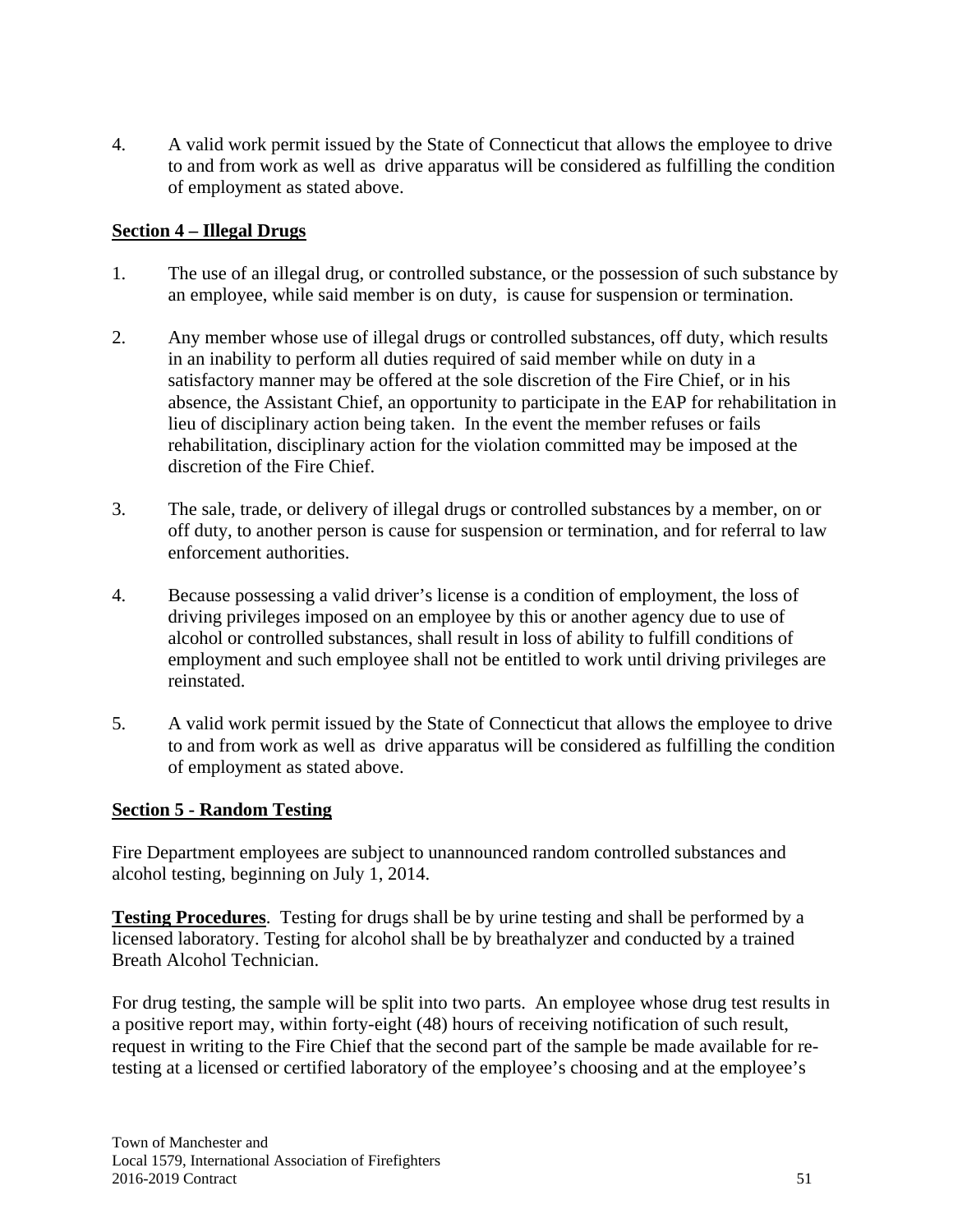4. A valid work permit issued by the State of Connecticut that allows the employee to drive to and from work as well as drive apparatus will be considered as fulfilling the condition of employment as stated above.

## Section 4 – Illegal Drugs

1. The use of an illegal drug, or controlled substance, or the possession of such substance by an employee, while said member is on duty, is cause for suspension or termination.

2. Any member whose use of illegal drugs or controlled substances, off duty, which results in an inability to perform all duties required of said member while on duty in a satisfactory manner may be offered at the sole discretion of the Fire Chief, or in his absence, the Assistant Chief, an opportunity to participate in the EAP for rehabilitation in lieu of disciplinary action being taken. In the event the member refuses or fails rehabilitation, disciplinary action for the violation committed may be imposed at the discretion of the Fire Chief.

3. The sale, trade, or delivery of illegal drugs or controlled substances by a member, on or off duty, to another person is cause for suspension or termination, and for referral to law enforcement authorities.

4. Because possessing a valid driver's license is a condition of employment, the loss of driving privileges imposed on an employee by this or another agency due to use of alcohol or controlled substances, shall result in loss of ability to fulfill conditions of employment and such employee shall not be entitled to work until driving privileges are reinstated.

5. A valid work permit issued by the State of Connecticut that allows the employee to drive to and from work as well as drive apparatus will be considered as fulfilling the condition of employment as stated above.

## Section 5 - Random Testing

Fire Department employees are subject to unannounced random controlled substances and alcohol testing, beginning on July 1, 2014.

**Testing Procedures**. Testing for drugs shall be by urine testing and shall be performed by a licensed laboratory. Testing for alcohol shall be by breathalyzer and conducted by a trained Breath Alcohol Technician.

For drug testing, the sample will be split into two parts. An employee whose drug test results in a positive report may, within forty-eight (48) hours of receiving notification of such result, request in writing to the Fire Chief that the second part of the sample be made available for re-testing at a licensed or certified laboratory of the employee's choosing and at the employee's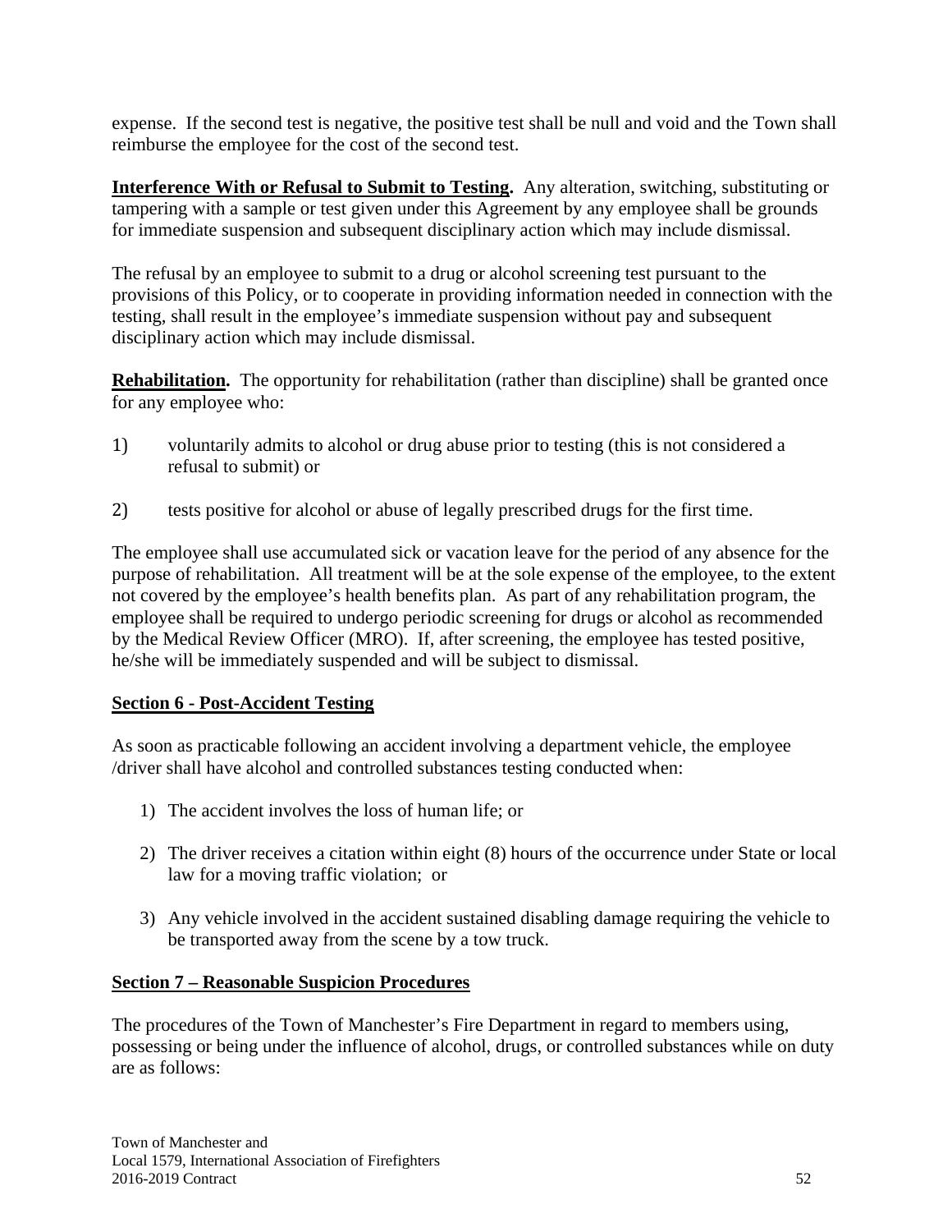expense. If the second test is negative, the positive test shall be null and void and the Town shall reimburse the employee for the cost of the second test.

**Interference With or Refusal to Submit to Testing.** Any alteration, switching, substituting or tampering with a sample or test given under this Agreement by any employee shall be grounds for immediate suspension and subsequent disciplinary action which may include dismissal.

The refusal by an employee to submit to a drug or alcohol screening test pursuant to the provisions of this Policy, or to cooperate in providing information needed in connection with the testing, shall result in the employee's immediate suspension without pay and subsequent disciplinary action which may include dismissal.

**Rehabilitation.** The opportunity for rehabilitation (rather than discipline) shall be granted once for any employee who:

1) voluntarily admits to alcohol or drug abuse prior to testing (this is not considered a refusal to submit) or

2) tests positive for alcohol or abuse of legally prescribed drugs for the first time.

The employee shall use accumulated sick or vacation leave for the period of any absence for the purpose of rehabilitation. All treatment will be at the sole expense of the employee, to the extent not covered by the employee's health benefits plan. As part of any rehabilitation program, the employee shall be required to undergo periodic screening for drugs or alcohol as recommended by the Medical Review Officer (MRO). If, after screening, the employee has tested positive, he/she will be immediately suspended and will be subject to dismissal.

## Section 6 - Post-Accident Testing

As soon as practicable following an accident involving a department vehicle, the employee /driver shall have alcohol and controlled substances testing conducted when:

1) The accident involves the loss of human life; or

2) The driver receives a citation within eight (8) hours of the occurrence under State or local law for a moving traffic violation; or

3) Any vehicle involved in the accident sustained disabling damage requiring the vehicle to be transported away from the scene by a tow truck.

## Section 7 – Reasonable Suspicion Procedures

The procedures of the Town of Manchester's Fire Department in regard to members using, possessing or being under the influence of alcohol, drugs, or controlled substances while on duty are as follows: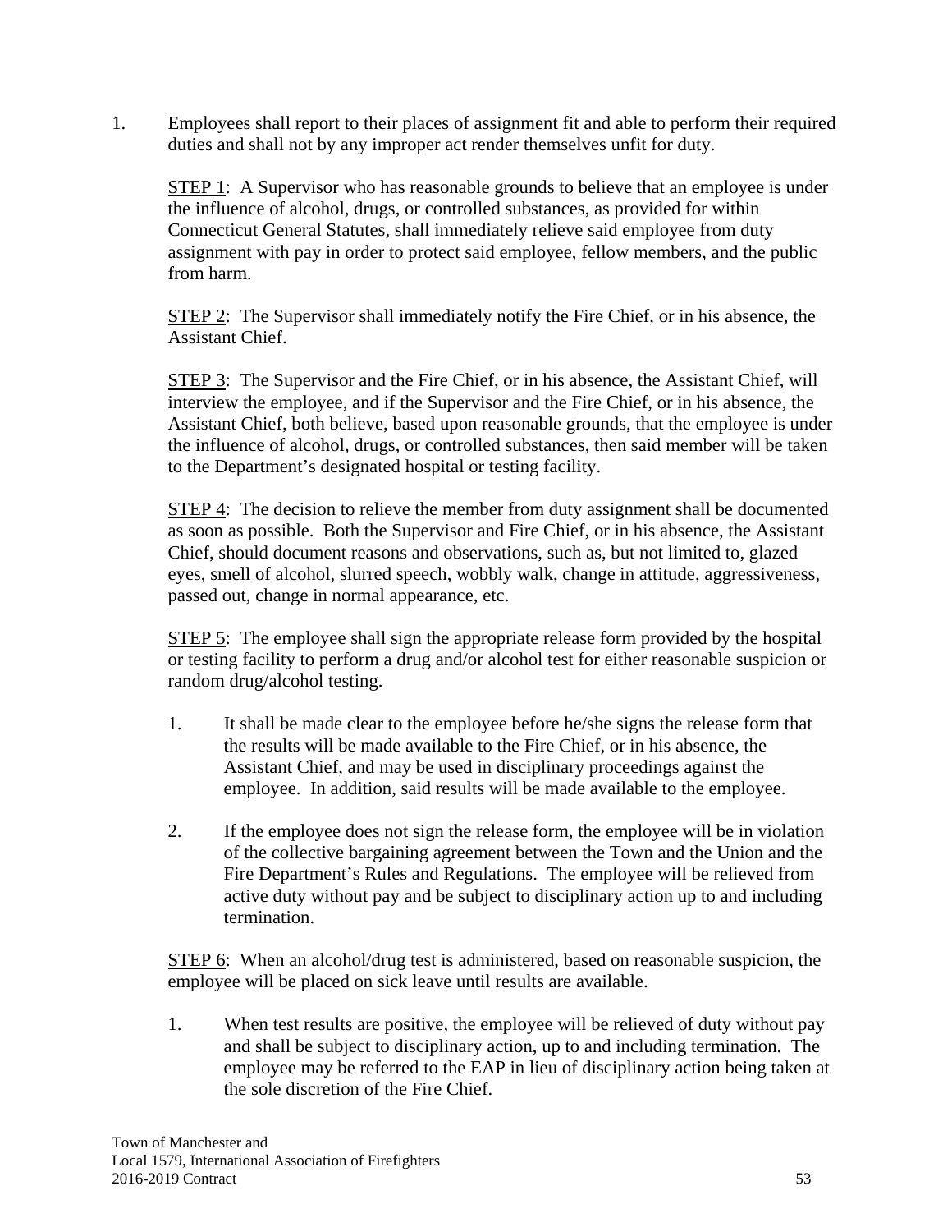1. Employees shall report to their places of assignment fit and able to perform their required duties and shall not by any improper act render themselves unfit for duty.

   STEP 1: A Supervisor who has reasonable grounds to believe that an employee is under the influence of alcohol, drugs, or controlled substances, as provided for within Connecticut General Statutes, shall immediately relieve said employee from duty assignment with pay in order to protect said employee, fellow members, and the public from harm.

   STEP 2: The Supervisor shall immediately notify the Fire Chief, or in his absence, the Assistant Chief.

   STEP 3: The Supervisor and the Fire Chief, or in his absence, the Assistant Chief, will interview the employee, and if the Supervisor and the Fire Chief, or in his absence, the Assistant Chief, both believe, based upon reasonable grounds, that the employee is under the influence of alcohol, drugs, or controlled substances, then said member will be taken to the Department's designated hospital or testing facility.

   STEP 4: The decision to relieve the member from duty assignment shall be documented as soon as possible. Both the Supervisor and Fire Chief, or in his absence, the Assistant Chief, should document reasons and observations, such as, but not limited to, glazed eyes, smell of alcohol, slurred speech, wobbly walk, change in attitude, aggressiveness, passed out, change in normal appearance, etc.

   STEP 5: The employee shall sign the appropriate release form provided by the hospital or testing facility to perform a drug and/or alcohol test for either reasonable suspicion or random drug/alcohol testing.

   1. It shall be made clear to the employee before he/she signs the release form that the results will be made available to the Fire Chief, or in his absence, the Assistant Chief, and may be used in disciplinary proceedings against the employee. In addition, said results will be made available to the employee.

   2. If the employee does not sign the release form, the employee will be in violation of the collective bargaining agreement between the Town and the Union and the Fire Department's Rules and Regulations. The employee will be relieved from active duty without pay and be subject to disciplinary action up to and including termination.

   STEP 6: When an alcohol/drug test is administered, based on reasonable suspicion, the employee will be placed on sick leave until results are available.

   1. When test results are positive, the employee will be relieved of duty without pay and shall be subject to disciplinary action, up to and including termination. The employee may be referred to the EAP in lieu of disciplinary action being taken at the sole discretion of the Fire Chief.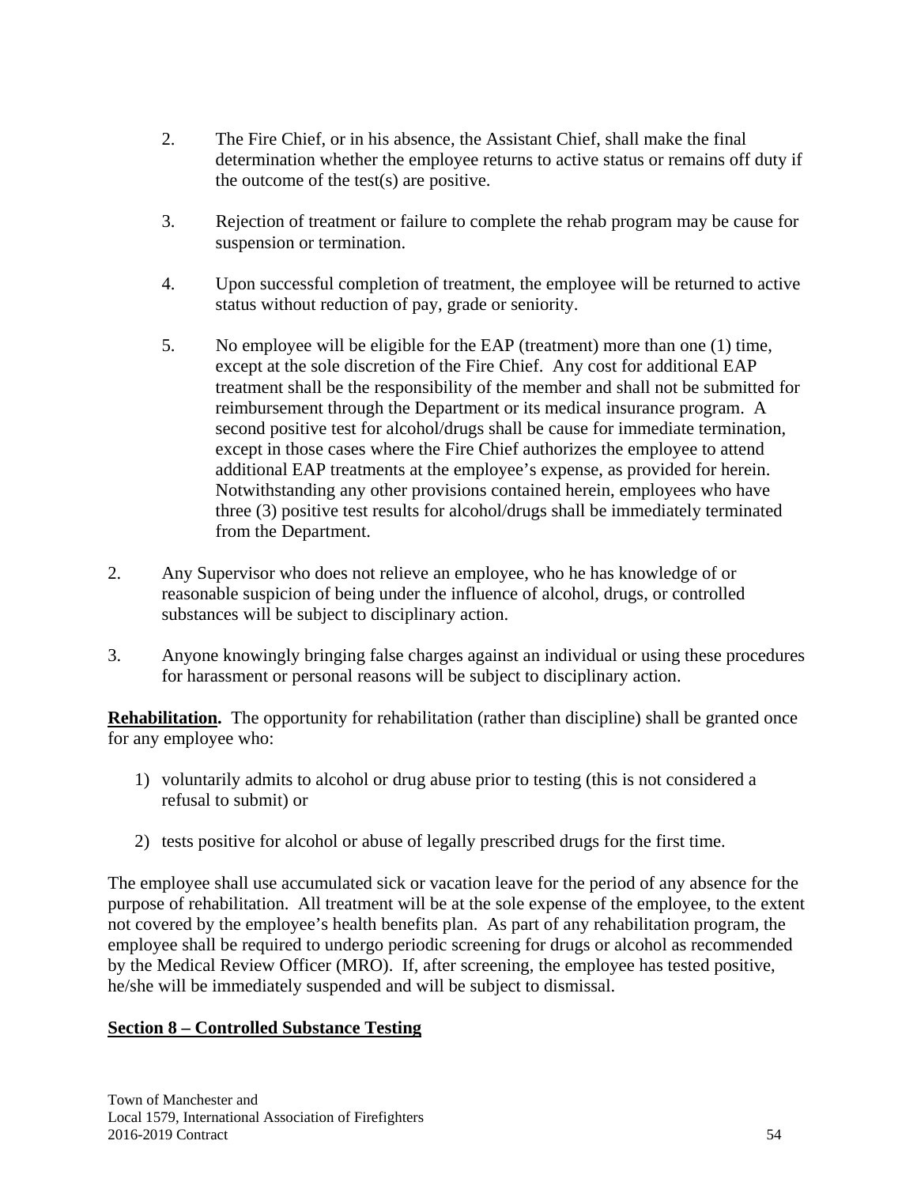2. The Fire Chief, or in his absence, the Assistant Chief, shall make the final determination whether the employee returns to active status or remains off duty if the outcome of the test(s) are positive.

3. Rejection of treatment or failure to complete the rehab program may be cause for suspension or termination.

4. Upon successful completion of treatment, the employee will be returned to active status without reduction of pay, grade or seniority.

5. No employee will be eligible for the EAP (treatment) more than one (1) time, except at the sole discretion of the Fire Chief. Any cost for additional EAP treatment shall be the responsibility of the member and shall not be submitted for reimbursement through the Department or its medical insurance program. A second positive test for alcohol/drugs shall be cause for immediate termination, except in those cases where the Fire Chief authorizes the employee to attend additional EAP treatments at the employee's expense, as provided for herein. Notwithstanding any other provisions contained herein, employees who have three (3) positive test results for alcohol/drugs shall be immediately terminated from the Department.

2. Any Supervisor who does not relieve an employee, who he has knowledge of or reasonable suspicion of being under the influence of alcohol, drugs, or controlled substances will be subject to disciplinary action.

3. Anyone knowingly bringing false charges against an individual or using these procedures for harassment or personal reasons will be subject to disciplinary action.

**Rehabilitation.** The opportunity for rehabilitation (rather than discipline) shall be granted once for any employee who:

1) voluntarily admits to alcohol or drug abuse prior to testing (this is not considered a refusal to submit) or

2) tests positive for alcohol or abuse of legally prescribed drugs for the first time.

The employee shall use accumulated sick or vacation leave for the period of any absence for the purpose of rehabilitation. All treatment will be at the sole expense of the employee, to the extent not covered by the employee's health benefits plan. As part of any rehabilitation program, the employee shall be required to undergo periodic screening for drugs or alcohol as recommended by the Medical Review Officer (MRO). If, after screening, the employee has tested positive, he/she will be immediately suspended and will be subject to dismissal.

**Section 8 – Controlled Substance Testing**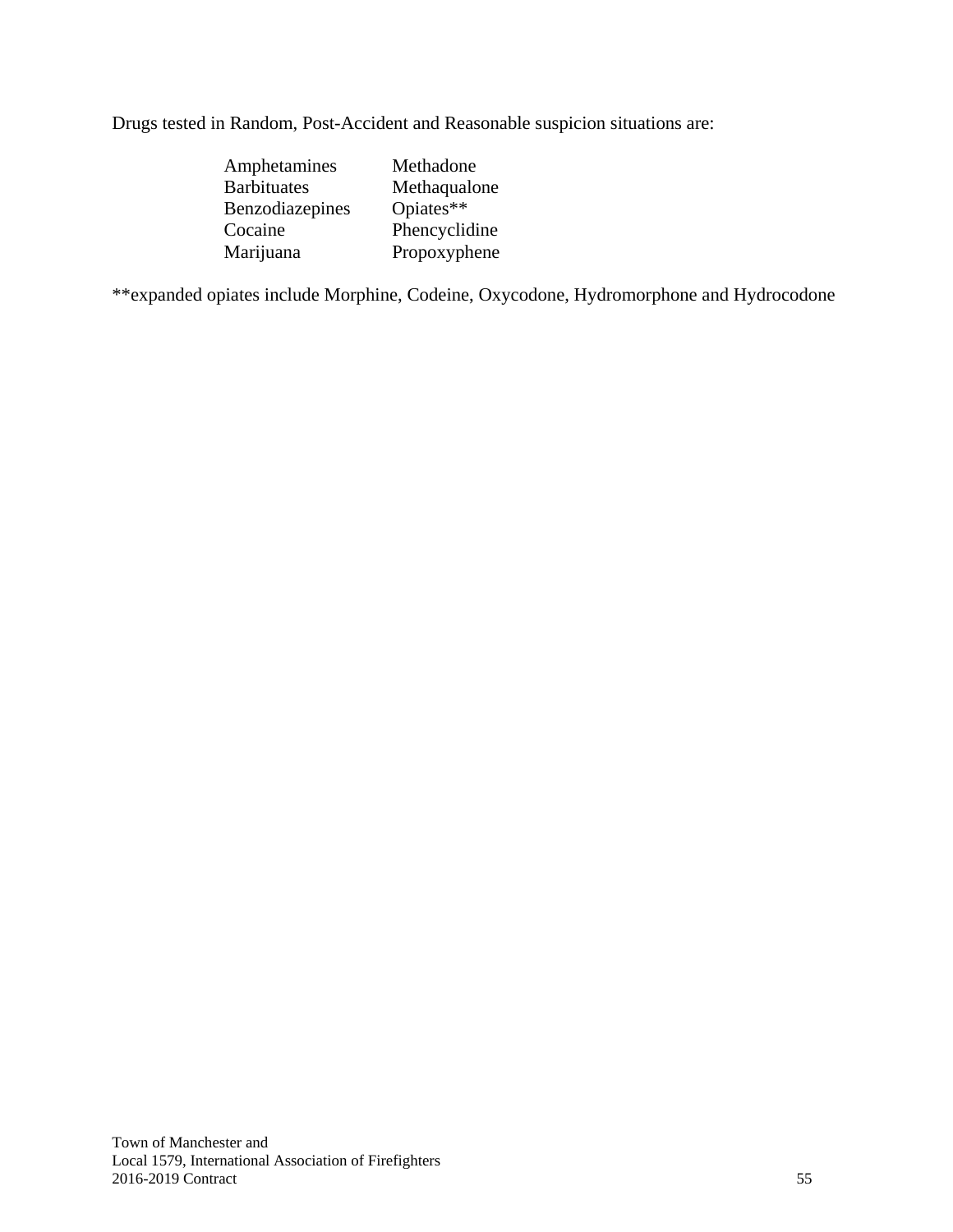Drugs tested in Random, Post-Accident and Reasonable suspicion situations are:

| | |
|---|---|
| Amphetamines | Methadone |
| Barbituates | Methaqualone |
| Benzodiazepines | Opiates** |
| Cocaine | Phencyclidine |
| Marijuana | Propoxyphene |

**expanded opiates include Morphine, Codeine, Oxycodone, Hydromorphone and Hydrocodone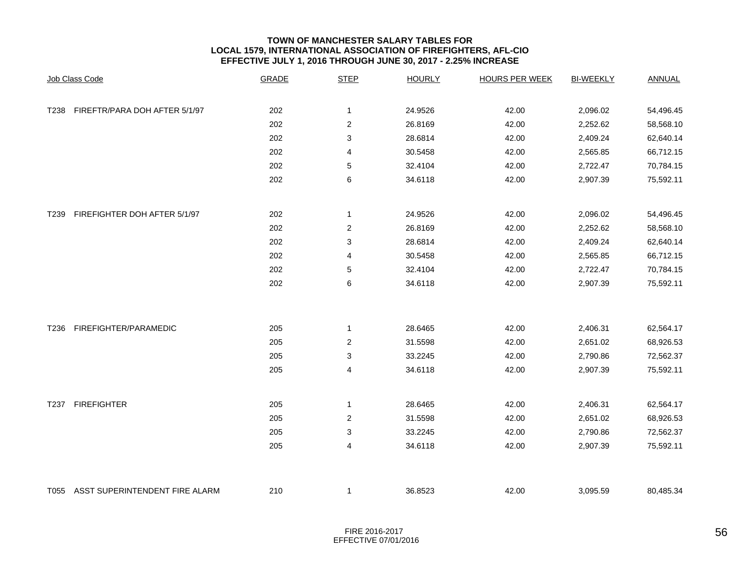# TOWN OF MANCHESTER SALARY TABLES FOR
# LOCAL 1579, INTERNATIONAL ASSOCIATION OF FIREFIGHTERS, AFL-CIO
# EFFECTIVE JULY 1, 2016 THROUGH JUNE 30, 2017 - 2.25% INCREASE

| Job Class Code | GRADE | STEP | HOURLY | HOURS PER WEEK | BI-WEEKLY | ANNUAL |
|---|---|---|---|---|---|---|
| T238 FIREFTR/PARA DOH AFTER 5/1/97 | 202 | 1 | 24.9526 | 42.00 | 2,096.02 | 54,496.45 |
| | 202 | 2 | 26.8169 | 42.00 | 2,252.62 | 58,568.10 |
| | 202 | 3 | 28.6814 | 42.00 | 2,409.24 | 62,640.14 |
| | 202 | 4 | 30.5458 | 42.00 | 2,565.85 | 66,712.15 |
| | 202 | 5 | 32.4104 | 42.00 | 2,722.47 | 70,784.15 |
| | 202 | 6 | 34.6118 | 42.00 | 2,907.39 | 75,592.11 |
| T239 FIREFIGHTER DOH AFTER 5/1/97 | 202 | 1 | 24.9526 | 42.00 | 2,096.02 | 54,496.45 |
| | 202 | 2 | 26.8169 | 42.00 | 2,252.62 | 58,568.10 |
| | 202 | 3 | 28.6814 | 42.00 | 2,409.24 | 62,640.14 |
| | 202 | 4 | 30.5458 | 42.00 | 2,565.85 | 66,712.15 |
| | 202 | 5 | 32.4104 | 42.00 | 2,722.47 | 70,784.15 |
| | 202 | 6 | 34.6118 | 42.00 | 2,907.39 | 75,592.11 |
| T236 FIREFIGHTER/PARAMEDIC | 205 | 1 | 28.6465 | 42.00 | 2,406.31 | 62,564.17 |
| | 205 | 2 | 31.5598 | 42.00 | 2,651.02 | 68,926.53 |
| | 205 | 3 | 33.2245 | 42.00 | 2,790.86 | 72,562.37 |
| | 205 | 4 | 34.6118 | 42.00 | 2,907.39 | 75,592.11 |
| T237 FIREFIGHTER | 205 | 1 | 28.6465 | 42.00 | 2,406.31 | 62,564.17 |
| | 205 | 2 | 31.5598 | 42.00 | 2,651.02 | 68,926.53 |
| | 205 | 3 | 33.2245 | 42.00 | 2,790.86 | 72,562.37 |
| | 205 | 4 | 34.6118 | 42.00 | 2,907.39 | 75,592.11 |
| T055 ASST SUPERINTENDENT FIRE ALARM | 210 | 1 | 36.8523 | 42.00 | 3,095.59 | 80,485.34 |

FIRE 2016-2017
EFFECTIVE 07/01/2016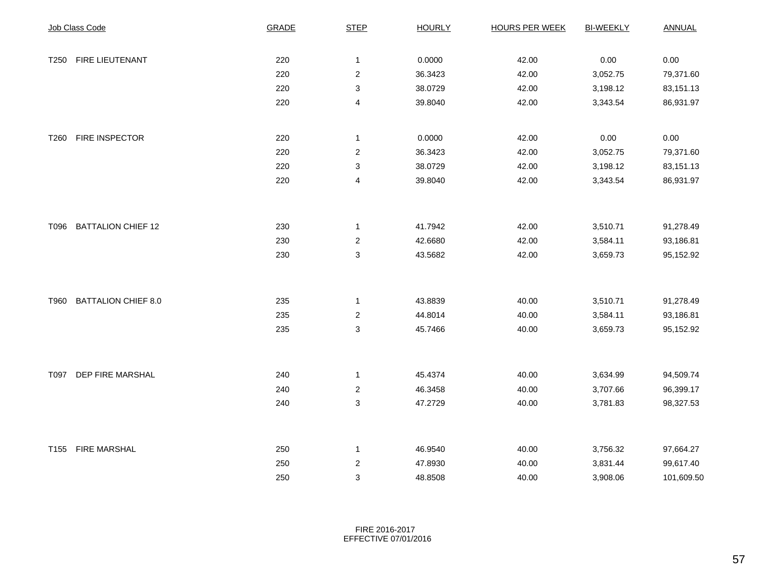| Job Class Code | GRADE | STEP | HOURLY | HOURS PER WEEK | BI-WEEKLY | ANNUAL |
|---|---|---|---|---|---|---|
| T250 FIRE LIEUTENANT | 220 | 1 | 0.0000 | 42.00 | 0.00 | 0.00 |
| | 220 | 2 | 36.3423 | 42.00 | 3,052.75 | 79,371.60 |
| | 220 | 3 | 38.0729 | 42.00 | 3,198.12 | 83,151.13 |
| | 220 | 4 | 39.8040 | 42.00 | 3,343.54 | 86,931.97 |
| T260 FIRE INSPECTOR | 220 | 1 | 0.0000 | 42.00 | 0.00 | 0.00 |
| | 220 | 2 | 36.3423 | 42.00 | 3,052.75 | 79,371.60 |
| | 220 | 3 | 38.0729 | 42.00 | 3,198.12 | 83,151.13 |
| | 220 | 4 | 39.8040 | 42.00 | 3,343.54 | 86,931.97 |
| T096 BATTALION CHIEF 12 | 230 | 1 | 41.7942 | 42.00 | 3,510.71 | 91,278.49 |
| | 230 | 2 | 42.6680 | 42.00 | 3,584.11 | 93,186.81 |
| | 230 | 3 | 43.5682 | 42.00 | 3,659.73 | 95,152.92 |
| T960 BATTALION CHIEF 8.0 | 235 | 1 | 43.8839 | 40.00 | 3,510.71 | 91,278.49 |
| | 235 | 2 | 44.8014 | 40.00 | 3,584.11 | 93,186.81 |
| | 235 | 3 | 45.7466 | 40.00 | 3,659.73 | 95,152.92 |
| T097 DEP FIRE MARSHAL | 240 | 1 | 45.4374 | 40.00 | 3,634.99 | 94,509.74 |
| | 240 | 2 | 46.3458 | 40.00 | 3,707.66 | 96,399.17 |
| | 240 | 3 | 47.2729 | 40.00 | 3,781.83 | 98,327.53 |
| T155 FIRE MARSHAL | 250 | 1 | 46.9540 | 40.00 | 3,756.32 | 97,664.27 |
| | 250 | 2 | 47.8930 | 40.00 | 3,831.44 | 99,617.40 |
| | 250 | 3 | 48.8508 | 40.00 | 3,908.06 | 101,609.50 |

FIRE 2016-2017
EFFECTIVE 07/01/2016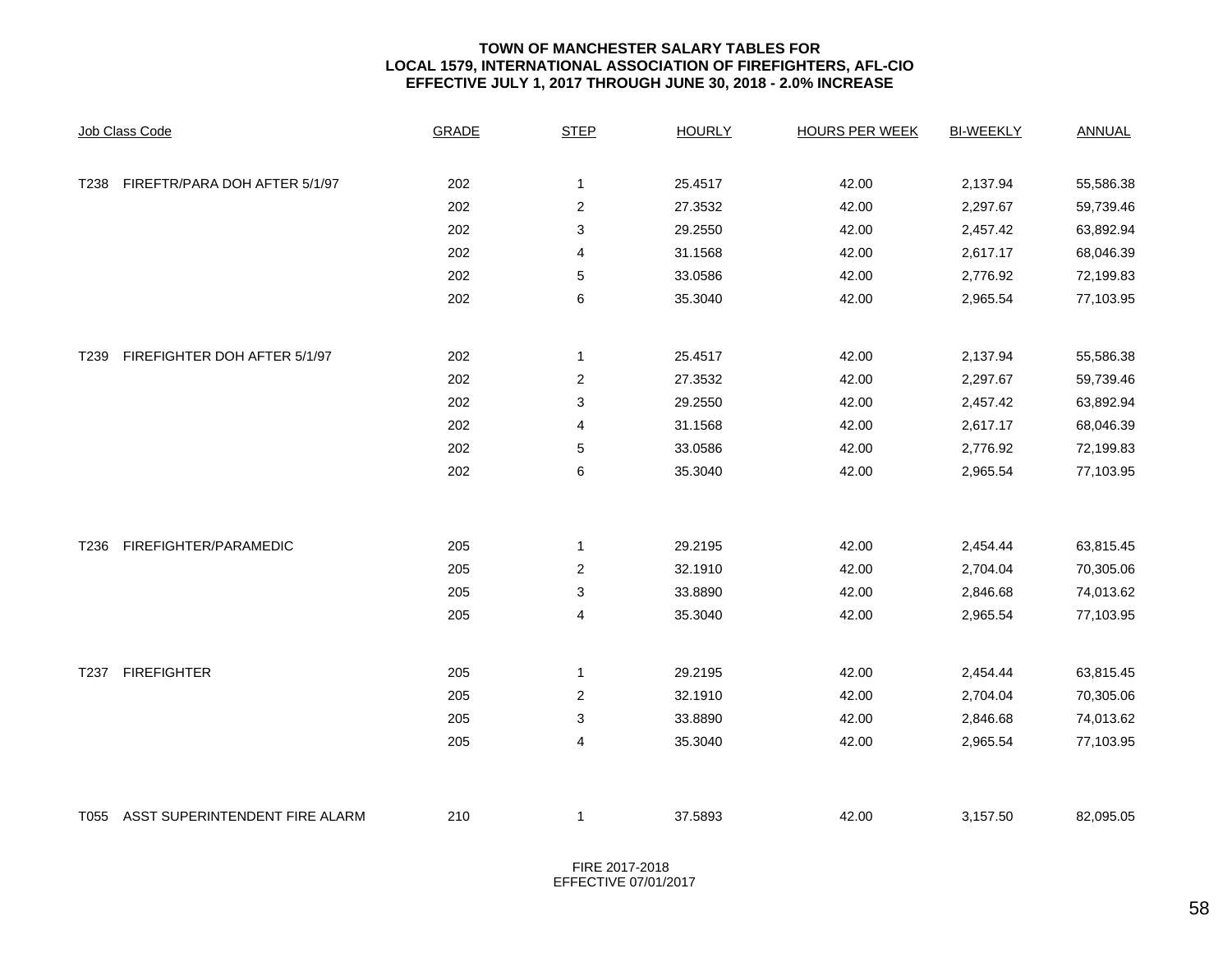**TOWN OF MANCHESTER SALARY TABLES FOR**
**LOCAL 1579, INTERNATIONAL ASSOCIATION OF FIREFIGHTERS, AFL-CIO**
**EFFECTIVE JULY 1, 2017 THROUGH JUNE 30, 2018 - 2.0% INCREASE**

| Job Class Code | GRADE | STEP | HOURLY | HOURS PER WEEK | BI-WEEKLY | ANNUAL |
|---|---|---|---|---|---|---|
| T238 FIREFTR/PARA DOH AFTER 5/1/97 | 202 | 1 | 25.4517 | 42.00 | 2,137.94 | 55,586.38 |
| | 202 | 2 | 27.3532 | 42.00 | 2,297.67 | 59,739.46 |
| | 202 | 3 | 29.2550 | 42.00 | 2,457.42 | 63,892.94 |
| | 202 | 4 | 31.1568 | 42.00 | 2,617.17 | 68,046.39 |
| | 202 | 5 | 33.0586 | 42.00 | 2,776.92 | 72,199.83 |
| | 202 | 6 | 35.3040 | 42.00 | 2,965.54 | 77,103.95 |
| T239 FIREFIGHTER DOH AFTER 5/1/97 | 202 | 1 | 25.4517 | 42.00 | 2,137.94 | 55,586.38 |
| | 202 | 2 | 27.3532 | 42.00 | 2,297.67 | 59,739.46 |
| | 202 | 3 | 29.2550 | 42.00 | 2,457.42 | 63,892.94 |
| | 202 | 4 | 31.1568 | 42.00 | 2,617.17 | 68,046.39 |
| | 202 | 5 | 33.0586 | 42.00 | 2,776.92 | 72,199.83 |
| | 202 | 6 | 35.3040 | 42.00 | 2,965.54 | 77,103.95 |
| T236 FIREFIGHTER/PARAMEDIC | 205 | 1 | 29.2195 | 42.00 | 2,454.44 | 63,815.45 |
| | 205 | 2 | 32.1910 | 42.00 | 2,704.04 | 70,305.06 |
| | 205 | 3 | 33.8890 | 42.00 | 2,846.68 | 74,013.62 |
| | 205 | 4 | 35.3040 | 42.00 | 2,965.54 | 77,103.95 |
| T237 FIREFIGHTER | 205 | 1 | 29.2195 | 42.00 | 2,454.44 | 63,815.45 |
| | 205 | 2 | 32.1910 | 42.00 | 2,704.04 | 70,305.06 |
| | 205 | 3 | 33.8890 | 42.00 | 2,846.68 | 74,013.62 |
| | 205 | 4 | 35.3040 | 42.00 | 2,965.54 | 77,103.95 |
| T055 ASST SUPERINTENDENT FIRE ALARM | 210 | 1 | 37.5893 | 42.00 | 3,157.50 | 82,095.05 |

FIRE 2017-2018
EFFECTIVE 07/01/2017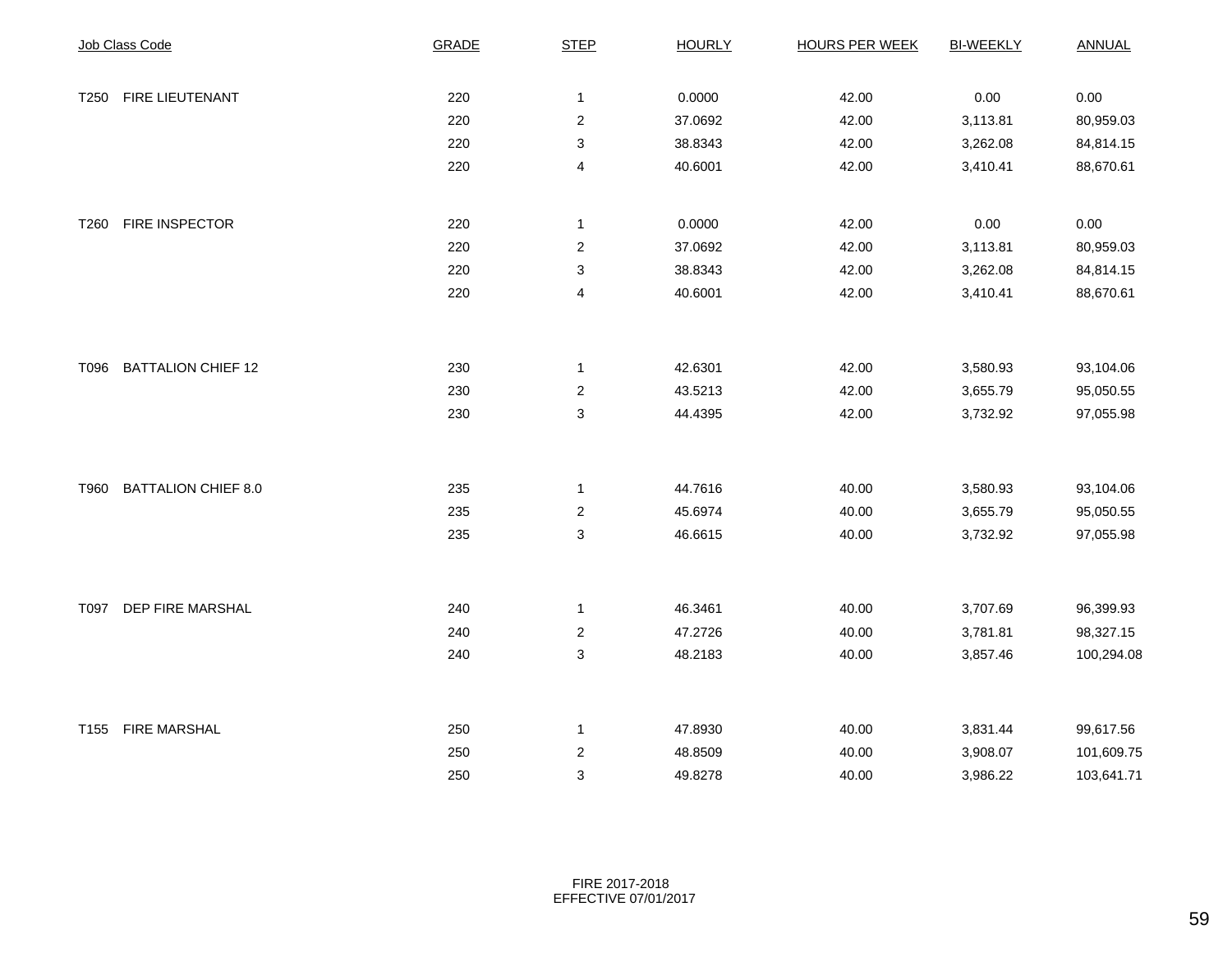| Job Class Code | GRADE | STEP | HOURLY | HOURS PER WEEK | BI-WEEKLY | ANNUAL |
|---|---|---|---|---|---|---|
| T250 FIRE LIEUTENANT | 220 | 1 | 0.0000 | 42.00 | 0.00 | 0.00 |
| | 220 | 2 | 37.0692 | 42.00 | 3,113.81 | 80,959.03 |
| | 220 | 3 | 38.8343 | 42.00 | 3,262.08 | 84,814.15 |
| | 220 | 4 | 40.6001 | 42.00 | 3,410.41 | 88,670.61 |
| T260 FIRE INSPECTOR | 220 | 1 | 0.0000 | 42.00 | 0.00 | 0.00 |
| | 220 | 2 | 37.0692 | 42.00 | 3,113.81 | 80,959.03 |
| | 220 | 3 | 38.8343 | 42.00 | 3,262.08 | 84,814.15 |
| | 220 | 4 | 40.6001 | 42.00 | 3,410.41 | 88,670.61 |
| T096 BATTALION CHIEF 12 | 230 | 1 | 42.6301 | 42.00 | 3,580.93 | 93,104.06 |
| | 230 | 2 | 43.5213 | 42.00 | 3,655.79 | 95,050.55 |
| | 230 | 3 | 44.4395 | 42.00 | 3,732.92 | 97,055.98 |
| T960 BATTALION CHIEF 8.0 | 235 | 1 | 44.7616 | 40.00 | 3,580.93 | 93,104.06 |
| | 235 | 2 | 45.6974 | 40.00 | 3,655.79 | 95,050.55 |
| | 235 | 3 | 46.6615 | 40.00 | 3,732.92 | 97,055.98 |
| T097 DEP FIRE MARSHAL | 240 | 1 | 46.3461 | 40.00 | 3,707.69 | 96,399.93 |
| | 240 | 2 | 47.2726 | 40.00 | 3,781.81 | 98,327.15 |
| | 240 | 3 | 48.2183 | 40.00 | 3,857.46 | 100,294.08 |
| T155 FIRE MARSHAL | 250 | 1 | 47.8930 | 40.00 | 3,831.44 | 99,617.56 |
| | 250 | 2 | 48.8509 | 40.00 | 3,908.07 | 101,609.75 |
| | 250 | 3 | 49.8278 | 40.00 | 3,986.22 | 103,641.71 |

FIRE 2017-2018
EFFECTIVE 07/01/2017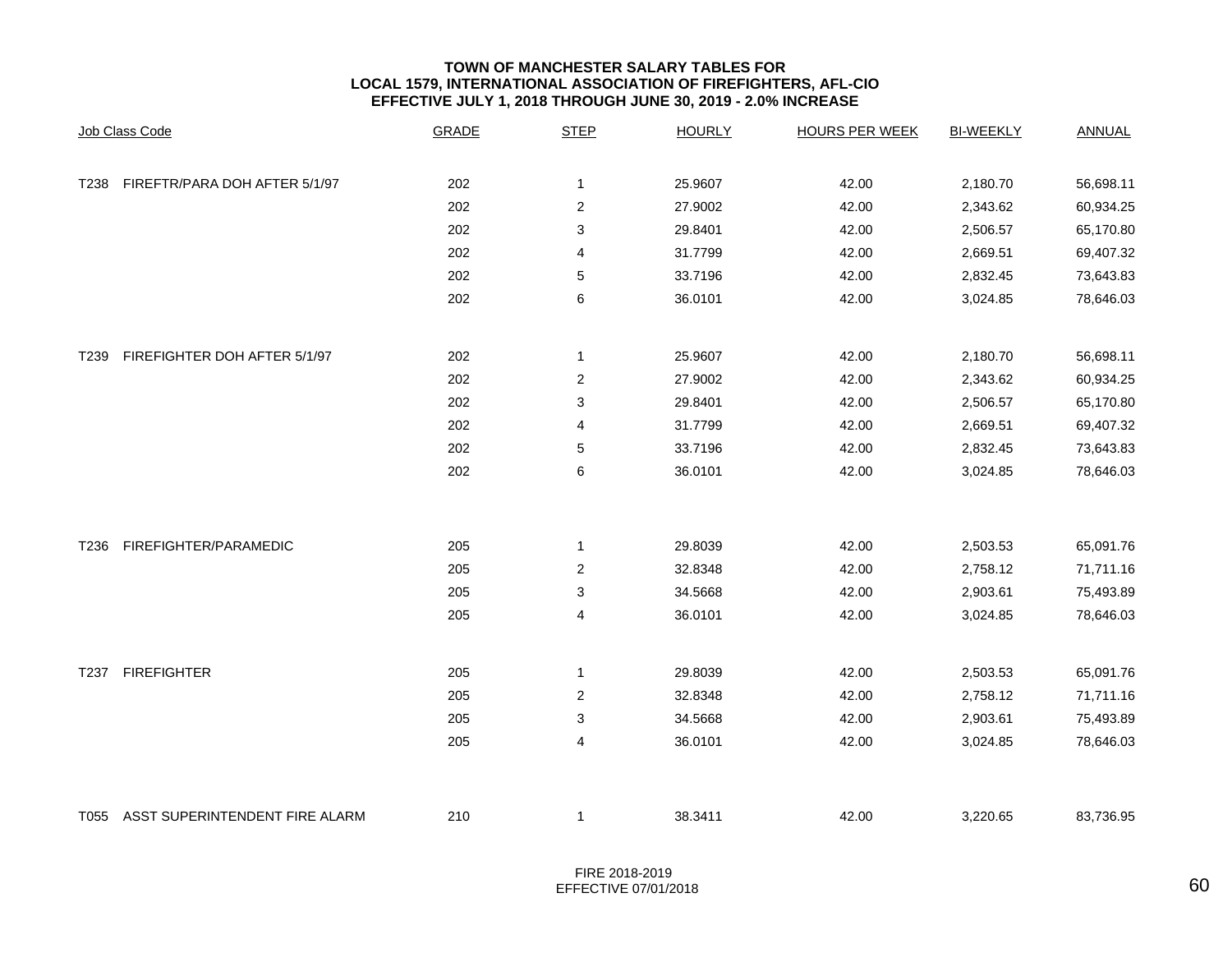**TOWN OF MANCHESTER SALARY TABLES FOR**
**LOCAL 1579, INTERNATIONAL ASSOCIATION OF FIREFIGHTERS, AFL-CIO**
**EFFECTIVE JULY 1, 2018 THROUGH JUNE 30, 2019 - 2.0% INCREASE**

| Job Class Code | GRADE | STEP | HOURLY | HOURS PER WEEK | BI-WEEKLY | ANNUAL |
|---|---|---|---|---|---|---|
| T238 FIREFTR/PARA DOH AFTER 5/1/97 | 202 | 1 | 25.9607 | 42.00 | 2,180.70 | 56,698.11 |
| | 202 | 2 | 27.9002 | 42.00 | 2,343.62 | 60,934.25 |
| | 202 | 3 | 29.8401 | 42.00 | 2,506.57 | 65,170.80 |
| | 202 | 4 | 31.7799 | 42.00 | 2,669.51 | 69,407.32 |
| | 202 | 5 | 33.7196 | 42.00 | 2,832.45 | 73,643.83 |
| | 202 | 6 | 36.0101 | 42.00 | 3,024.85 | 78,646.03 |
| T239 FIREFIGHTER DOH AFTER 5/1/97 | 202 | 1 | 25.9607 | 42.00 | 2,180.70 | 56,698.11 |
| | 202 | 2 | 27.9002 | 42.00 | 2,343.62 | 60,934.25 |
| | 202 | 3 | 29.8401 | 42.00 | 2,506.57 | 65,170.80 |
| | 202 | 4 | 31.7799 | 42.00 | 2,669.51 | 69,407.32 |
| | 202 | 5 | 33.7196 | 42.00 | 2,832.45 | 73,643.83 |
| | 202 | 6 | 36.0101 | 42.00 | 3,024.85 | 78,646.03 |
| T236 FIREFIGHTER/PARAMEDIC | 205 | 1 | 29.8039 | 42.00 | 2,503.53 | 65,091.76 |
| | 205 | 2 | 32.8348 | 42.00 | 2,758.12 | 71,711.16 |
| | 205 | 3 | 34.5668 | 42.00 | 2,903.61 | 75,493.89 |
| | 205 | 4 | 36.0101 | 42.00 | 3,024.85 | 78,646.03 |
| T237 FIREFIGHTER | 205 | 1 | 29.8039 | 42.00 | 2,503.53 | 65,091.76 |
| | 205 | 2 | 32.8348 | 42.00 | 2,758.12 | 71,711.16 |
| | 205 | 3 | 34.5668 | 42.00 | 2,903.61 | 75,493.89 |
| | 205 | 4 | 36.0101 | 42.00 | 3,024.85 | 78,646.03 |
| T055 ASST SUPERINTENDENT FIRE ALARM | 210 | 1 | 38.3411 | 42.00 | 3,220.65 | 83,736.95 |

FIRE 2018-2019
EFFECTIVE 07/01/2018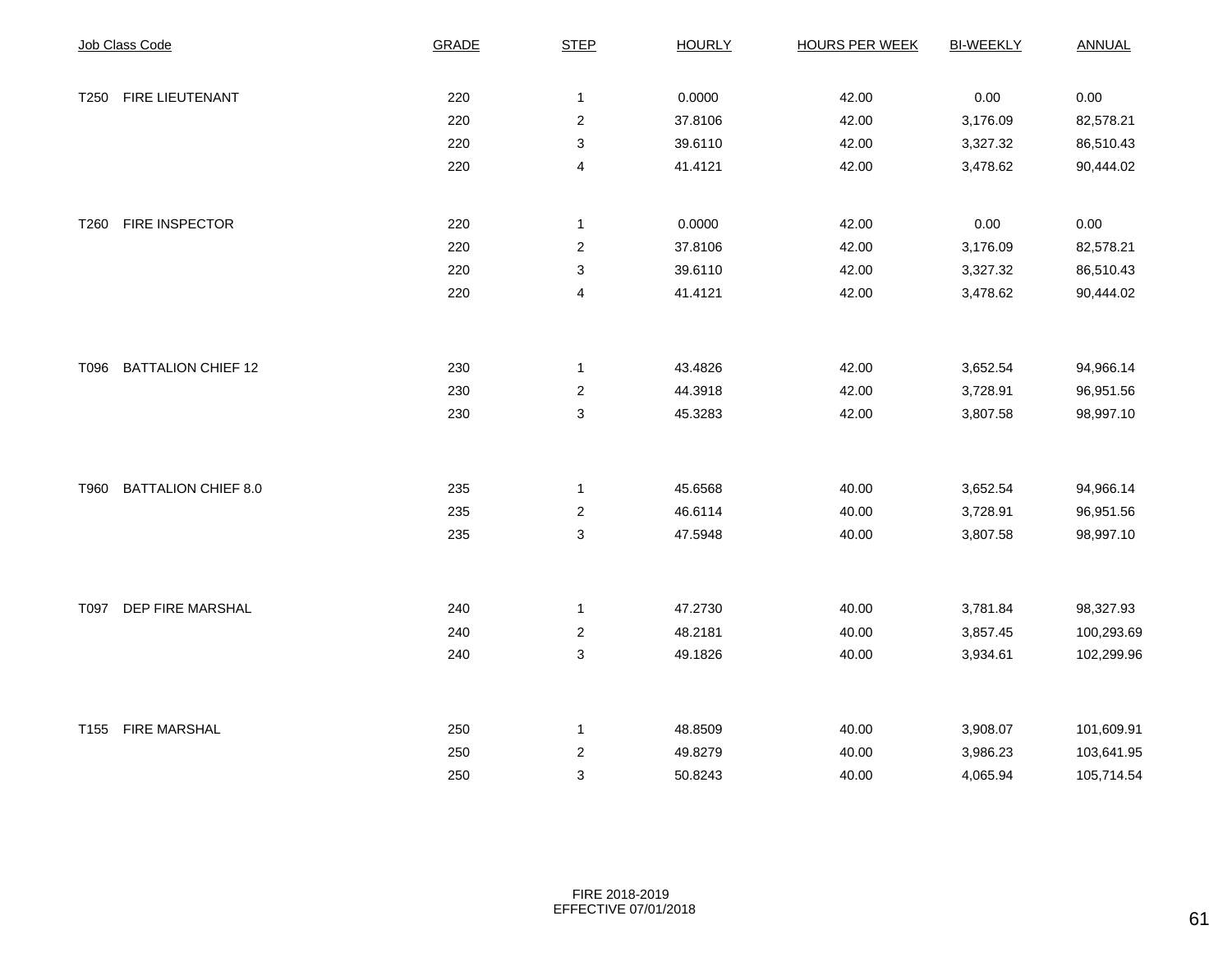| Job Class Code | | GRADE | STEP | HOURLY | HOURS PER WEEK | BI-WEEKLY | ANNUAL |
|---|---|---|---|---|---|---|---|
| T250 | FIRE LIEUTENANT | 220 | 1 | 0.0000 | 42.00 | 0.00 | 0.00 |
| | | 220 | 2 | 37.8106 | 42.00 | 3,176.09 | 82,578.21 |
| | | 220 | 3 | 39.6110 | 42.00 | 3,327.32 | 86,510.43 |
| | | 220 | 4 | 41.4121 | 42.00 | 3,478.62 | 90,444.02 |
| T260 | FIRE INSPECTOR | 220 | 1 | 0.0000 | 42.00 | 0.00 | 0.00 |
| | | 220 | 2 | 37.8106 | 42.00 | 3,176.09 | 82,578.21 |
| | | 220 | 3 | 39.6110 | 42.00 | 3,327.32 | 86,510.43 |
| | | 220 | 4 | 41.4121 | 42.00 | 3,478.62 | 90,444.02 |
| T096 | BATTALION CHIEF 12 | 230 | 1 | 43.4826 | 42.00 | 3,652.54 | 94,966.14 |
| | | 230 | 2 | 44.3918 | 42.00 | 3,728.91 | 96,951.56 |
| | | 230 | 3 | 45.3283 | 42.00 | 3,807.58 | 98,997.10 |
| T960 | BATTALION CHIEF 8.0 | 235 | 1 | 45.6568 | 40.00 | 3,652.54 | 94,966.14 |
| | | 235 | 2 | 46.6114 | 40.00 | 3,728.91 | 96,951.56 |
| | | 235 | 3 | 47.5948 | 40.00 | 3,807.58 | 98,997.10 |
| T097 | DEP FIRE MARSHAL | 240 | 1 | 47.2730 | 40.00 | 3,781.84 | 98,327.93 |
| | | 240 | 2 | 48.2181 | 40.00 | 3,857.45 | 100,293.69 |
| | | 240 | 3 | 49.1826 | 40.00 | 3,934.61 | 102,299.96 |
| T155 | FIRE MARSHAL | 250 | 1 | 48.8509 | 40.00 | 3,908.07 | 101,609.91 |
| | | 250 | 2 | 49.8279 | 40.00 | 3,986.23 | 103,641.95 |
| | | 250 | 3 | 50.8243 | 40.00 | 4,065.94 | 105,714.54 |

FIRE 2018-2019
EFFECTIVE 07/01/2018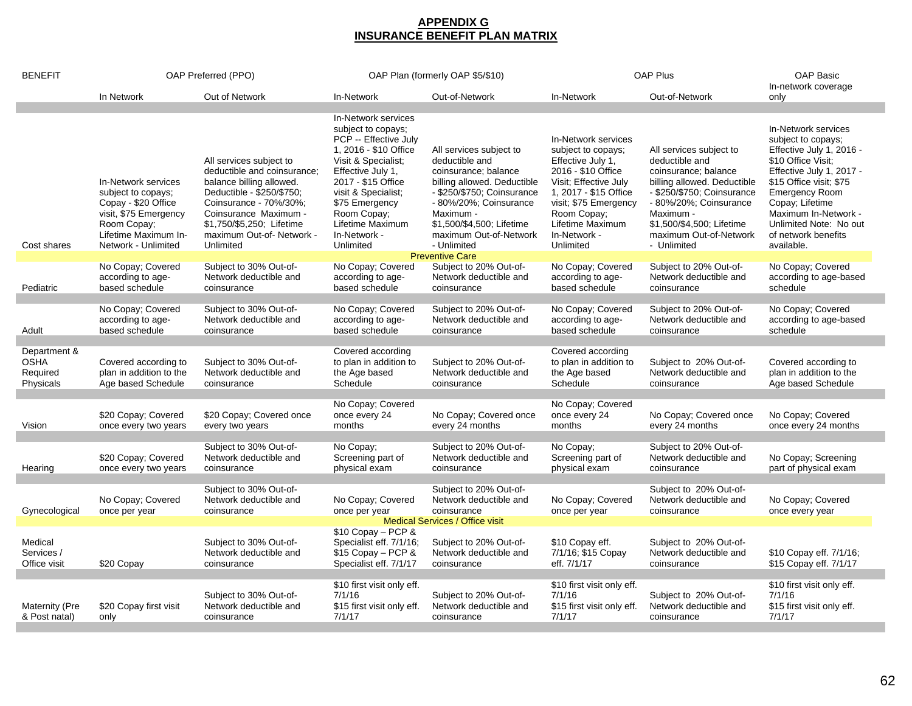# APPENDIX G
# INSURANCE BENEFIT PLAN MATRIX

| BENEFIT | OAP Preferred (PPO) | | OAP Plan (formerly OAP $5/$10) | | OAP Plus | | OAP Basic |
|---|---|---|---|---|---|---|---|
| | In Network | Out of Network | In-Network | Out-of-Network | In-Network | Out-of-Network | In-network coverage only |
| Cost shares | In-Network services subject to copays; Copay - $20 Office visit, $75 Emergency Room Copay; Lifetime Maximum In-Network - Unlimited | All services subject to deductible and coinsurance; balance billing allowed. Deductible - $250/$750; Coinsurance - 70%/30%; Coinsurance Maximum - $1,750/$5,250; Lifetime maximum Out-of- Network - Unlimited | In-Network services subject to copays; PCP -- Effective July 1, 2016 - $10 Office Visit & Specialist; Effective July 1, 2017 - $15 Office visit & Specialist; $75 Emergency Room Copay; Lifetime Maximum In-Network - Unlimited | All services subject to deductible and coinsurance; balance billing allowed. Deductible - $250/$750; Coinsurance - 80%/20%; Coinsurance Maximum - $1,500/$4,500; Lifetime maximum Out-of-Network - Unlimited | In-Network services subject to copays; Effective July 1, 2016 - $10 Office Visit; Effective July 1, 2017 - $15 Office visit; $75 Emergency Room Copay; Lifetime Maximum In-Network - Unlimited | All services subject to deductible and coinsurance; balance billing allowed. Deductible - $250/$750; Coinsurance - 80%/20%; Coinsurance Maximum - $1,500/$4,500; Lifetime maximum Out-of-Network - Unlimited | In-Network services subject to copays; Effective July 1, 2016 - $10 Office Visit; Effective July 1, 2017 - $15 Office visit; $75 Emergency Room Copay; Lifetime Maximum In-Network - Unlimited Note: No out of network benefits available. |
| **Preventive Care** | | | | | | | |
| Pediatric | No Copay; Covered according to age-based schedule | Subject to 30% Out-of-Network deductible and coinsurance | No Copay; Covered according to age-based schedule | Subject to 20% Out-of-Network deductible and coinsurance | No Copay; Covered according to age-based schedule | Subject to 20% Out-of-Network deductible and coinsurance | No Copay; Covered according to age-based schedule |
| Adult | No Copay; Covered according to age-based schedule | Subject to 30% Out-of-Network deductible and coinsurance | No Copay; Covered according to age-based schedule | Subject to 20% Out-of-Network deductible and coinsurance | No Copay; Covered according to age-based schedule | Subject to 20% Out-of-Network deductible and coinsurance | No Copay; Covered according to age-based schedule |
| Department & OSHA Required Physicals | Covered according to plan in addition to the Age based Schedule | Subject to 30% Out-of-Network deductible and coinsurance | Covered according to plan in addition to the Age based Schedule | Subject to 20% Out-of-Network deductible and coinsurance | Covered according to plan in addition to the Age based Schedule | Subject to 20% Out-of-Network deductible and coinsurance | Covered according to plan in addition to the Age based Schedule |
| Vision | $20 Copay; Covered once every two years | $20 Copay; Covered once every two years | No Copay; Covered once every 24 months | No Copay; Covered once every 24 months | No Copay; Covered once every 24 months | No Copay; Covered once every 24 months | No Copay; Covered once every 24 months |
| Hearing | $20 Copay; Covered once every two years | Subject to 30% Out-of-Network deductible and coinsurance | No Copay; Screening part of physical exam | Subject to 20% Out-of-Network deductible and coinsurance | No Copay; Screening part of physical exam | Subject to 20% Out-of-Network deductible and coinsurance | No Copay; Screening part of physical exam |
| Gynecological | No Copay; Covered once per year | Subject to 30% Out-of-Network deductible and coinsurance | No Copay; Covered once per year | Subject to 20% Out-of-Network deductible and coinsurance | No Copay; Covered once per year | Subject to 20% Out-of-Network deductible and coinsurance | No Copay; Covered once every year |
| **Medical Services / Office visit** | | | | | | | |
| Medical Services / Office visit | $20 Copay | Subject to 30% Out-of-Network deductible and coinsurance | $10 Copay – PCP & Specialist eff. 7/1/16; $15 Copay – PCP & Specialist eff. 7/1/17 | Subject to 20% Out-of-Network deductible and coinsurance | $10 Copay eff. 7/1/16; $15 Copay eff. 7/1/17 | Subject to 20% Out-of-Network deductible and coinsurance | $10 Copay eff. 7/1/16; $15 Copay eff. 7/1/17 |
| Maternity (Pre & Post natal) | $20 Copay first visit only | Subject to 30% Out-of-Network deductible and coinsurance | $10 first visit only eff. 7/1/16 $15 first visit only eff. 7/1/17 | Subject to 20% Out-of-Network deductible and coinsurance | $10 first visit only eff. 7/1/16 $15 first visit only eff. 7/1/17 | Subject to 20% Out-of-Network deductible and coinsurance | $10 first visit only eff. 7/1/16 $15 first visit only eff. 7/1/17 |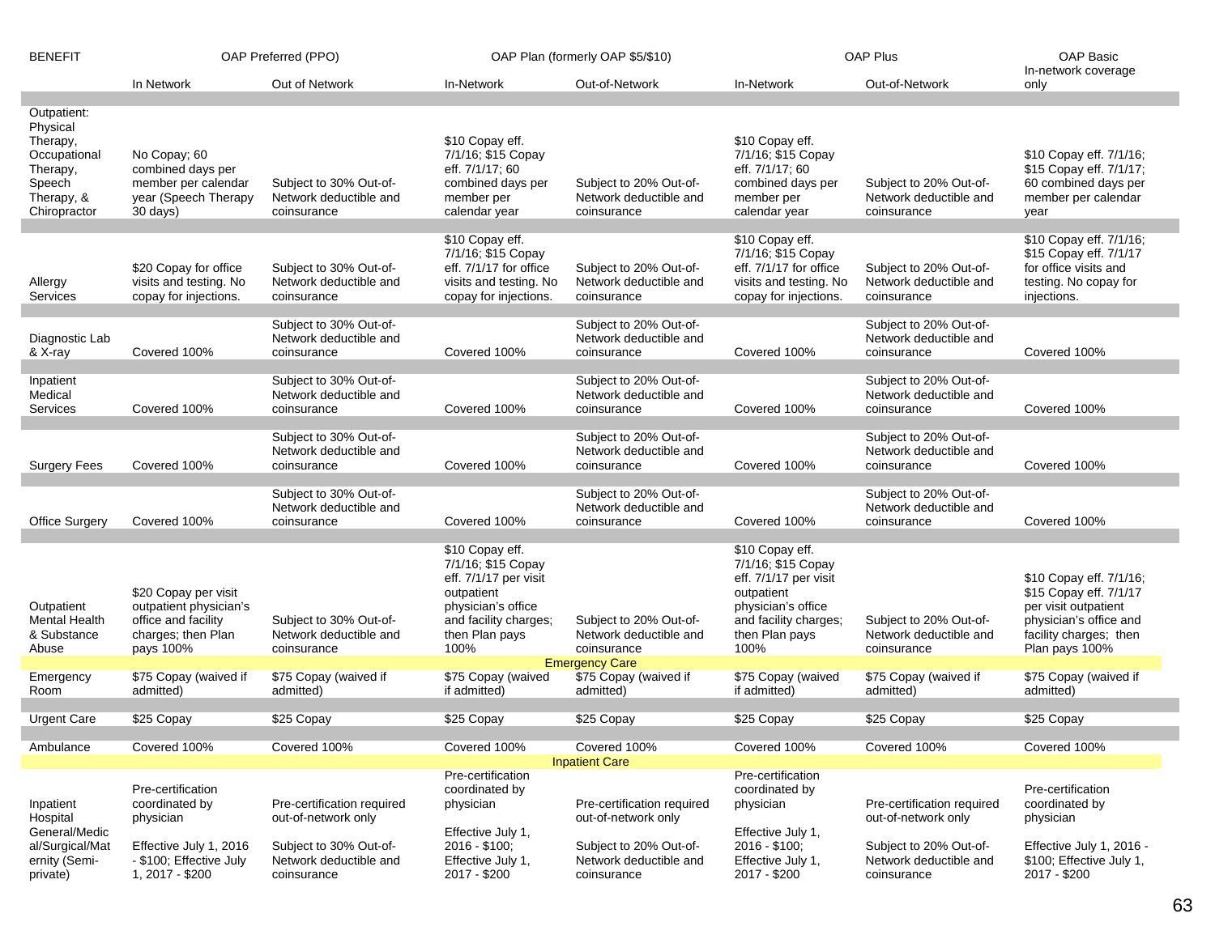| BENEFIT | OAP Preferred (PPO) | | OAP Plan (formerly OAP $5/$10) | | OAP Plus | | OAP Basic In-network coverage only |
|---|---|---|---|---|---|---|---|
| | In Network | Out of Network | In-Network | Out-of-Network | In-Network | Out-of-Network | |
| Outpatient: Physical Therapy, Occupational Therapy, Speech Therapy, & Chiropractor | No Copay; 60 combined days per member per calendar year (Speech Therapy 30 days) | Subject to 30% Out-of-Network deductible and coinsurance | $10 Copay eff. 7/1/16; $15 Copay eff. 7/1/17; 60 combined days per member per calendar year | Subject to 20% Out-of-Network deductible and coinsurance | $10 Copay eff. 7/1/16; $15 Copay eff. 7/1/17; 60 combined days per member per calendar year | Subject to 20% Out-of-Network deductible and coinsurance | $10 Copay eff. 7/1/16; $15 Copay eff. 7/1/17; 60 combined days per member per calendar year |
| Allergy Services | $20 Copay for office visits and testing. No copay for injections. | Subject to 30% Out-of-Network deductible and coinsurance | $10 Copay eff. 7/1/16; $15 Copay eff. 7/1/17 for office visits and testing. No copay for injections. | Subject to 20% Out-of-Network deductible and coinsurance | $10 Copay eff. 7/1/16; $15 Copay eff. 7/1/17 for office visits and testing. No copay for injections. | Subject to 20% Out-of-Network deductible and coinsurance | $10 Copay eff. 7/1/16; $15 Copay eff. 7/1/17 for office visits and testing. No copay for injections. |
| Diagnostic Lab & X-ray | Covered 100% | Subject to 30% Out-of-Network deductible and coinsurance | Covered 100% | Subject to 20% Out-of-Network deductible and coinsurance | Covered 100% | Subject to 20% Out-of-Network deductible and coinsurance | Covered 100% |
| Inpatient Medical Services | Covered 100% | Subject to 30% Out-of-Network deductible and coinsurance | Covered 100% | Subject to 20% Out-of-Network deductible and coinsurance | Covered 100% | Subject to 20% Out-of-Network deductible and coinsurance | Covered 100% |
| Surgery Fees | Covered 100% | Subject to 30% Out-of-Network deductible and coinsurance | Covered 100% | Subject to 20% Out-of-Network deductible and coinsurance | Covered 100% | Subject to 20% Out-of-Network deductible and coinsurance | Covered 100% |
| Office Surgery | Covered 100% | Subject to 30% Out-of-Network deductible and coinsurance | Covered 100% | Subject to 20% Out-of-Network deductible and coinsurance | Covered 100% | Subject to 20% Out-of-Network deductible and coinsurance | Covered 100% |
| Outpatient Mental Health & Substance Abuse | $20 Copay per visit outpatient physician's office and facility charges; then Plan pays 100% | Subject to 30% Out-of-Network deductible and coinsurance | $10 Copay eff. 7/1/16; $15 Copay eff. 7/1/17 per visit outpatient physician's office and facility charges; then Plan pays 100% | Subject to 20% Out-of-Network deductible and coinsurance | $10 Copay eff. 7/1/16; $15 Copay eff. 7/1/17 per visit outpatient physician's office and facility charges; then Plan pays 100% | Subject to 20% Out-of-Network deductible and coinsurance | $10 Copay eff. 7/1/16; $15 Copay eff. 7/1/17 per visit outpatient physician's office and facility charges; then Plan pays 100% |
| **Emergency Care** | | | | | | | |
| Emergency Room | $75 Copay (waived if admitted) | $75 Copay (waived if admitted) | $75 Copay (waived if admitted) | $75 Copay (waived if admitted) | $75 Copay (waived if admitted) | $75 Copay (waived if admitted) | $75 Copay (waived if admitted) |
| Urgent Care | $25 Copay | $25 Copay | $25 Copay | $25 Copay | $25 Copay | $25 Copay | $25 Copay |
| Ambulance | Covered 100% | Covered 100% | Covered 100% | Covered 100% | Covered 100% | Covered 100% | Covered 100% |
| **Inpatient Care** | | | | | | | |
| Inpatient Hospital General/Medical/Surgical/Maternity (Semi-private) | Pre-certification coordinated by physician<br><br>Effective July 1, 2016 - $100; Effective July 1, 2017 - $200 | Pre-certification required out-of-network only<br><br>Subject to 30% Out-of-Network deductible and coinsurance | Pre-certification coordinated by physician<br><br>Effective July 1, 2016 - $100; Effective July 1, 2017 - $200 | Pre-certification required out-of-network only<br><br>Subject to 20% Out-of-Network deductible and coinsurance | Pre-certification coordinated by physician<br><br>Effective July 1, 2016 - $100; Effective July 1, 2017 - $200 | Pre-certification required out-of-network only<br><br>Subject to 20% Out-of-Network deductible and coinsurance | Pre-certification coordinated by physician<br><br>Effective July 1, 2016 - $100; Effective July 1, 2017 - $200 |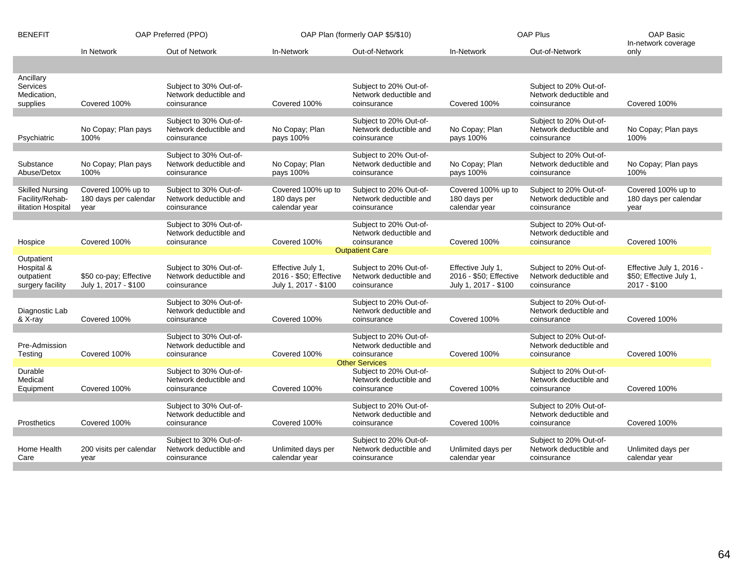| BENEFIT | OAP Preferred (PPO) | | OAP Plan (formerly OAP $5/$10) | | OAP Plus | | OAP Basic |
|---|---|---|---|---|---|---|---|
| | In Network | Out of Network | In-Network | Out-of-Network | In-Network | Out-of-Network | In-network coverage only |
| Ancillary Services Medication, supplies | Covered 100% | Subject to 30% Out-of-Network deductible and coinsurance | Covered 100% | Subject to 20% Out-of-Network deductible and coinsurance | Covered 100% | Subject to 20% Out-of-Network deductible and coinsurance | Covered 100% |
| Psychiatric | No Copay; Plan pays 100% | Subject to 30% Out-of-Network deductible and coinsurance | No Copay; Plan pays 100% | Subject to 20% Out-of-Network deductible and coinsurance | No Copay; Plan pays 100% | Subject to 20% Out-of-Network deductible and coinsurance | No Copay; Plan pays 100% |
| Substance Abuse/Detox | No Copay; Plan pays 100% | Subject to 30% Out-of-Network deductible and coinsurance | No Copay; Plan pays 100% | Subject to 20% Out-of-Network deductible and coinsurance | No Copay; Plan pays 100% | Subject to 20% Out-of-Network deductible and coinsurance | No Copay; Plan pays 100% |
| Skilled Nursing Facility/Rehab-ilitation Hospital | Covered 100% up to 180 days per calendar year | Subject to 30% Out-of-Network deductible and coinsurance | Covered 100% up to 180 days per calendar year | Subject to 20% Out-of-Network deductible and coinsurance | Covered 100% up to 180 days per calendar year | Subject to 20% Out-of-Network deductible and coinsurance | Covered 100% up to 180 days per calendar year |
| Hospice | Covered 100% | Subject to 30% Out-of-Network deductible and coinsurance | Covered 100% | Subject to 20% Out-of-Network deductible and coinsurance | Covered 100% | Subject to 20% Out-of-Network deductible and coinsurance | Covered 100% |
| **Outpatient Care** | | | | | | | |
| Outpatient Hospital & outpatient surgery facility | $50 co-pay; Effective July 1, 2017 - $100 | Subject to 30% Out-of-Network deductible and coinsurance | Effective July 1, 2016 - $50; Effective July 1, 2017 - $100 | Subject to 20% Out-of-Network deductible and coinsurance | Effective July 1, 2016 - $50; Effective July 1, 2017 - $100 | Subject to 20% Out-of-Network deductible and coinsurance | Effective July 1, 2016 - $50; Effective July 1, 2017 - $100 |
| Diagnostic Lab & X-ray | Covered 100% | Subject to 30% Out-of-Network deductible and coinsurance | Covered 100% | Subject to 20% Out-of-Network deductible and coinsurance | Covered 100% | Subject to 20% Out-of-Network deductible and coinsurance | Covered 100% |
| Pre-Admission Testing | Covered 100% | Subject to 30% Out-of-Network deductible and coinsurance | Covered 100% | Subject to 20% Out-of-Network deductible and coinsurance | Covered 100% | Subject to 20% Out-of-Network deductible and coinsurance | Covered 100% |
| **Other Services** | | | | | | | |
| Durable Medical Equipment | Covered 100% | Subject to 30% Out-of-Network deductible and coinsurance | Covered 100% | Subject to 20% Out-of-Network deductible and coinsurance | Covered 100% | Subject to 20% Out-of-Network deductible and coinsurance | Covered 100% |
| Prosthetics | Covered 100% | Subject to 30% Out-of-Network deductible and coinsurance | Covered 100% | Subject to 20% Out-of-Network deductible and coinsurance | Covered 100% | Subject to 20% Out-of-Network deductible and coinsurance | Covered 100% |
| Home Health Care | 200 visits per calendar year | Subject to 30% Out-of-Network deductible and coinsurance | Unlimited days per calendar year | Subject to 20% Out-of-Network deductible and coinsurance | Unlimited days per calendar year | Subject to 20% Out-of-Network deductible and coinsurance | Unlimited days per calendar year |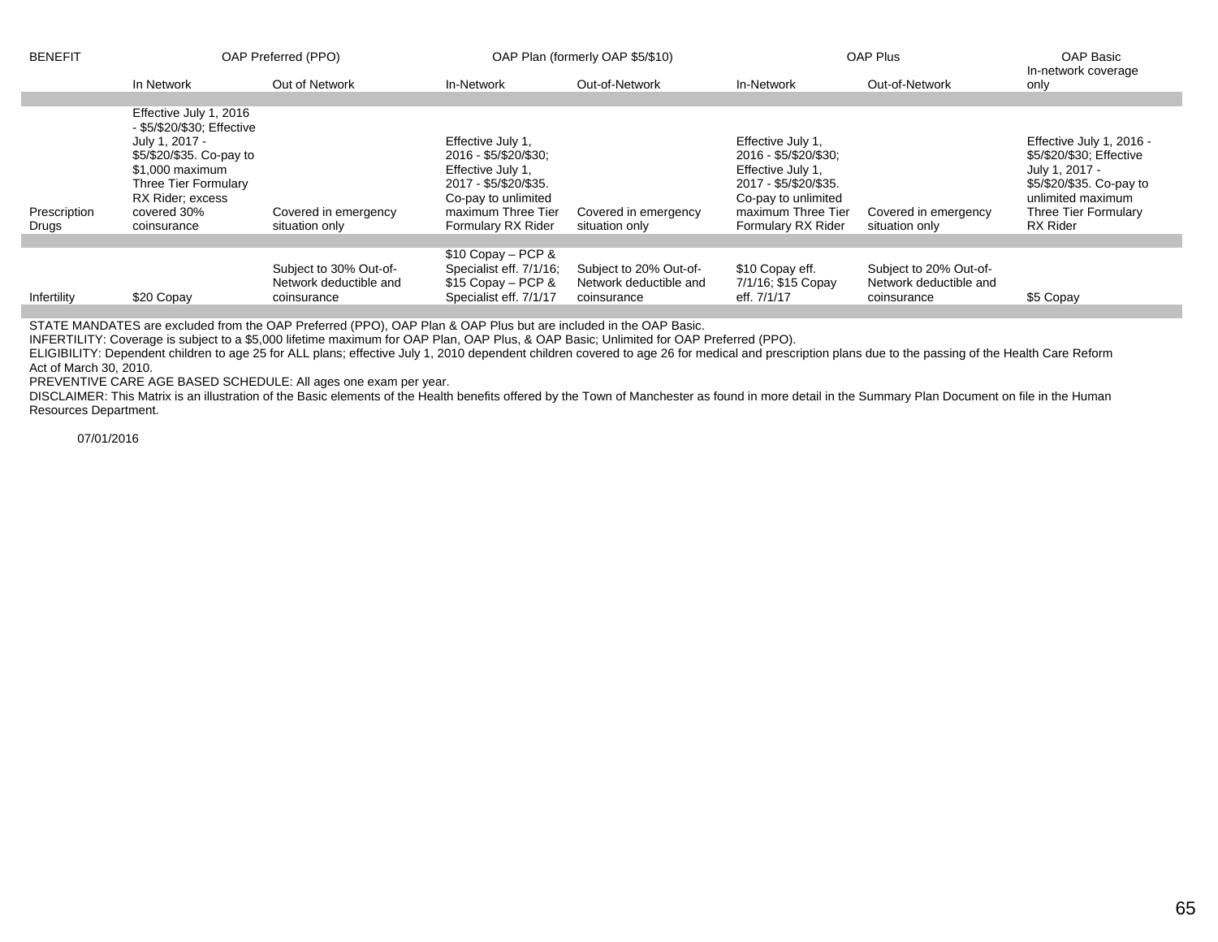| BENEFIT | OAP Preferred (PPO) | | OAP Plan (formerly OAP $5/$10) | | OAP Plus | | OAP Basic |
|---|---|---|---|---|---|---|---|
| | In Network | Out of Network | In-Network | Out-of-Network | In-Network | Out-of-Network | In-network coverage only |
| Prescription Drugs | Effective July 1, 2016 - $5/$20/$30; Effective July 1, 2017 - $5/$20/$35. Co-pay to $1,000 maximum Three Tier Formulary RX Rider; excess covered 30% coinsurance | Covered in emergency situation only | Effective July 1, 2016 - $5/$20/$30; Effective July 1, 2017 - $5/$20/$35. Co-pay to unlimited maximum Three Tier Formulary RX Rider | Covered in emergency situation only | Effective July 1, 2016 - $5/$20/$30; Effective July 1, 2017 - $5/$20/$35. Co-pay to unlimited maximum Three Tier Formulary RX Rider | Covered in emergency situation only | Effective July 1, 2016 - $5/$20/$30; Effective July 1, 2017 - $5/$20/$35. Co-pay to unlimited maximum Three Tier Formulary RX Rider |
| Infertility | $20 Copay | Subject to 30% Out-of-Network deductible and coinsurance | $10 Copay – PCP & Specialist eff. 7/1/16; $15 Copay – PCP & Specialist eff. 7/1/17 | Subject to 20% Out-of-Network deductible and coinsurance | $10 Copay eff. 7/1/16; $15 Copay eff. 7/1/17 | Subject to 20% Out-of-Network deductible and coinsurance | $5 Copay |

STATE MANDATES are excluded from the OAP Preferred (PPO), OAP Plan & OAP Plus but are included in the OAP Basic.

INFERTILITY: Coverage is subject to a $5,000 lifetime maximum for OAP Plan, OAP Plus, & OAP Basic; Unlimited for OAP Preferred (PPO).

ELIGIBILITY: Dependent children to age 25 for ALL plans; effective July 1, 2010 dependent children covered to age 26 for medical and prescription plans due to the passing of the Health Care Reform Act of March 30, 2010.

PREVENTIVE CARE AGE BASED SCHEDULE: All ages one exam per year.

DISCLAIMER: This Matrix is an illustration of the Basic elements of the Health benefits offered by the Town of Manchester as found in more detail in the Summary Plan Document on file in the Human Resources Department.

07/01/2016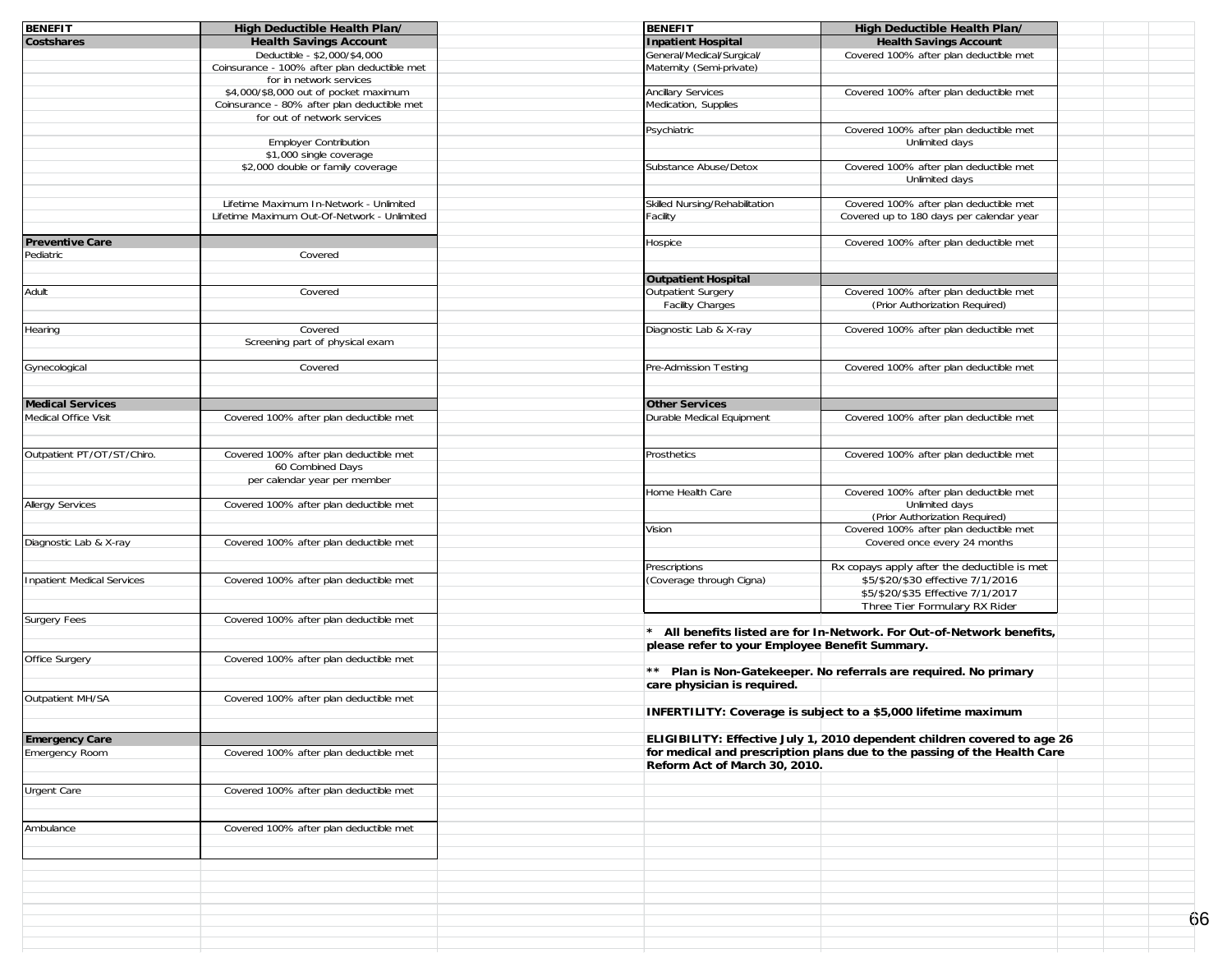| BENEFIT | High Deductible Health Plan/ |
|---|---|
| **Costshares** | **Health Savings Account** |
| | Deductible - $2,000/$4,000<br>Coinsurance - 100% after plan deductible met for in network services<br>$4,000/$8,000 out of pocket maximum<br>Coinsurance - 80% after plan deductible met for out of network services |
| | Employer Contribution<br>$1,000 single coverage<br>$2,000 double or family coverage |
| | Lifetime Maximum In-Network - Unlimited<br>Lifetime Maximum Out-Of-Network - Unlimited |
| **Preventive Care** | |
| Pediatric | Covered |
| Adult | Covered |
| Hearing | Covered<br>Screening part of physical exam |
| Gynecological | Covered |
| **Medical Services** | |
| Medical Office Visit | Covered 100% after plan deductible met |
| Outpatient PT/OT/ST/Chiro. | Covered 100% after plan deductible met<br>60 Combined Days<br>per calendar year per member |
| Allergy Services | Covered 100% after plan deductible met |
| Diagnostic Lab & X-ray | Covered 100% after plan deductible met |
| Inpatient Medical Services | Covered 100% after plan deductible met |
| Surgery Fees | Covered 100% after plan deductible met |
| Office Surgery | Covered 100% after plan deductible met |
| Outpatient MH/SA | Covered 100% after plan deductible met |
| **Emergency Care** | |
| Emergency Room | Covered 100% after plan deductible met |
| Urgent Care | Covered 100% after plan deductible met |
| Ambulance | Covered 100% after plan deductible met |

| BENEFIT | High Deductible Health Plan/ |
|---|---|
| **Inpatient Hospital** | **Health Savings Account** |
| General/Medical/Surgical/ Maternity (Semi-private) | Covered 100% after plan deductible met |
| Ancillary Services Medication, Supplies | Covered 100% after plan deductible met |
| Psychiatric | Covered 100% after plan deductible met<br>Unlimited days |
| Substance Abuse/Detox | Covered 100% after plan deductible met<br>Unlimited days |
| Skilled Nursing/Rehabilitation Facility | Covered 100% after plan deductible met<br>Covered up to 180 days per calendar year |
| Hospice | Covered 100% after plan deductible met |
| **Outpatient Hospital** | |
| Outpatient Surgery<br>Facility Charges | Covered 100% after plan deductible met<br>(Prior Authorization Required) |
| Diagnostic Lab & X-ray | Covered 100% after plan deductible met |
| Pre-Admission Testing | Covered 100% after plan deductible met |
| **Other Services** | |
| Durable Medical Equipment | Covered 100% after plan deductible met |
| Prosthetics | Covered 100% after plan deductible met |
| Home Health Care | Covered 100% after plan deductible met<br>Unlimited days<br>(Prior Authorization Required) |
| Vision | Covered 100% after plan deductible met<br>Covered once every 24 months |
| Prescriptions<br>(Coverage through Cigna) | Rx copays apply after the deductible is met<br>$5/$20/$30 effective 7/1/2016<br>$5/$20/$35 Effective 7/1/2017<br>Three Tier Formulary RX Rider |

**\* All benefits listed are for In-Network. For Out-of-Network benefits, please refer to your Employee Benefit Summary.**

**\*\* Plan is Non-Gatekeeper. No referrals are required. No primary care physician is required.**

**INFERTILITY: Coverage is subject to a $5,000 lifetime maximum**

**ELIGIBILITY: Effective July 1, 2010 dependent children covered to age 26 for medical and prescription plans due to the passing of the Health Care Reform Act of March 30, 2010.**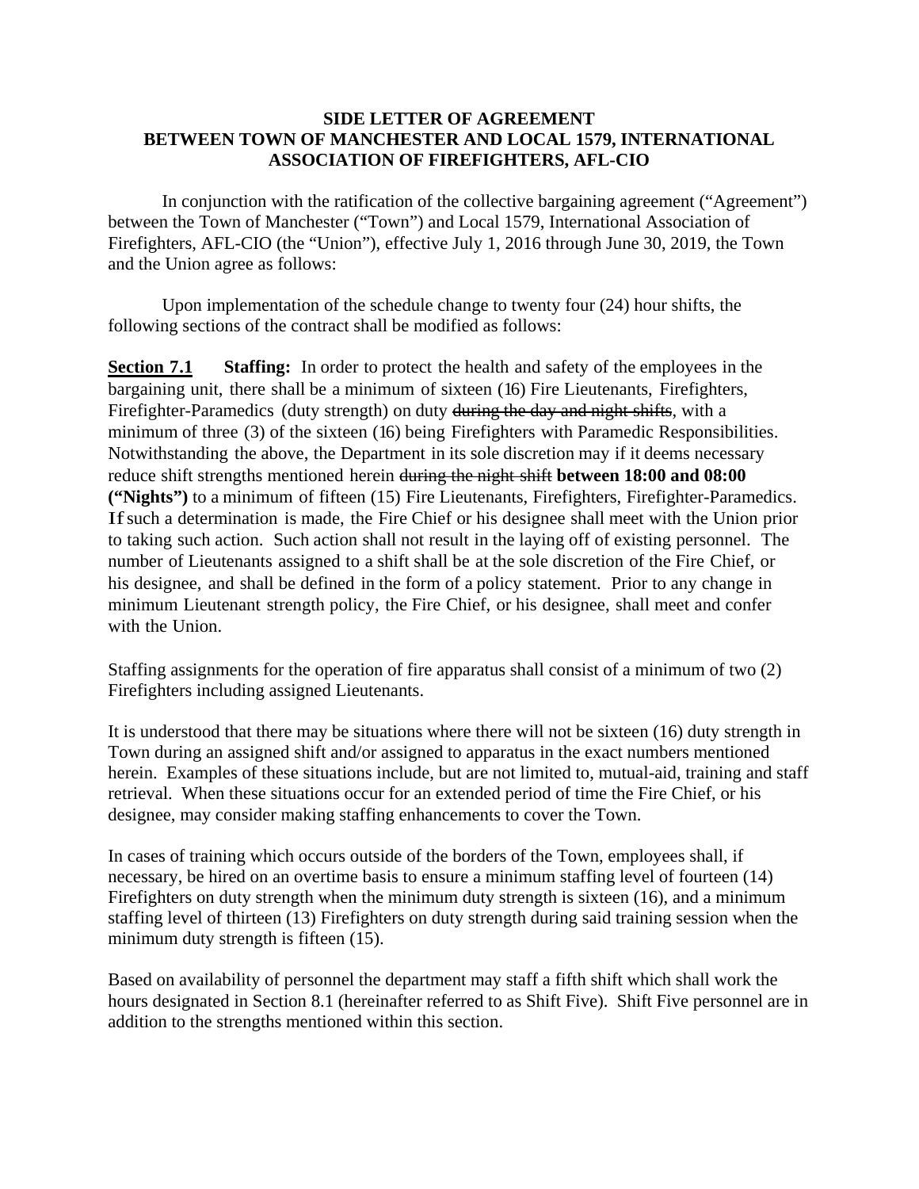**SIDE LETTER OF AGREEMENT**
**BETWEEN TOWN OF MANCHESTER AND LOCAL 1579, INTERNATIONAL ASSOCIATION OF FIREFIGHTERS, AFL-CIO**

In conjunction with the ratification of the collective bargaining agreement ("Agreement") between the Town of Manchester ("Town") and Local 1579, International Association of Firefighters, AFL-CIO (the "Union"), effective July 1, 2016 through June 30, 2019, the Town and the Union agree as follows:

Upon implementation of the schedule change to twenty four (24) hour shifts, the following sections of the contract shall be modified as follows:

**Section 7.1** **Staffing:** In order to protect the health and safety of the employees in the bargaining unit, there shall be a minimum of sixteen (16) Fire Lieutenants, Firefighters, Firefighter-Paramedics (duty strength) on duty ~~during the day and night shifts~~, with a minimum of three (3) of the sixteen (16) being Firefighters with Paramedic Responsibilities. Notwithstanding the above, the Department in its sole discretion may if it deems necessary reduce shift strengths mentioned herein ~~during the night shift~~ **between 18:00 and 08:00 ("Nights")** to a minimum of fifteen (15) Fire Lieutenants, Firefighters, Firefighter-Paramedics. If such a determination is made, the Fire Chief or his designee shall meet with the Union prior to taking such action. Such action shall not result in the laying off of existing personnel. The number of Lieutenants assigned to a shift shall be at the sole discretion of the Fire Chief, or his designee, and shall be defined in the form of a policy statement. Prior to any change in minimum Lieutenant strength policy, the Fire Chief, or his designee, shall meet and confer with the Union.

Staffing assignments for the operation of fire apparatus shall consist of a minimum of two (2) Firefighters including assigned Lieutenants.

It is understood that there may be situations where there will not be sixteen (16) duty strength in Town during an assigned shift and/or assigned to apparatus in the exact numbers mentioned herein. Examples of these situations include, but are not limited to, mutual-aid, training and staff retrieval. When these situations occur for an extended period of time the Fire Chief, or his designee, may consider making staffing enhancements to cover the Town.

In cases of training which occurs outside of the borders of the Town, employees shall, if necessary, be hired on an overtime basis to ensure a minimum staffing level of fourteen (14) Firefighters on duty strength when the minimum duty strength is sixteen (16), and a minimum staffing level of thirteen (13) Firefighters on duty strength during said training session when the minimum duty strength is fifteen (15).

Based on availability of personnel the department may staff a fifth shift which shall work the hours designated in Section 8.1 (hereinafter referred to as Shift Five). Shift Five personnel are in addition to the strengths mentioned within this section.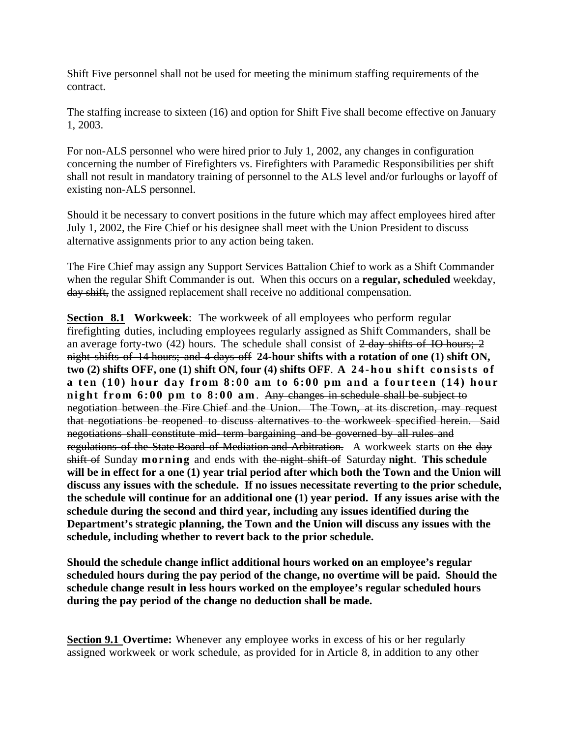Shift Five personnel shall not be used for meeting the minimum staffing requirements of the contract.

The staffing increase to sixteen (16) and option for Shift Five shall become effective on January 1, 2003.

For non-ALS personnel who were hired prior to July 1, 2002, any changes in configuration concerning the number of Firefighters vs. Firefighters with Paramedic Responsibilities per shift shall not result in mandatory training of personnel to the ALS level and/or furloughs or layoff of existing non-ALS personnel.

Should it be necessary to convert positions in the future which may affect employees hired after July 1, 2002, the Fire Chief or his designee shall meet with the Union President to discuss alternative assignments prior to any action being taken.

The Fire Chief may assign any Support Services Battalion Chief to work as a Shift Commander when the regular Shift Commander is out. When this occurs on a **regular, scheduled** weekday, ~~day shift,~~ the assigned replacement shall receive no additional compensation.

**Section 8.1 Workweek**: The workweek of all employees who perform regular firefighting duties, including employees regularly assigned as Shift Commanders, shall be an average forty-two (42) hours. The schedule shall consist of ~~2 day shifts of IO hours; 2 night shifts of 14 hours; and 4 days off~~ **24-hour shifts with a rotation of one (1) shift ON, two (2) shifts OFF, one (1) shift ON, four (4) shifts OFF**. **A 24-hou shift consists of a ten (10) hour day from 8:00 am to 6:00 pm and a fourteen (14) hour night from 6:00 pm to 8:00 am**. ~~Any changes in schedule shall be subject to negotiation between the Fire Chief and the Union. The Town, at its discretion, may request that negotiations be reopened to discuss alternatives to the workweek specified herein. Said negotiations shall constitute mid- term bargaining and be governed by all rules and regulations of the State Board of Mediation and Arbitration.~~ A workweek starts on ~~the day shift of~~ Sunday **morning** and ends with ~~the night shift of~~ Saturday **night**. **This schedule will be in effect for a one (1) year trial period after which both the Town and the Union will discuss any issues with the schedule. If no issues necessitate reverting to the prior schedule, the schedule will continue for an additional one (1) year period. If any issues arise with the schedule during the second and third year, including any issues identified during the Department's strategic planning, the Town and the Union will discuss any issues with the schedule, including whether to revert back to the prior schedule.**

**Should the schedule change inflict additional hours worked on an employee's regular scheduled hours during the pay period of the change, no overtime will be paid. Should the schedule change result in less hours worked on the employee's regular scheduled hours during the pay period of the change no deduction shall be made.**

**Section 9.1 Overtime:** Whenever any employee works in excess of his or her regularly assigned workweek or work schedule, as provided for in Article 8, in addition to any other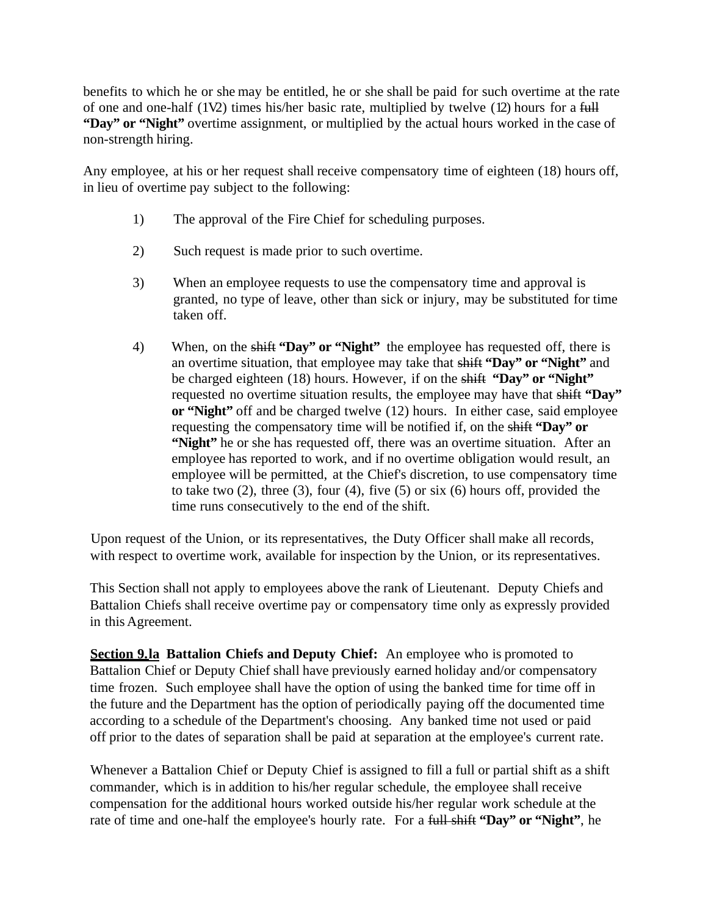benefits to which he or she may be entitled, he or she shall be paid for such overtime at the rate of one and one-half (1½) times his/her basic rate, multiplied by twelve (12) hours for a ~~full~~ **"Day" or "Night"** overtime assignment, or multiplied by the actual hours worked in the case of non-strength hiring.

Any employee, at his or her request shall receive compensatory time of eighteen (18) hours off, in lieu of overtime pay subject to the following:

1) The approval of the Fire Chief for scheduling purposes.

2) Such request is made prior to such overtime.

3) When an employee requests to use the compensatory time and approval is granted, no type of leave, other than sick or injury, may be substituted for time taken off.

4) When, on the ~~shift~~ **"Day" or "Night"** the employee has requested off, there is an overtime situation, that employee may take that ~~shift~~ **"Day" or "Night"** and be charged eighteen (18) hours. However, if on the ~~shift~~ **"Day" or "Night"** requested no overtime situation results, the employee may have that ~~shift~~ **"Day" or "Night"** off and be charged twelve (12) hours. In either case, said employee requesting the compensatory time will be notified if, on the ~~shift~~ **"Day" or "Night"** he or she has requested off, there was an overtime situation. After an employee has reported to work, and if no overtime obligation would result, an employee will be permitted, at the Chief's discretion, to use compensatory time to take two (2), three (3), four (4), five (5) or six (6) hours off, provided the time runs consecutively to the end of the shift.

Upon request of the Union, or its representatives, the Duty Officer shall make all records, with respect to overtime work, available for inspection by the Union, or its representatives.

This Section shall not apply to employees above the rank of Lieutenant. Deputy Chiefs and Battalion Chiefs shall receive overtime pay or compensatory time only as expressly provided in this Agreement.

**Section 9.la Battalion Chiefs and Deputy Chief:** An employee who is promoted to Battalion Chief or Deputy Chief shall have previously earned holiday and/or compensatory time frozen. Such employee shall have the option of using the banked time for time off in the future and the Department has the option of periodically paying off the documented time according to a schedule of the Department's choosing. Any banked time not used or paid off prior to the dates of separation shall be paid at separation at the employee's current rate.

Whenever a Battalion Chief or Deputy Chief is assigned to fill a full or partial shift as a shift commander, which is in addition to his/her regular schedule, the employee shall receive compensation for the additional hours worked outside his/her regular work schedule at the rate of time and one-half the employee's hourly rate. For a ~~full shift~~ **"Day" or "Night"**, he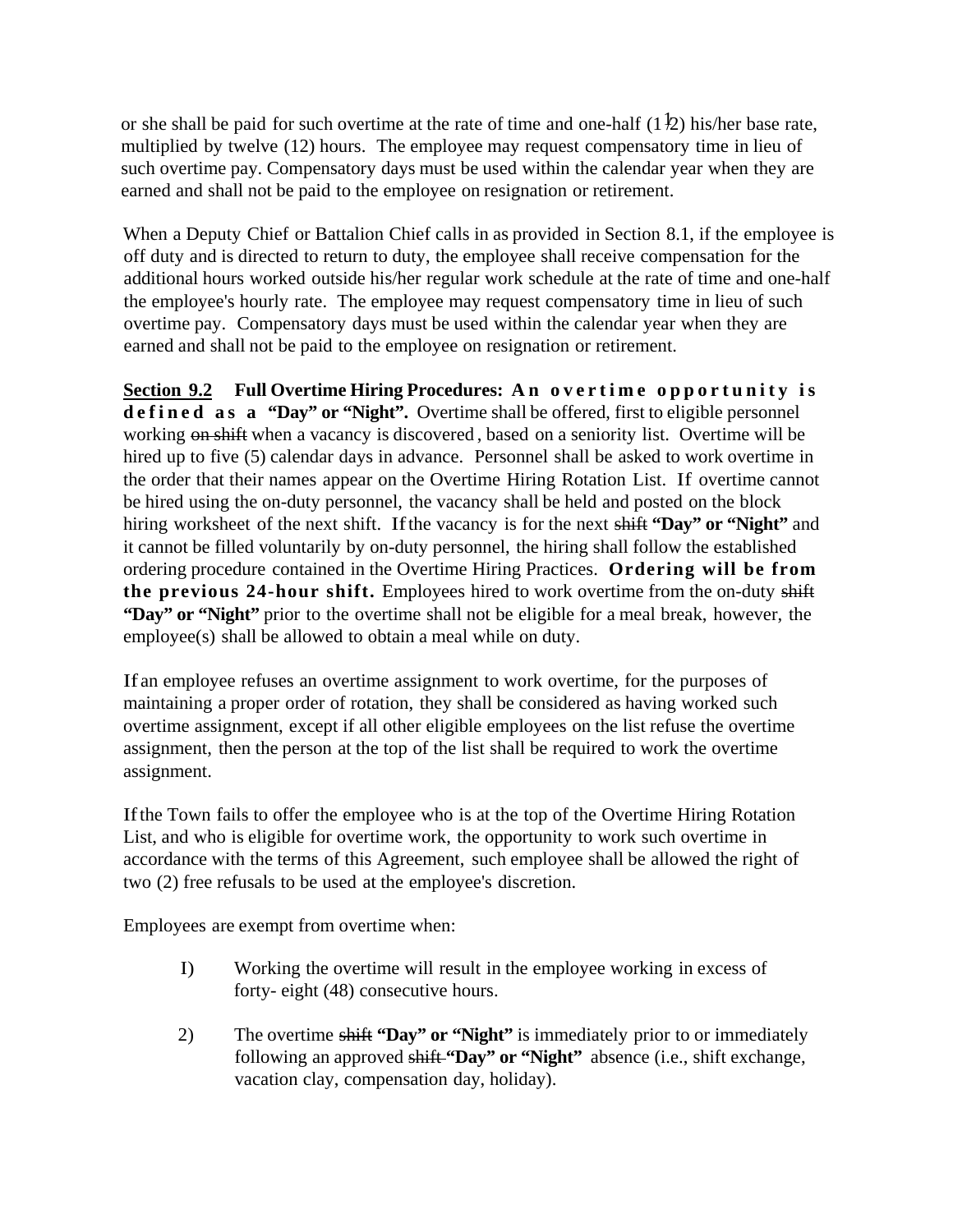or she shall be paid for such overtime at the rate of time and one-half (1½) his/her base rate, multiplied by twelve (12) hours. The employee may request compensatory time in lieu of such overtime pay. Compensatory days must be used within the calendar year when they are earned and shall not be paid to the employee on resignation or retirement.

When a Deputy Chief or Battalion Chief calls in as provided in Section 8.1, if the employee is off duty and is directed to return to duty, the employee shall receive compensation for the additional hours worked outside his/her regular work schedule at the rate of time and one-half the employee's hourly rate. The employee may request compensatory time in lieu of such overtime pay. Compensatory days must be used within the calendar year when they are earned and shall not be paid to the employee on resignation or retirement.

**Section 9.2 Full Overtime Hiring Procedures: An overtime opportunity is defined as a "Day" or "Night".** Overtime shall be offered, first to eligible personnel working ~~on shift~~ when a vacancy is discovered, based on a seniority list. Overtime will be hired up to five (5) calendar days in advance. Personnel shall be asked to work overtime in the order that their names appear on the Overtime Hiring Rotation List. If overtime cannot be hired using the on-duty personnel, the vacancy shall be held and posted on the block hiring worksheet of the next shift. If the vacancy is for the next ~~shift~~ **"Day" or "Night"** and it cannot be filled voluntarily by on-duty personnel, the hiring shall follow the established ordering procedure contained in the Overtime Hiring Practices. **Ordering will be from the previous 24-hour shift.** Employees hired to work overtime from the on-duty ~~shift~~ **"Day" or "Night"** prior to the overtime shall not be eligible for a meal break, however, the employee(s) shall be allowed to obtain a meal while on duty.

If an employee refuses an overtime assignment to work overtime, for the purposes of maintaining a proper order of rotation, they shall be considered as having worked such overtime assignment, except if all other eligible employees on the list refuse the overtime assignment, then the person at the top of the list shall be required to work the overtime assignment.

If the Town fails to offer the employee who is at the top of the Overtime Hiring Rotation List, and who is eligible for overtime work, the opportunity to work such overtime in accordance with the terms of this Agreement, such employee shall be allowed the right of two (2) free refusals to be used at the employee's discretion.

Employees are exempt from overtime when:

1) Working the overtime will result in the employee working in excess of forty- eight (48) consecutive hours.

2) The overtime ~~shift~~ **"Day" or "Night"** is immediately prior to or immediately following an approved ~~shift~~ **"Day" or "Night"** absence (i.e., shift exchange, vacation clay, compensation day, holiday).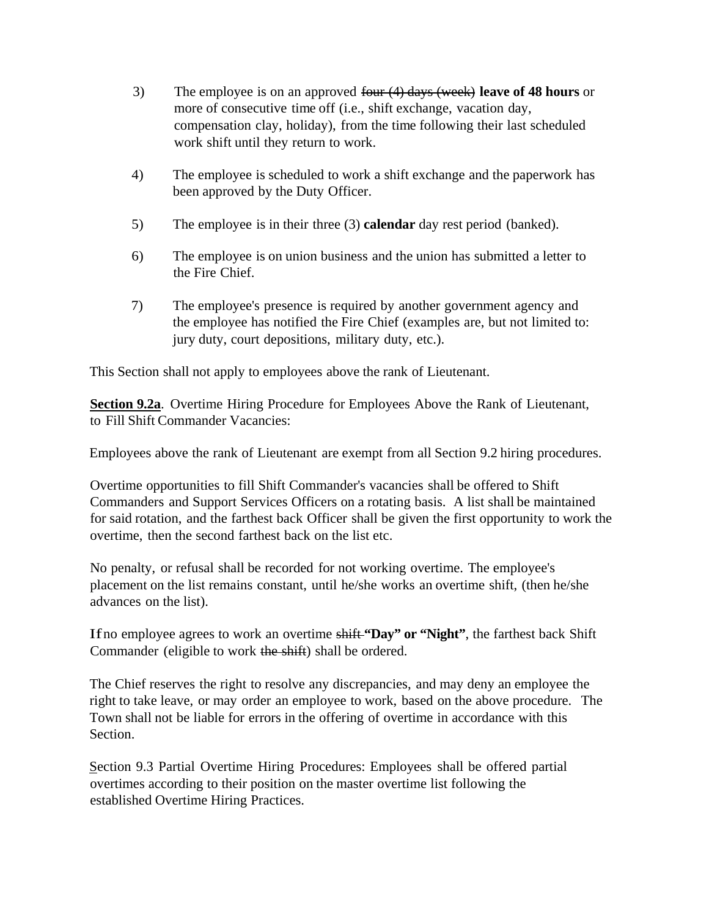3) The employee is on an approved ~~four (4) days (week)~~ **leave of 48 hours** or more of consecutive time off (i.e., shift exchange, vacation day, compensation clay, holiday), from the time following their last scheduled work shift until they return to work.

4) The employee is scheduled to work a shift exchange and the paperwork has been approved by the Duty Officer.

5) The employee is in their three (3) **calendar** day rest period (banked).

6) The employee is on union business and the union has submitted a letter to the Fire Chief.

7) The employee's presence is required by another government agency and the employee has notified the Fire Chief (examples are, but not limited to: jury duty, court depositions, military duty, etc.).

This Section shall not apply to employees above the rank of Lieutenant.

**Section 9.2a**. Overtime Hiring Procedure for Employees Above the Rank of Lieutenant, to Fill Shift Commander Vacancies:

Employees above the rank of Lieutenant are exempt from all Section 9.2 hiring procedures.

Overtime opportunities to fill Shift Commander's vacancies shall be offered to Shift Commanders and Support Services Officers on a rotating basis. A list shall be maintained for said rotation, and the farthest back Officer shall be given the first opportunity to work the overtime, then the second farthest back on the list etc.

No penalty, or refusal shall be recorded for not working overtime. The employee's placement on the list remains constant, until he/she works an overtime shift, (then he/she advances on the list).

If no employee agrees to work an overtime ~~shift~~ **"Day" or "Night"**, the farthest back Shift Commander (eligible to work ~~the shift~~) shall be ordered.

The Chief reserves the right to resolve any discrepancies, and may deny an employee the right to take leave, or may order an employee to work, based on the above procedure. The Town shall not be liable for errors in the offering of overtime in accordance with this Section.

Section 9.3 Partial Overtime Hiring Procedures: Employees shall be offered partial overtimes according to their position on the master overtime list following the established Overtime Hiring Practices.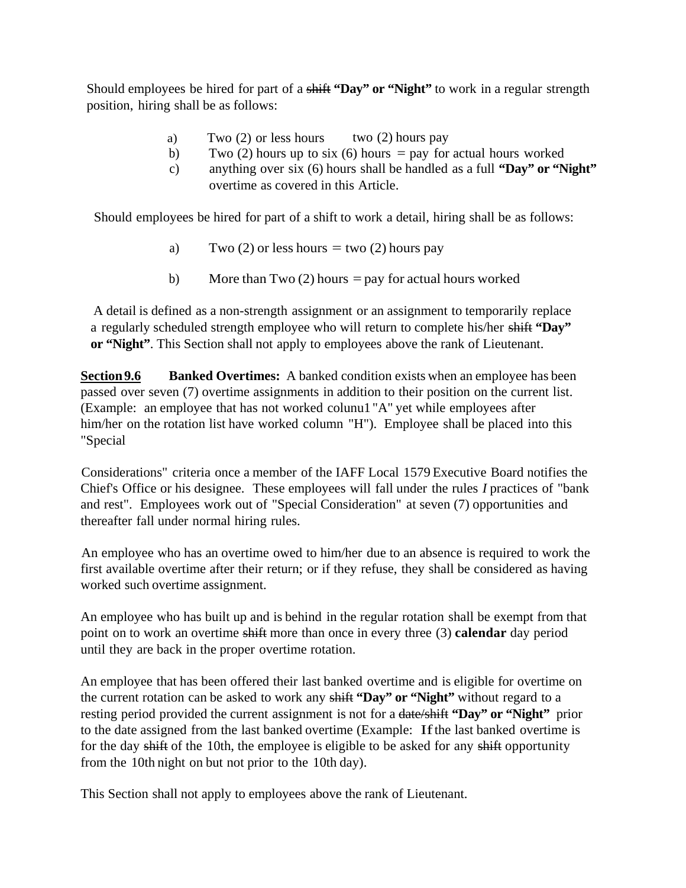Should employees be hired for part of a ~~shift~~ **"Day" or "Night"** to work in a regular strength position, hiring shall be as follows:

a) Two (2) or less hours two (2) hours pay
b) Two (2) hours up to six (6) hours = pay for actual hours worked
c) anything over six (6) hours shall be handled as a full **"Day" or "Night"** overtime as covered in this Article.

Should employees be hired for part of a shift to work a detail, hiring shall be as follows:

a) Two (2) or less hours = two (2) hours pay

b) More than Two (2) hours = pay for actual hours worked

A detail is defined as a non-strength assignment or an assignment to temporarily replace a regularly scheduled strength employee who will return to complete his/her ~~shift~~ **"Day" or "Night"**. This Section shall not apply to employees above the rank of Lieutenant.

**Section 9.6** **Banked Overtimes:** A banked condition exists when an employee has been passed over seven (7) overtime assignments in addition to their position on the current list. (Example: an employee that has not worked colunu1 "A" yet while employees after him/her on the rotation list have worked column "H"). Employee shall be placed into this "Special

Considerations" criteria once a member of the IAFF Local 1579 Executive Board notifies the Chief's Office or his designee. These employees will fall under the rules *I* practices of "bank and rest". Employees work out of "Special Consideration" at seven (7) opportunities and thereafter fall under normal hiring rules.

An employee who has an overtime owed to him/her due to an absence is required to work the first available overtime after their return; or if they refuse, they shall be considered as having worked such overtime assignment.

An employee who has built up and is behind in the regular rotation shall be exempt from that point on to work an overtime ~~shift~~ more than once in every three (3) **calendar** day period until they are back in the proper overtime rotation.

An employee that has been offered their last banked overtime and is eligible for overtime on the current rotation can be asked to work any ~~shift~~ **"Day" or "Night"** without regard to a resting period provided the current assignment is not for a ~~date/shift~~ **"Day" or "Night"** prior to the date assigned from the last banked overtime (Example: If the last banked overtime is for the day ~~shift~~ of the 10th, the employee is eligible to be asked for any ~~shift~~ opportunity from the 10th night on but not prior to the 10th day).

This Section shall not apply to employees above the rank of Lieutenant.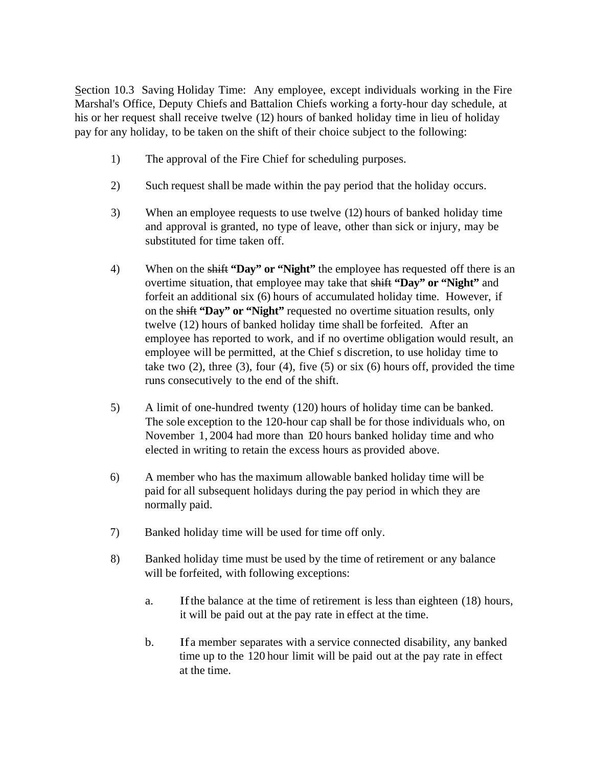Section 10.3 Saving Holiday Time: Any employee, except individuals working in the Fire Marshal's Office, Deputy Chiefs and Battalion Chiefs working a forty-hour day schedule, at his or her request shall receive twelve (12) hours of banked holiday time in lieu of holiday pay for any holiday, to be taken on the shift of their choice subject to the following:

1) The approval of the Fire Chief for scheduling purposes.

2) Such request shall be made within the pay period that the holiday occurs.

3) When an employee requests to use twelve (12) hours of banked holiday time and approval is granted, no type of leave, other than sick or injury, may be substituted for time taken off.

4) When on the ~~shift~~ **"Day" or "Night"** the employee has requested off there is an overtime situation, that employee may take that ~~shift~~ **"Day" or "Night"** and forfeit an additional six (6) hours of accumulated holiday time. However, if on the ~~shift~~ **"Day" or "Night"** requested no overtime situation results, only twelve (12) hours of banked holiday time shall be forfeited. After an employee has reported to work, and if no overtime obligation would result, an employee will be permitted, at the Chief s discretion, to use holiday time to take two (2), three (3), four (4), five (5) or six (6) hours off, provided the time runs consecutively to the end of the shift.

5) A limit of one-hundred twenty (120) hours of holiday time can be banked. The sole exception to the 120-hour cap shall be for those individuals who, on November 1, 2004 had more than 120 hours banked holiday time and who elected in writing to retain the excess hours as provided above.

6) A member who has the maximum allowable banked holiday time will be paid for all subsequent holidays during the pay period in which they are normally paid.

7) Banked holiday time will be used for time off only.

8) Banked holiday time must be used by the time of retirement or any balance will be forfeited, with following exceptions:

   a. If the balance at the time of retirement is less than eighteen (18) hours, it will be paid out at the pay rate in effect at the time.

   b. If a member separates with a service connected disability, any banked time up to the 120 hour limit will be paid out at the pay rate in effect at the time.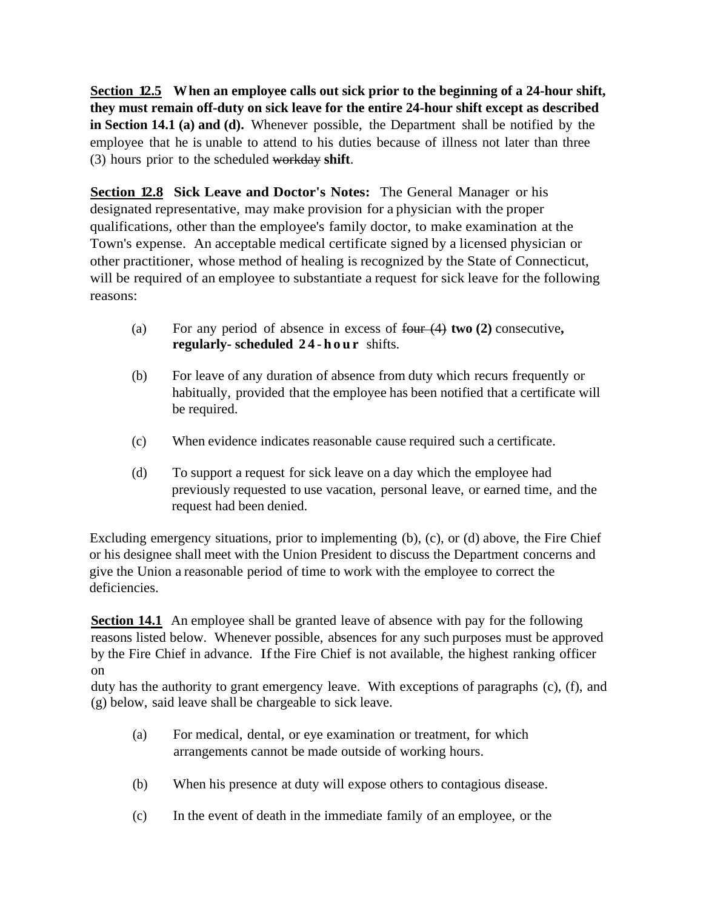**Section 12.5** **When an employee calls out sick prior to the beginning of a 24-hour shift, they must remain off-duty on sick leave for the entire 24-hour shift except as described in Section 14.1 (a) and (d).** Whenever possible, the Department shall be notified by the employee that he is unable to attend to his duties because of illness not later than three (3) hours prior to the scheduled ~~workday~~ **shift**.

**Section 12.8** **Sick Leave and Doctor's Notes:** The General Manager or his designated representative, may make provision for a physician with the proper qualifications, other than the employee's family doctor, to make examination at the Town's expense. An acceptable medical certificate signed by a licensed physician or other practitioner, whose method of healing is recognized by the State of Connecticut, will be required of an employee to substantiate a request for sick leave for the following reasons:

(a) For any period of absence in excess of ~~four (4)~~ **two (2)** consecutive**, regularly- scheduled 24-hour** shifts.

(b) For leave of any duration of absence from duty which recurs frequently or habitually, provided that the employee has been notified that a certificate will be required.

(c) When evidence indicates reasonable cause required such a certificate.

(d) To support a request for sick leave on a day which the employee had previously requested to use vacation, personal leave, or earned time, and the request had been denied.

Excluding emergency situations, prior to implementing (b), (c), or (d) above, the Fire Chief or his designee shall meet with the Union President to discuss the Department concerns and give the Union a reasonable period of time to work with the employee to correct the deficiencies.

**Section 14.1** An employee shall be granted leave of absence with pay for the following reasons listed below. Whenever possible, absences for any such purposes must be approved by the Fire Chief in advance. If the Fire Chief is not available, the highest ranking officer on duty has the authority to grant emergency leave. With exceptions of paragraphs (c), (f), and (g) below, said leave shall be chargeable to sick leave.

(a) For medical, dental, or eye examination or treatment, for which arrangements cannot be made outside of working hours.

(b) When his presence at duty will expose others to contagious disease.

(c) In the event of death in the immediate family of an employee, or the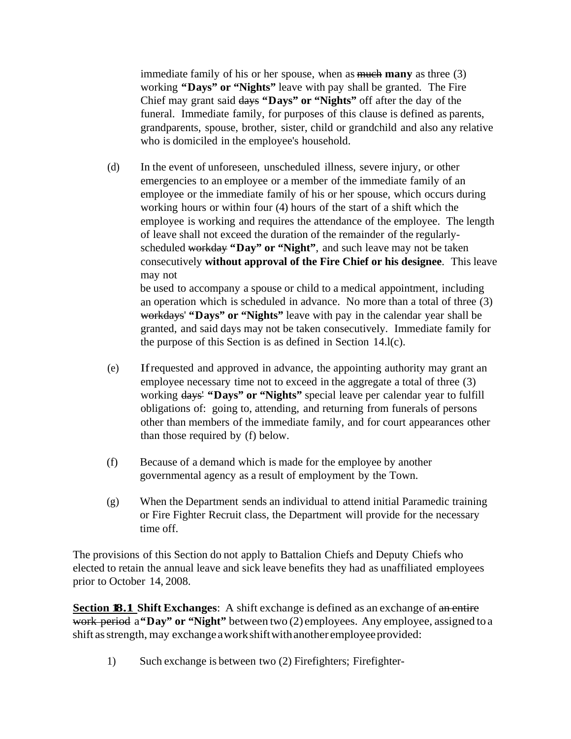immediate family of his or her spouse, when as ~~much~~ **many** as three (3) working **"Days" or "Nights"** leave with pay shall be granted. The Fire Chief may grant said ~~days~~ **"Days" or "Nights"** off after the day of the funeral. Immediate family, for purposes of this clause is defined as parents, grandparents, spouse, brother, sister, child or grandchild and also any relative who is domiciled in the employee's household.

(d) In the event of unforeseen, unscheduled illness, severe injury, or other emergencies to an employee or a member of the immediate family of an employee or the immediate family of his or her spouse, which occurs during working hours or within four (4) hours of the start of a shift which the employee is working and requires the attendance of the employee. The length of leave shall not exceed the duration of the remainder of the regularly-scheduled ~~workday~~ **"Day" or "Night"**, and such leave may not be taken consecutively **without approval of the Fire Chief or his designee**. This leave may not be used to accompany a spouse or child to a medical appointment, including an operation which is scheduled in advance. No more than a total of three (3) ~~workdays'~~ **"Days" or "Nights"** leave with pay in the calendar year shall be granted, and said days may not be taken consecutively. Immediate family for the purpose of this Section is as defined in Section 14.l(c).

(e) If requested and approved in advance, the appointing authority may grant an employee necessary time not to exceed in the aggregate a total of three (3) working ~~days'~~ **"Days" or "Nights"** special leave per calendar year to fulfill obligations of: going to, attending, and returning from funerals of persons other than members of the immediate family, and for court appearances other than those required by (f) below.

(f) Because of a demand which is made for the employee by another governmental agency as a result of employment by the Town.

(g) When the Department sends an individual to attend initial Paramedic training or Fire Fighter Recruit class, the Department will provide for the necessary time off.

The provisions of this Section do not apply to Battalion Chiefs and Deputy Chiefs who elected to retain the annual leave and sick leave benefits they had as unaffiliated employees prior to October 14, 2008.

**Section 18.1 Shift Exchanges**: A shift exchange is defined as an exchange of ~~an entire work period~~ a **"Day" or "Night"** between two (2) employees. Any employee, assigned to a shift as strength, may exchange a work shift with another employee provided:

1) Such exchange is between two (2) Firefighters; Firefighter-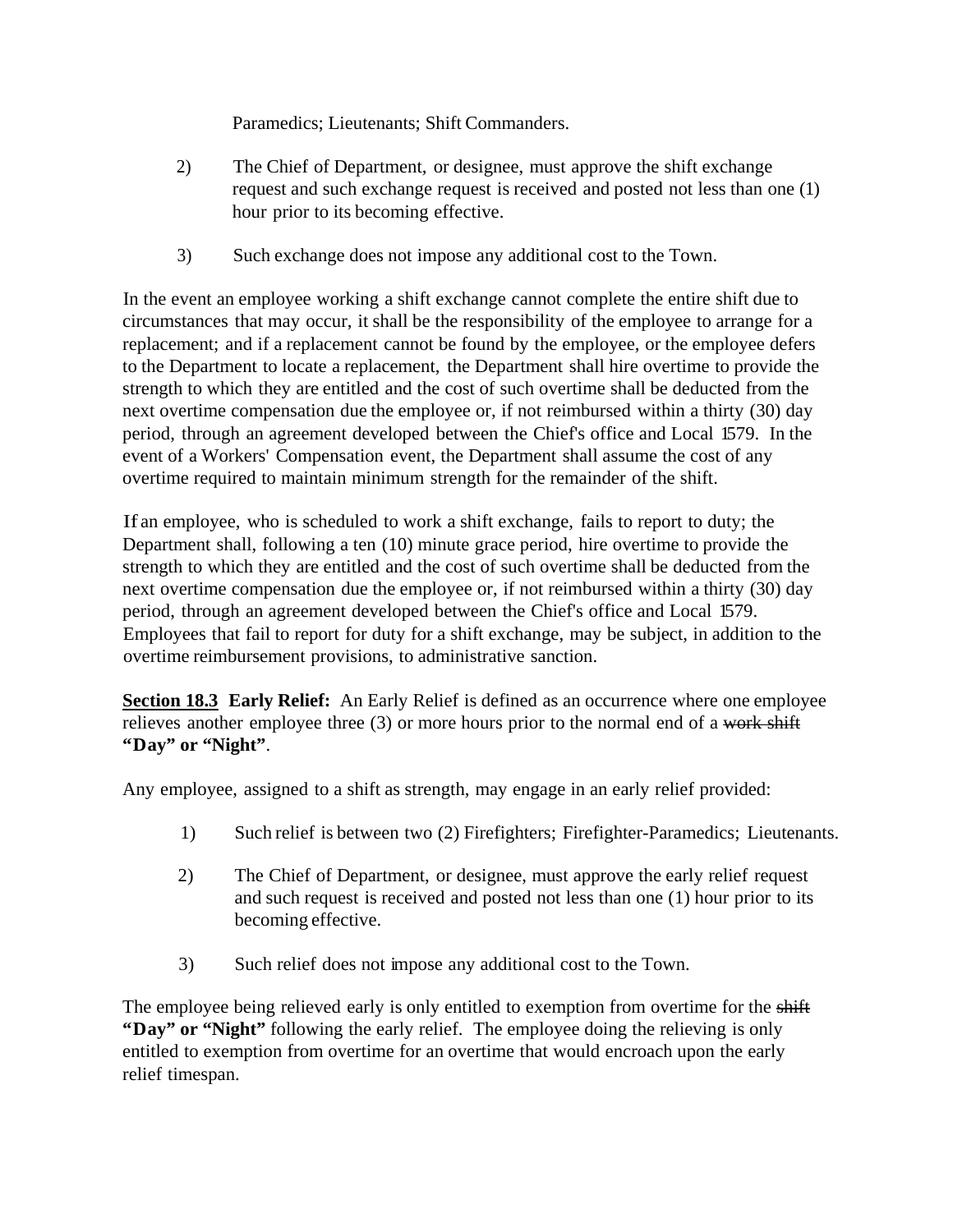Paramedics; Lieutenants; Shift Commanders.

2) The Chief of Department, or designee, must approve the shift exchange request and such exchange request is received and posted not less than one (1) hour prior to its becoming effective.

3) Such exchange does not impose any additional cost to the Town.

In the event an employee working a shift exchange cannot complete the entire shift due to circumstances that may occur, it shall be the responsibility of the employee to arrange for a replacement; and if a replacement cannot be found by the employee, or the employee defers to the Department to locate a replacement, the Department shall hire overtime to provide the strength to which they are entitled and the cost of such overtime shall be deducted from the next overtime compensation due the employee or, if not reimbursed within a thirty (30) day period, through an agreement developed between the Chief's office and Local 1579. In the event of a Workers' Compensation event, the Department shall assume the cost of any overtime required to maintain minimum strength for the remainder of the shift.

If an employee, who is scheduled to work a shift exchange, fails to report to duty; the Department shall, following a ten (10) minute grace period, hire overtime to provide the strength to which they are entitled and the cost of such overtime shall be deducted from the next overtime compensation due the employee or, if not reimbursed within a thirty (30) day period, through an agreement developed between the Chief's office and Local 1579. Employees that fail to report for duty for a shift exchange, may be subject, in addition to the overtime reimbursement provisions, to administrative sanction.

**Section 18.3 Early Relief:** An Early Relief is defined as an occurrence where one employee relieves another employee three (3) or more hours prior to the normal end of a ~~work shift~~ **"Day" or "Night"**.

Any employee, assigned to a shift as strength, may engage in an early relief provided:

1) Such relief is between two (2) Firefighters; Firefighter-Paramedics; Lieutenants.

2) The Chief of Department, or designee, must approve the early relief request and such request is received and posted not less than one (1) hour prior to its becoming effective.

3) Such relief does not impose any additional cost to the Town.

The employee being relieved early is only entitled to exemption from overtime for the ~~shift~~ **"Day" or "Night"** following the early relief. The employee doing the relieving is only entitled to exemption from overtime for an overtime that would encroach upon the early relief timespan.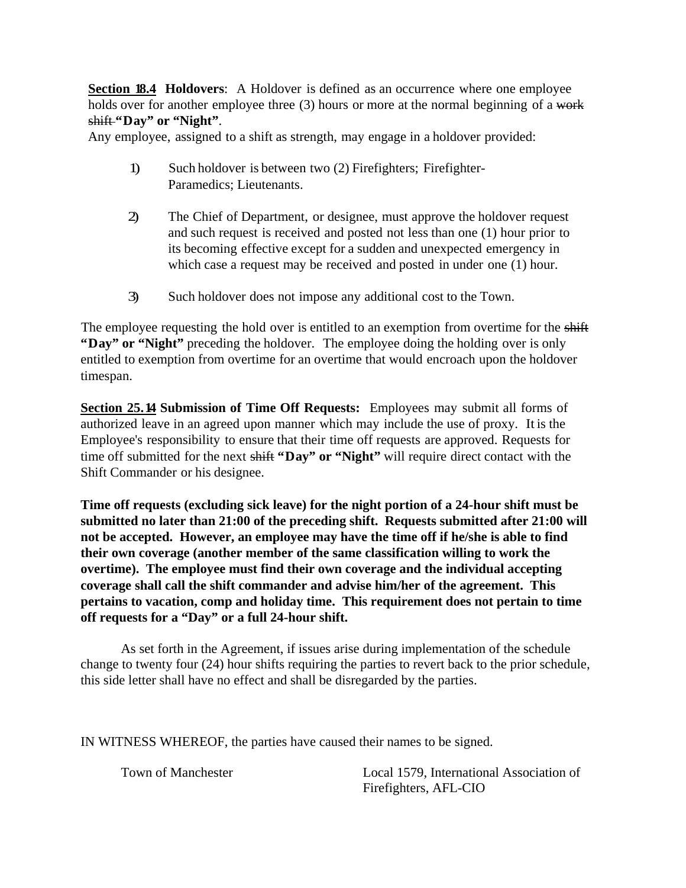**Section 18.4 Holdovers**: A Holdover is defined as an occurrence where one employee holds over for another employee three (3) hours or more at the normal beginning of a ~~work shift~~ **"Day" or "Night"**.

Any employee, assigned to a shift as strength, may engage in a holdover provided:

1) Such holdover is between two (2) Firefighters; Firefighter-Paramedics; Lieutenants.

2) The Chief of Department, or designee, must approve the holdover request and such request is received and posted not less than one (1) hour prior to its becoming effective except for a sudden and unexpected emergency in which case a request may be received and posted in under one (1) hour.

3) Such holdover does not impose any additional cost to the Town.

The employee requesting the hold over is entitled to an exemption from overtime for the ~~shift~~ **"Day" or "Night"** preceding the holdover. The employee doing the holding over is only entitled to exemption from overtime for an overtime that would encroach upon the holdover timespan.

**Section 25.14 Submission of Time Off Requests:** Employees may submit all forms of authorized leave in an agreed upon manner which may include the use of proxy. It is the Employee's responsibility to ensure that their time off requests are approved. Requests for time off submitted for the next ~~shift~~ **"Day" or "Night"** will require direct contact with the Shift Commander or his designee.

**Time off requests (excluding sick leave) for the night portion of a 24-hour shift must be submitted no later than 21:00 of the preceding shift. Requests submitted after 21:00 will not be accepted. However, an employee may have the time off if he/she is able to find their own coverage (another member of the same classification willing to work the overtime). The employee must find their own coverage and the individual accepting coverage shall call the shift commander and advise him/her of the agreement. This pertains to vacation, comp and holiday time. This requirement does not pertain to time off requests for a "Day" or a full 24-hour shift.**

As set forth in the Agreement, if issues arise during implementation of the schedule change to twenty four (24) hour shifts requiring the parties to revert back to the prior schedule, this side letter shall have no effect and shall be disregarded by the parties.

IN WITNESS WHEREOF, the parties have caused their names to be signed.

Town of Manchester

Local 1579, International Association of Firefighters, AFL-CIO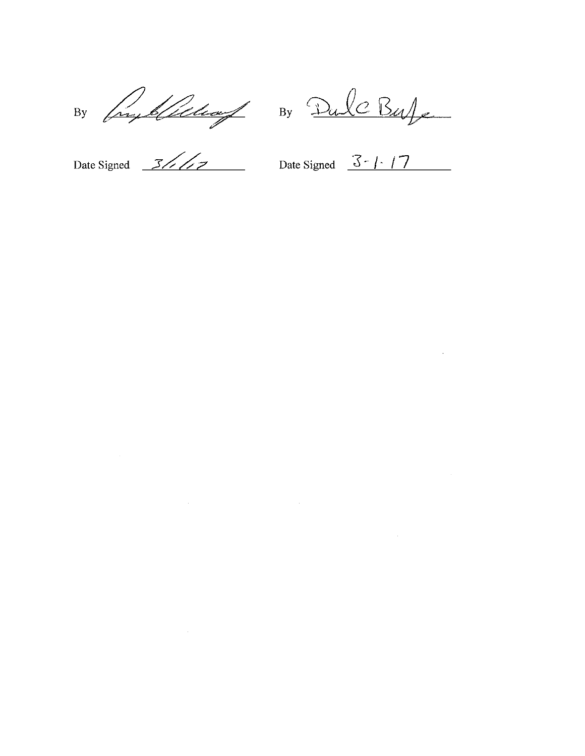By ____________________ By ____________________

Date Signed 3/1/17 Date Signed 3-1-17